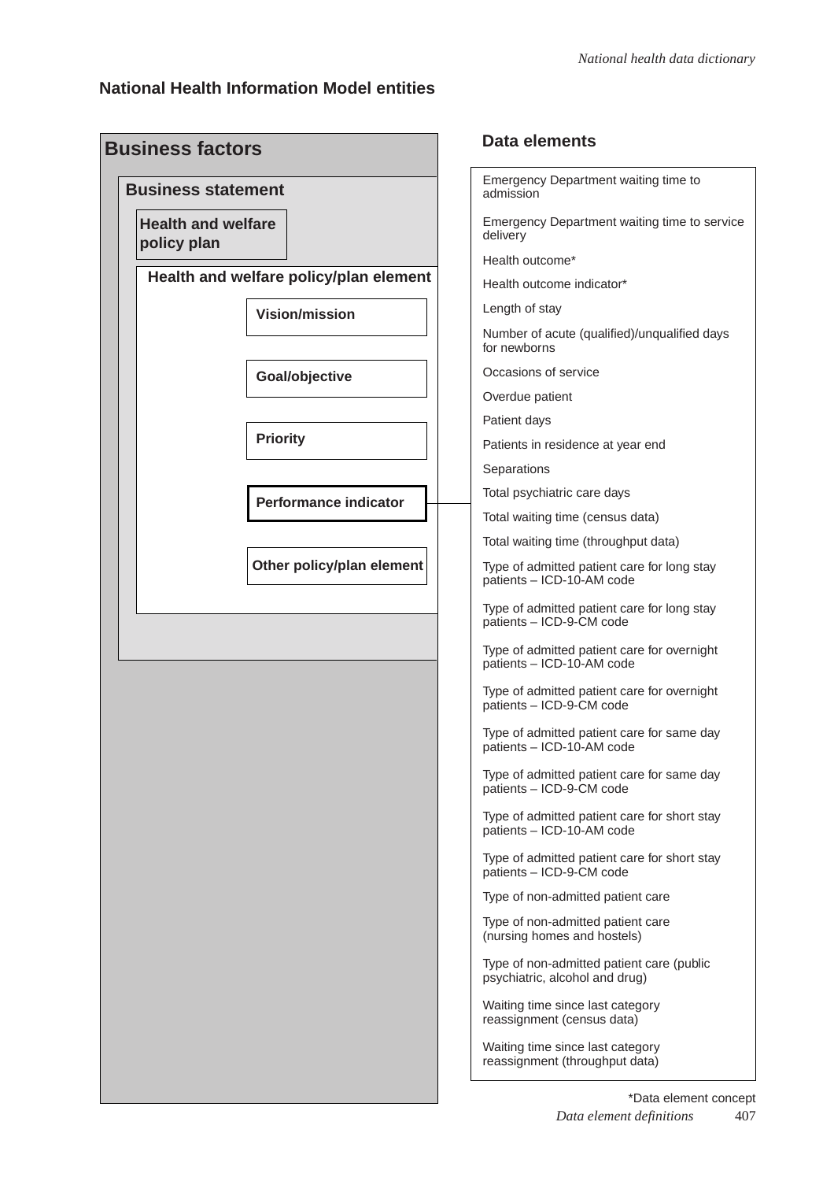## National Health Information Model entities

**Business factors**

**Business statement**

**Health and welfare policy plan**

**Health and welfare policy/plan element**

**Vision/mission**

**Goal/objective**

**Priority**

**Performance indicator**

**Other policy/plan element**

### Data elements

Emergency Department waiting time to admission

Emergency Department waiting time to service delivery

Health outcome*

Health outcome indicator*

Length of stay

Number of acute (qualified)/unqualified days for newborns

Occasions of service

Overdue patient

Patient days

Patients in residence at year end

Separations

Total psychiatric care days

Total waiting time (census data)

Total waiting time (throughput data)

Type of admitted patient care for long stay patients – ICD-10-AM code

Type of admitted patient care for long stay patients – ICD-9-CM code

Type of admitted patient care for overnight patients – ICD-10-AM code

Type of admitted patient care for overnight patients – ICD-9-CM code

Type of admitted patient care for same day patients – ICD-10-AM code

Type of admitted patient care for same day patients – ICD-9-CM code

Type of admitted patient care for short stay patients – ICD-10-AM code

Type of admitted patient care for short stay patients – ICD-9-CM code

Type of non-admitted patient care

Type of non-admitted patient care (nursing homes and hostels)

Type of non-admitted patient care (public psychiatric, alcohol and drug)

Waiting time since last category reassignment (census data)

Waiting time since last category reassignment (throughput data)

*Data element concept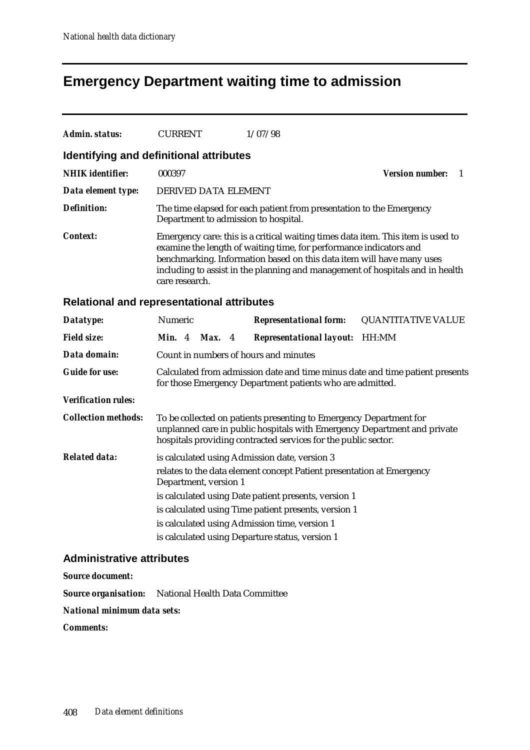# Emergency Department waiting time to admission

***Admin. status:*** CURRENT 1/07/98

## Identifying and definitional attributes

***NHIK identifier:*** 000397 ***Version number:*** 1

***Data element type:*** DERIVED DATA ELEMENT

***Definition:*** The time elapsed for each patient from presentation to the Emergency Department to admission to hospital.

***Context:*** Emergency care: this is a critical waiting times data item. This item is used to examine the length of waiting time, for performance indicators and benchmarking. Information based on this data item will have many uses including to assist in the planning and management of hospitals and in health care research.

## Relational and representational attributes

***Datatype:*** Numeric ***Representational form:*** QUANTITATIVE VALUE

***Field size:*** ***Min.*** 4 ***Max.*** 4 ***Representational layout:*** HH:MM

***Data domain:*** Count in numbers of hours and minutes

***Guide for use:*** Calculated from admission date and time minus date and time patient presents for those Emergency Department patients who are admitted.

***Verification rules:***

***Collection methods:*** To be collected on patients presenting to Emergency Department for unplanned care in public hospitals with Emergency Department and private hospitals providing contracted services for the public sector.

***Related data:*** is calculated using Admission date, version 3

relates to the data element concept Patient presentation at Emergency Department, version 1

is calculated using Date patient presents, version 1

is calculated using Time patient presents, version 1

is calculated using Admission time, version 1

is calculated using Departure status, version 1

## Administrative attributes

***Source document:***

***Source organisation:*** National Health Data Committee

***National minimum data sets:***

***Comments:***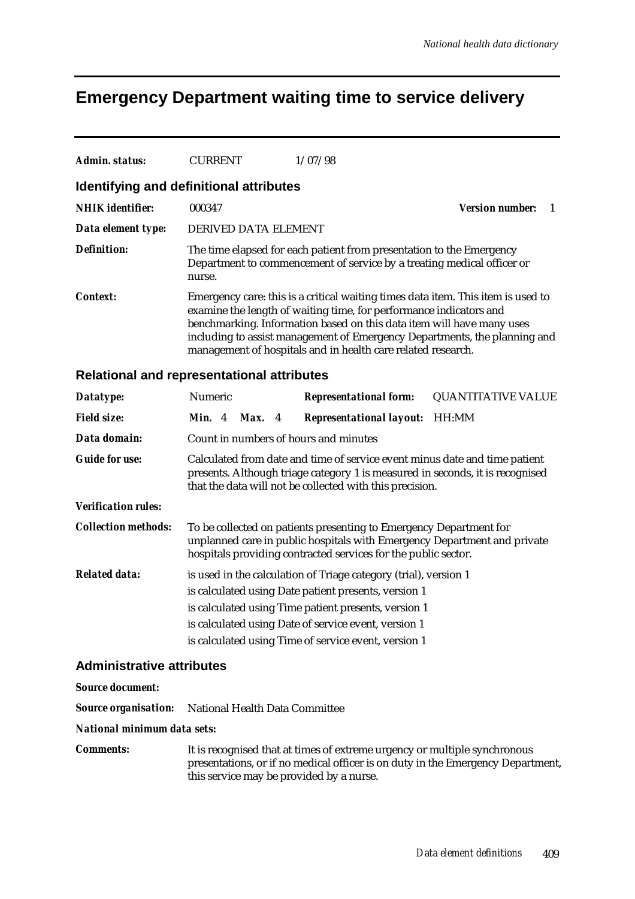# Emergency Department waiting time to service delivery

| | | |
|---|---|---|
| ***Admin. status:*** | CURRENT | 1/07/98 |

## Identifying and definitional attributes

| | |
|---|---|
| ***NHIK identifier:*** | 000347 &nbsp;&nbsp;&nbsp;&nbsp; ***Version number:*** 1 |
| ***Data element type:*** | DERIVED DATA ELEMENT |
| ***Definition:*** | The time elapsed for each patient from presentation to the Emergency Department to commencement of service by a treating medical officer or nurse. |
| ***Context:*** | Emergency care: this is a critical waiting times data item. This item is used to examine the length of waiting time, for performance indicators and benchmarking. Information based on this data item will have many uses including to assist management of Emergency Departments, the planning and management of hospitals and in health care related research. |

## Relational and representational attributes

| | | | |
|---|---|---|---|
| ***Datatype:*** | Numeric | ***Representational form:*** | QUANTITATIVE VALUE |
| ***Field size:*** | **Min.** 4 **Max.** 4 | ***Representational layout:*** | HH:MM |

***Data domain:*** Count in numbers of hours and minutes

***Guide for use:*** Calculated from date and time of service event minus date and time patient presents. Although triage category 1 is measured in seconds, it is recognised that the data will not be collected with this precision.

***Verification rules:***

***Collection methods:*** To be collected on patients presenting to Emergency Department for unplanned care in public hospitals with Emergency Department and private hospitals providing contracted services for the public sector.

***Related data:***

is used in the calculation of Triage category (trial), version 1

is calculated using Date patient presents, version 1

is calculated using Time patient presents, version 1

is calculated using Date of service event, version 1

is calculated using Time of service event, version 1

## Administrative attributes

***Source document:***

***Source organisation:*** National Health Data Committee

***National minimum data sets:***

***Comments:*** It is recognised that at times of extreme urgency or multiple synchronous presentations, or if no medical officer is on duty in the Emergency Department, this service may be provided by a nurse.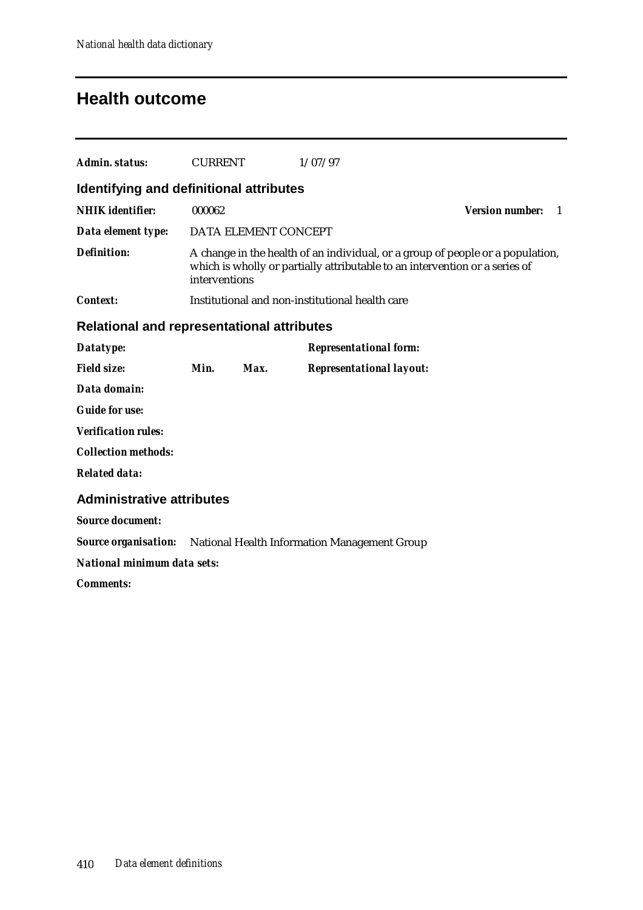# Health outcome

***Admin. status:*** CURRENT 1/07/97

## Identifying and definitional attributes

***NHIK identifier:*** 000062 ***Version number:*** 1

***Data element type:*** DATA ELEMENT CONCEPT

***Definition:*** A change in the health of an individual, or a group of people or a population, which is wholly or partially attributable to an intervention or a series of interventions

***Context:*** Institutional and non-institutional health care

## Relational and representational attributes

***Datatype:*** ***Representational form:***

***Field size:*** ***Min.*** ***Max.*** ***Representational layout:***

***Data domain:***

***Guide for use:***

***Verification rules:***

***Collection methods:***

***Related data:***

## Administrative attributes

***Source document:***

***Source organisation:*** National Health Information Management Group

***National minimum data sets:***

***Comments:***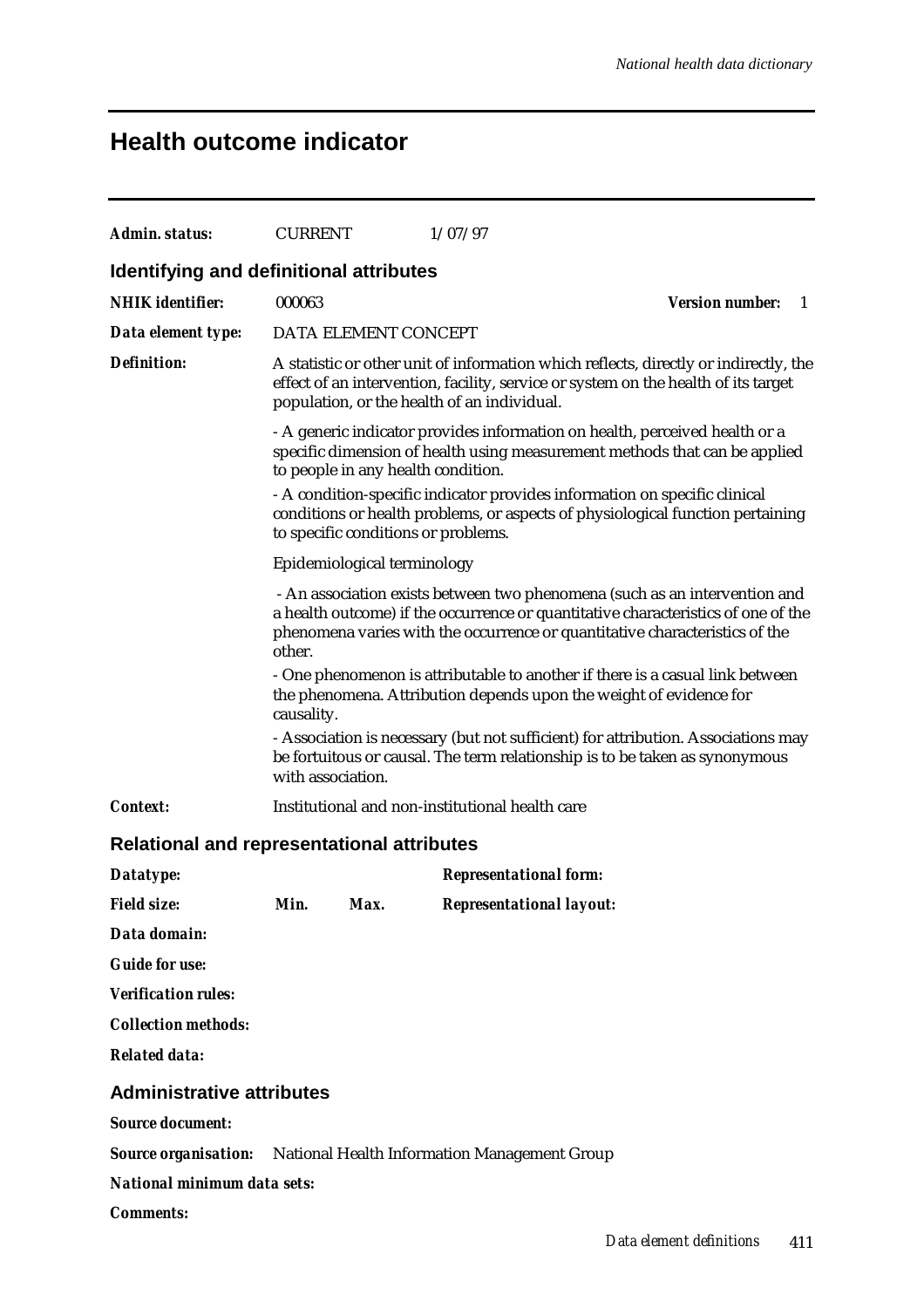# Health outcome indicator

***Admin. status:*** CURRENT 1/07/97

## Identifying and definitional attributes

***NHIK identifier:*** 000063 ***Version number:*** 1

***Data element type:*** DATA ELEMENT CONCEPT

***Definition:*** A statistic or other unit of information which reflects, directly or indirectly, the effect of an intervention, facility, service or system on the health of its target population, or the health of an individual.

- A generic indicator provides information on health, perceived health or a specific dimension of health using measurement methods that can be applied to people in any health condition.
- A condition-specific indicator provides information on specific clinical conditions or health problems, or aspects of physiological function pertaining to specific conditions or problems.

Epidemiological terminology

- An association exists between two phenomena (such as an intervention and a health outcome) if the occurrence or quantitative characteristics of one of the phenomena varies with the occurrence or quantitative characteristics of the other.
- One phenomenon is attributable to another if there is a casual link between the phenomena. Attribution depends upon the weight of evidence for causality.
- Association is necessary (but not sufficient) for attribution. Associations may be fortuitous or causal. The term relationship is to be taken as synonymous with association.

***Context:*** Institutional and non-institutional health care

## Relational and representational attributes

***Datatype:*** ***Representational form:***

***Field size:*** ***Min.*** ***Max.*** ***Representational layout:***

***Data domain:***

***Guide for use:***

***Verification rules:***

***Collection methods:***

***Related data:***

## Administrative attributes

***Source document:***

***Source organisation:*** National Health Information Management Group

***National minimum data sets:***

***Comments:***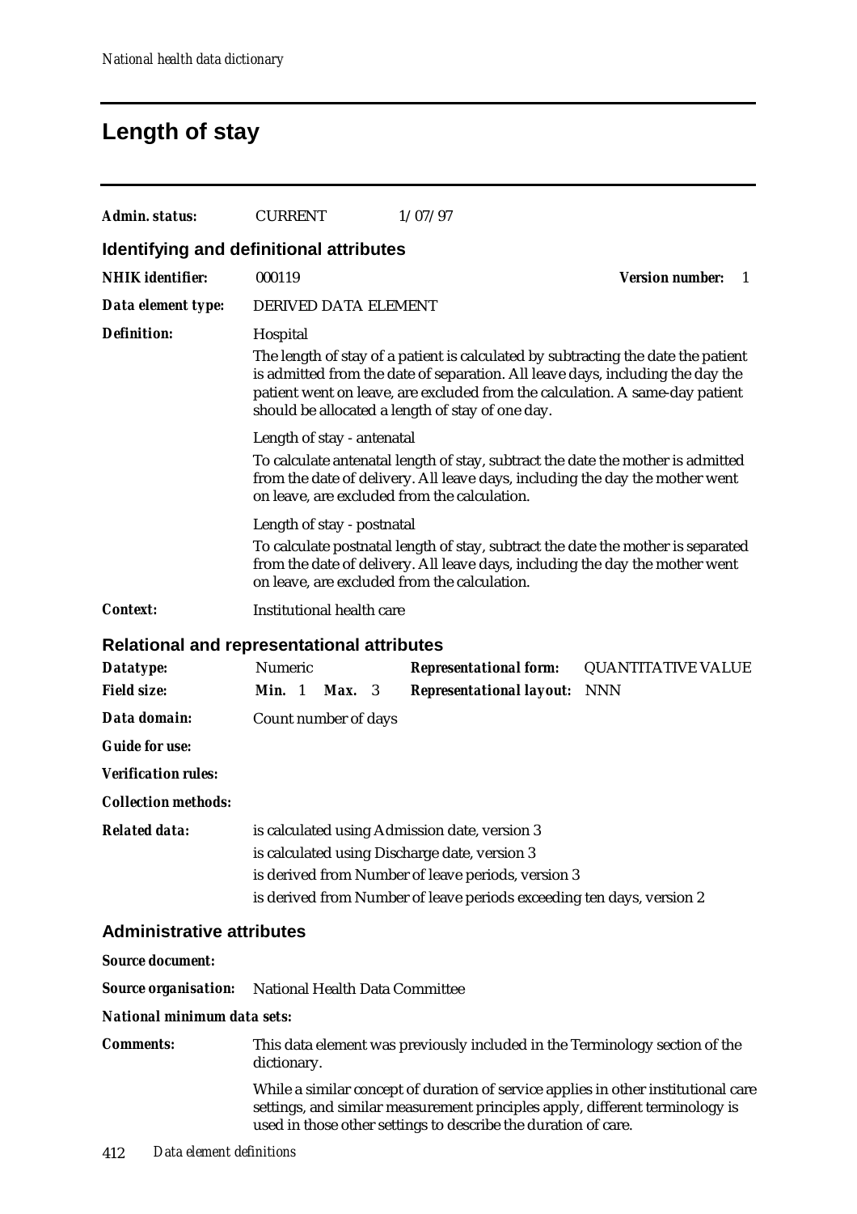# Length of stay

| | | |
|---|---|---|
| ***Admin. status:*** | CURRENT | 1/07/97 |

## Identifying and definitional attributes

***NHIK identifier:*** 000119 ***Version number:*** 1

***Data element type:*** DERIVED DATA ELEMENT

***Definition:***

Hospital

The length of stay of a patient is calculated by subtracting the date the patient is admitted from the date of separation. All leave days, including the day the patient went on leave, are excluded from the calculation. A same-day patient should be allocated a length of stay of one day.

Length of stay - antenatal

To calculate antenatal length of stay, subtract the date the mother is admitted from the date of delivery. All leave days, including the day the mother went on leave, are excluded from the calculation.

Length of stay - postnatal

To calculate postnatal length of stay, subtract the date the mother is separated from the date of delivery. All leave days, including the day the mother went on leave, are excluded from the calculation.

***Context:*** Institutional health care

## Relational and representational attributes

***Datatype:*** Numeric ***Representational form:*** QUANTITATIVE VALUE

***Field size:*** ***Min.*** 1 ***Max.*** 3 ***Representational layout:*** NNN

***Data domain:*** Count number of days

***Guide for use:***

***Verification rules:***

***Collection methods:***

***Related data:***

is calculated using Admission date, version 3

is calculated using Discharge date, version 3

is derived from Number of leave periods, version 3

is derived from Number of leave periods exceeding ten days, version 2

## Administrative attributes

***Source document:***

***Source organisation:*** National Health Data Committee

***National minimum data sets:***

***Comments:***

This data element was previously included in the Terminology section of the dictionary.

While a similar concept of duration of service applies in other institutional care settings, and similar measurement principles apply, different terminology is used in those other settings to describe the duration of care.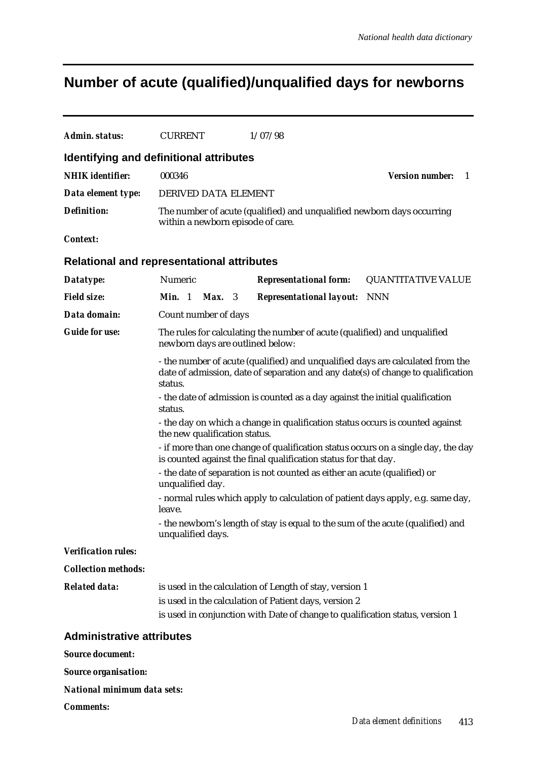# Number of acute (qualified)/unqualified days for newborns

***Admin. status:*** CURRENT 1/07/98

## Identifying and definitional attributes

***NHIK identifier:*** 000346 ***Version number:*** 1

***Data element type:*** DERIVED DATA ELEMENT

***Definition:*** The number of acute (qualified) and unqualified newborn days occurring within a newborn episode of care.

***Context:***

## Relational and representational attributes

***Datatype:*** Numeric ***Representational form:*** QUANTITATIVE VALUE

***Field size:*** ***Min.*** 1 ***Max.*** 3 ***Representational layout:*** NNN

***Data domain:*** Count number of days

***Guide for use:*** The rules for calculating the number of acute (qualified) and unqualified newborn days are outlined below:

- the number of acute (qualified) and unqualified days are calculated from the date of admission, date of separation and any date(s) of change to qualification status.
- the date of admission is counted as a day against the initial qualification status.
- the day on which a change in qualification status occurs is counted against the new qualification status.
- if more than one change of qualification status occurs on a single day, the day is counted against the final qualification status for that day.
- the date of separation is not counted as either an acute (qualified) or unqualified day.
- normal rules which apply to calculation of patient days apply, e.g. same day, leave.
- the newborn's length of stay is equal to the sum of the acute (qualified) and unqualified days.

***Verification rules:***

***Collection methods:***

***Related data:*** is used in the calculation of Length of stay, version 1

is used in the calculation of Patient days, version 2

is used in conjunction with Date of change to qualification status, version 1

## Administrative attributes

***Source document:***

***Source organisation:***

***National minimum data sets:***

***Comments:***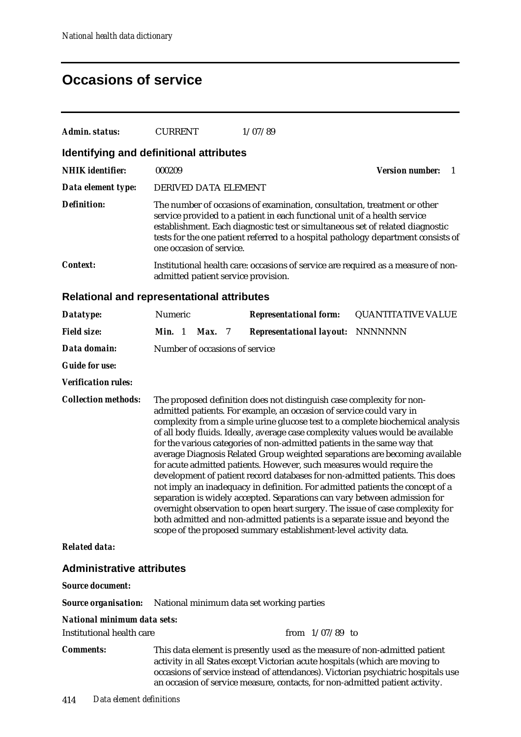# Occasions of service

***Admin. status:*** CURRENT 1/07/89

## Identifying and definitional attributes

***NHIK identifier:*** 000209 ***Version number:*** 1

***Data element type:*** DERIVED DATA ELEMENT

***Definition:*** The number of occasions of examination, consultation, treatment or other service provided to a patient in each functional unit of a health service establishment. Each diagnostic test or simultaneous set of related diagnostic tests for the one patient referred to a hospital pathology department consists of one occasion of service.

***Context:*** Institutional health care: occasions of service are required as a measure of non-admitted patient service provision.

## Relational and representational attributes

| | | | |
|---|---|---|---|
| ***Datatype:*** | Numeric | ***Representational form:*** | QUANTITATIVE VALUE |
| ***Field size:*** | ***Min.*** 1 ***Max.*** 7 | ***Representational layout:*** | NNNNNNN |

***Data domain:*** Number of occasions of service

***Guide for use:***

***Verification rules:***

***Collection methods:*** The proposed definition does not distinguish case complexity for non-admitted patients. For example, an occasion of service could vary in complexity from a simple urine glucose test to a complete biochemical analysis of all body fluids. Ideally, average case complexity values would be available for the various categories of non-admitted patients in the same way that average Diagnosis Related Group weighted separations are becoming available for acute admitted patients. However, such measures would require the development of patient record databases for non-admitted patients. This does not imply an inadequacy in definition. For admitted patients the concept of a separation is widely accepted. Separations can vary between admission for overnight observation to open heart surgery. The issue of case complexity for both admitted and non-admitted patients is a separate issue and beyond the scope of the proposed summary establishment-level activity data.

***Related data:***

## Administrative attributes

***Source document:***

***Source organisation:*** National minimum data set working parties

***National minimum data sets:***

Institutional health care from 1/07/89 to

***Comments:*** This data element is presently used as the measure of non-admitted patient activity in all States except Victorian acute hospitals (which are moving to occasions of service instead of attendances). Victorian psychiatric hospitals use an occasion of service measure, contacts, for non-admitted patient activity.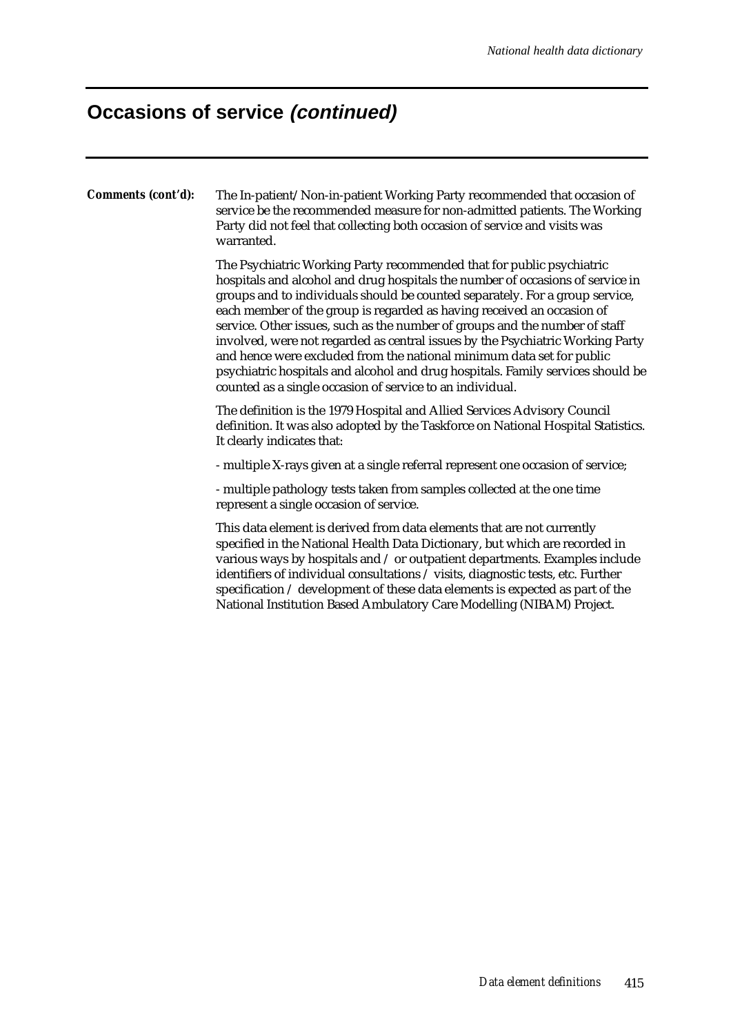## Occasions of service *(continued)*

***Comments (cont'd):*** The In-patient/Non-in-patient Working Party recommended that occasion of service be the recommended measure for non-admitted patients. The Working Party did not feel that collecting both occasion of service and visits was warranted.

The Psychiatric Working Party recommended that for public psychiatric hospitals and alcohol and drug hospitals the number of occasions of service in groups and to individuals should be counted separately. For a group service, each member of the group is regarded as having received an occasion of service. Other issues, such as the number of groups and the number of staff involved, were not regarded as central issues by the Psychiatric Working Party and hence were excluded from the national minimum data set for public psychiatric hospitals and alcohol and drug hospitals. Family services should be counted as a single occasion of service to an individual.

The definition is the 1979 Hospital and Allied Services Advisory Council definition. It was also adopted by the Taskforce on National Hospital Statistics. It clearly indicates that:

- multiple X-rays given at a single referral represent one occasion of service;

- multiple pathology tests taken from samples collected at the one time represent a single occasion of service.

This data element is derived from data elements that are not currently specified in the National Health Data Dictionary, but which are recorded in various ways by hospitals and / or outpatient departments. Examples include identifiers of individual consultations / visits, diagnostic tests, etc. Further specification / development of these data elements is expected as part of the National Institution Based Ambulatory Care Modelling (NIBAM) Project.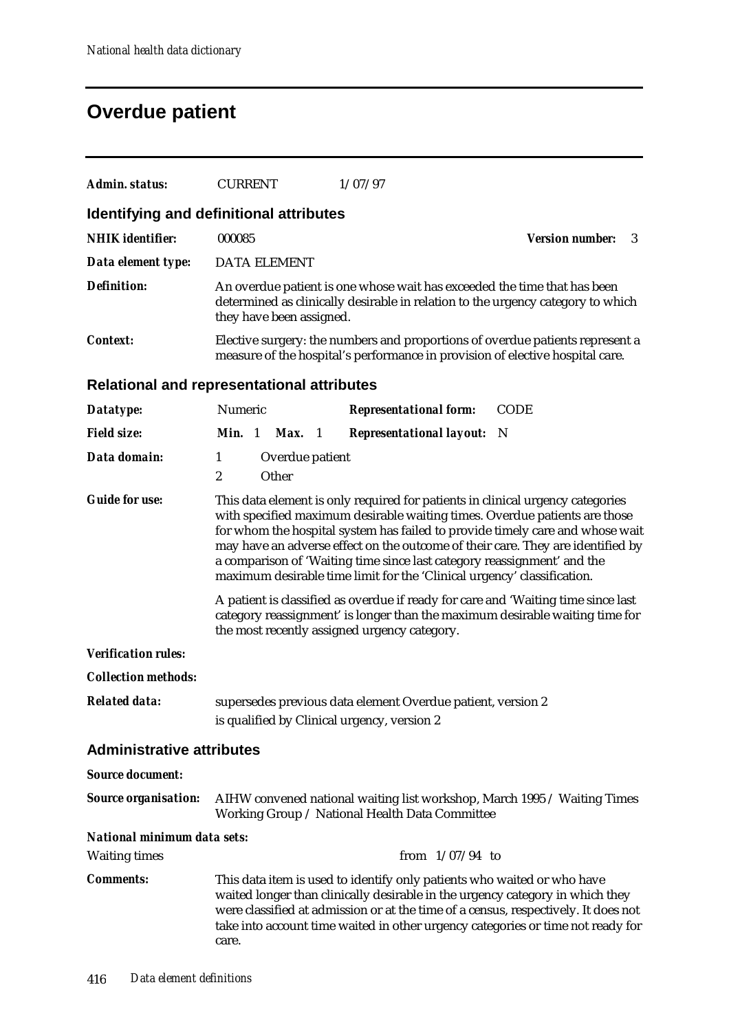# Overdue patient

| | | | |
|---|---|---|---|
| ***Admin. status:*** | CURRENT | 1/07/97 | |

## Identifying and definitional attributes

| | | | |
|---|---|---|---|
| ***NHIK identifier:*** | 000085 | ***Version number:*** | 3 |
| ***Data element type:*** | DATA ELEMENT | | |
| ***Definition:*** | An overdue patient is one whose wait has exceeded the time that has been determined as clinically desirable in relation to the urgency category to which they have been assigned. | | |
| ***Context:*** | Elective surgery: the numbers and proportions of overdue patients represent a measure of the hospital's performance in provision of elective hospital care. | | |

## Relational and representational attributes

| | | | |
|---|---|---|---|
| ***Datatype:*** | Numeric | ***Representational form:*** | CODE |
| ***Field size:*** | ***Min.*** 1 ***Max.*** 1 | ***Representational layout:*** | N |

***Data domain:***

1 Overdue patient

2 Other

***Guide for use:***

This data element is only required for patients in clinical urgency categories with specified maximum desirable waiting times. Overdue patients are those for whom the hospital system has failed to provide timely care and whose wait may have an adverse effect on the outcome of their care. They are identified by a comparison of 'Waiting time since last category reassignment' and the maximum desirable time limit for the 'Clinical urgency' classification.

A patient is classified as overdue if ready for care and 'Waiting time since last category reassignment' is longer than the maximum desirable waiting time for the most recently assigned urgency category.

***Verification rules:***

***Collection methods:***

***Related data:***

supersedes previous data element Overdue patient, version 2

is qualified by Clinical urgency, version 2

## Administrative attributes

***Source document:***

***Source organisation:*** AIHW convened national waiting list workshop, March 1995 / Waiting Times Working Group / National Health Data Committee

***National minimum data sets:***

Waiting times from 1/07/94 to

***Comments:***

This data item is used to identify only patients who waited or who have waited longer than clinically desirable in the urgency category in which they were classified at admission or at the time of a census, respectively. It does not take into account time waited in other urgency categories or time not ready for care.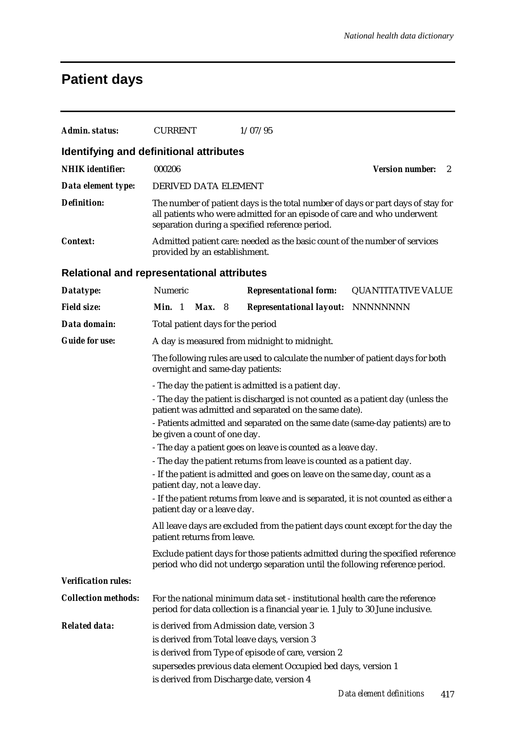# Patient days

| | | |
|---|---|---|
| ***Admin. status:*** | CURRENT | 1/07/95 |

## Identifying and definitional attributes

***NHIK identifier:*** 000206 ***Version number:*** 2

***Data element type:*** DERIVED DATA ELEMENT

***Definition:*** The number of patient days is the total number of days or part days of stay for all patients who were admitted for an episode of care and who underwent separation during a specified reference period.

***Context:*** Admitted patient care: needed as the basic count of the number of services provided by an establishment.

## Relational and representational attributes

| | | | |
|---|---|---|---|
| ***Datatype:*** | Numeric | ***Representational form:*** | QUANTITATIVE VALUE |
| ***Field size:*** | ***Min.*** 1 ***Max.*** 8 | ***Representational layout:*** | NNNNNNNN |

***Data domain:*** Total patient days for the period

***Guide for use:*** A day is measured from midnight to midnight.

The following rules are used to calculate the number of patient days for both overnight and same-day patients:

- The day the patient is admitted is a patient day.
- The day the patient is discharged is not counted as a patient day (unless the patient was admitted and separated on the same date).
- Patients admitted and separated on the same date (same-day patients) are to be given a count of one day.
- The day a patient goes on leave is counted as a leave day.
- The day the patient returns from leave is counted as a patient day.
- If the patient is admitted and goes on leave on the same day, count as a patient day, not a leave day.
- If the patient returns from leave and is separated, it is not counted as either a patient day or a leave day.

All leave days are excluded from the patient days count except for the day the patient returns from leave.

Exclude patient days for those patients admitted during the specified reference period who did not undergo separation until the following reference period.

***Verification rules:***

***Collection methods:*** For the national minimum data set - institutional health care the reference period for data collection is a financial year ie. 1 July to 30 June inclusive.

***Related data:***
is derived from Admission date, version 3
is derived from Total leave days, version 3
is derived from Type of episode of care, version 2
supersedes previous data element Occupied bed days, version 1
is derived from Discharge date, version 4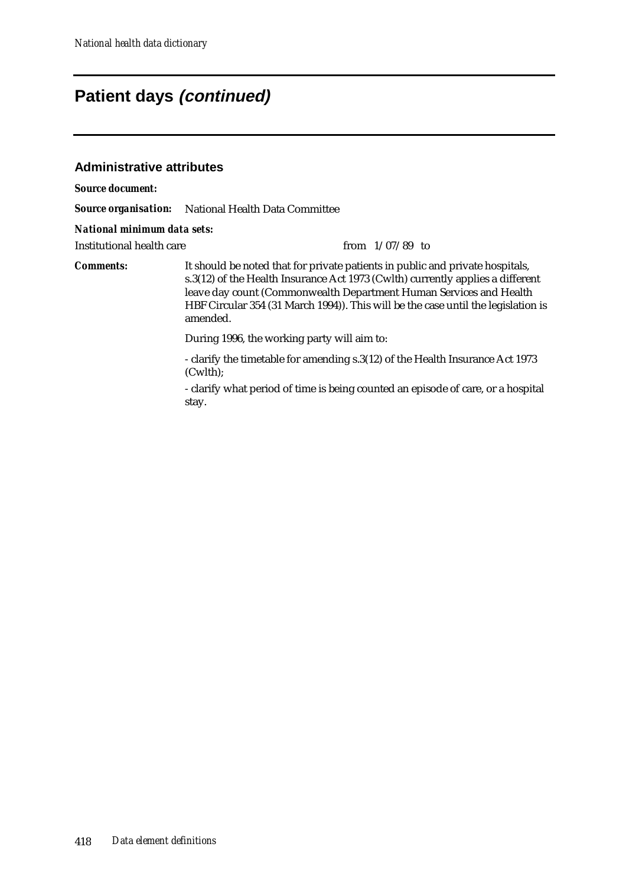# Patient days *(continued)*

## Administrative attributes

***Source document:***

***Source organisation:*** National Health Data Committee

***National minimum data sets:***

Institutional health care from 1/07/89 to

***Comments:*** It should be noted that for private patients in public and private hospitals, s.3(12) of the Health Insurance Act 1973 (Cwlth) currently applies a different leave day count (Commonwealth Department Human Services and Health HBF Circular 354 (31 March 1994)). This will be the case until the legislation is amended.

During 1996, the working party will aim to:

- clarify the timetable for amending s.3(12) of the Health Insurance Act 1973 (Cwlth);

- clarify what period of time is being counted an episode of care, or a hospital stay.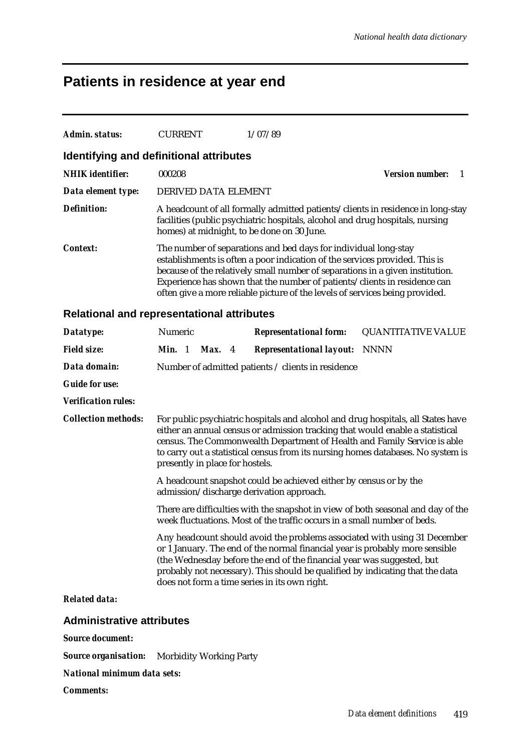# Patients in residence at year end

**Admin. status:** CURRENT 1/07/89

## Identifying and definitional attributes

**NHIK identifier:** 000208 **Version number:** 1

**Data element type:** DERIVED DATA ELEMENT

**Definition:** A headcount of all formally admitted patients/clients in residence in long-stay facilities (public psychiatric hospitals, alcohol and drug hospitals, nursing homes) at midnight, to be done on 30 June.

**Context:** The number of separations and bed days for individual long-stay establishments is often a poor indication of the services provided. This is because of the relatively small number of separations in a given institution. Experience has shown that the number of patients/clients in residence can often give a more reliable picture of the levels of services being provided.

## Relational and representational attributes

**Datatype:** Numeric **Representational form:** QUANTITATIVE VALUE

**Field size:** **Min.** 1 **Max.** 4 **Representational layout:** NNNN

**Data domain:** Number of admitted patients / clients in residence

**Guide for use:**

**Verification rules:**

**Collection methods:** For public psychiatric hospitals and alcohol and drug hospitals, all States have either an annual census or admission tracking that would enable a statistical census. The Commonwealth Department of Health and Family Service is able to carry out a statistical census from its nursing homes databases. No system is presently in place for hostels.

A headcount snapshot could be achieved either by census or by the admission/discharge derivation approach.

There are difficulties with the snapshot in view of both seasonal and day of the week fluctuations. Most of the traffic occurs in a small number of beds.

Any headcount should avoid the problems associated with using 31 December or 1 January. The end of the normal financial year is probably more sensible (the Wednesday before the end of the financial year was suggested, but probably not necessary). This should be qualified by indicating that the data does not form a time series in its own right.

**Related data:**

## Administrative attributes

**Source document:**

**Source organisation:** Morbidity Working Party

**National minimum data sets:**

**Comments:**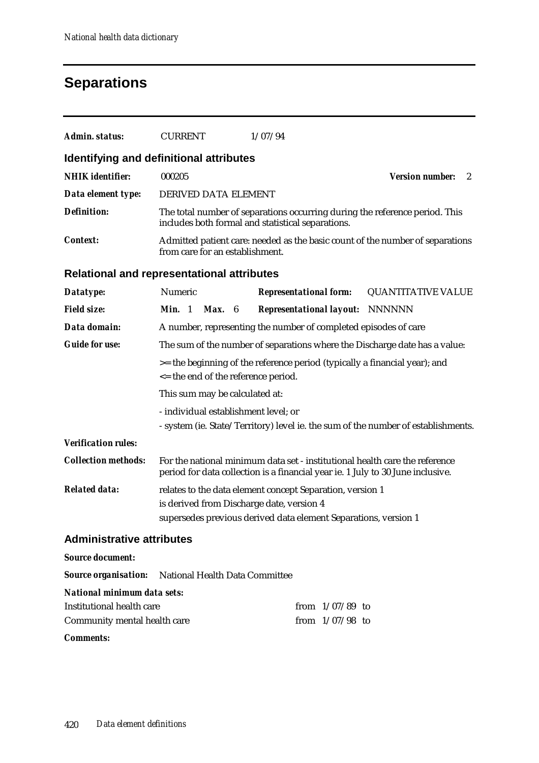# Separations

***Admin. status:*** CURRENT 1/07/94

## Identifying and definitional attributes

***NHIK identifier:*** 000205 ***Version number:*** 2

***Data element type:*** DERIVED DATA ELEMENT

***Definition:*** The total number of separations occurring during the reference period. This includes both formal and statistical separations.

***Context:*** Admitted patient care: needed as the basic count of the number of separations from care for an establishment.

## Relational and representational attributes

***Datatype:*** Numeric ***Representational form:*** QUANTITATIVE VALUE

***Field size:*** ***Min.*** 1 ***Max.*** 6 ***Representational layout:*** NNNNNN

***Data domain:*** A number, representing the number of completed episodes of care

***Guide for use:*** The sum of the number of separations where the Discharge date has a value:

>= the beginning of the reference period (typically a financial year); and
<= the end of the reference period.

This sum may be calculated at:

- individual establishment level; or
- system (ie. State/Territory) level ie. the sum of the number of establishments.

***Verification rules:***

***Collection methods:*** For the national minimum data set - institutional health care the reference period for data collection is a financial year ie. 1 July to 30 June inclusive.

***Related data:*** relates to the data element concept Separation, version 1
is derived from Discharge date, version 4
supersedes previous derived data element Separations, version 1

## Administrative attributes

***Source document:***

***Source organisation:*** National Health Data Committee

***National minimum data sets:***

| | |
|---|---|
| Institutional health care | from 1/07/89 to |
| Community mental health care | from 1/07/98 to |

***Comments:***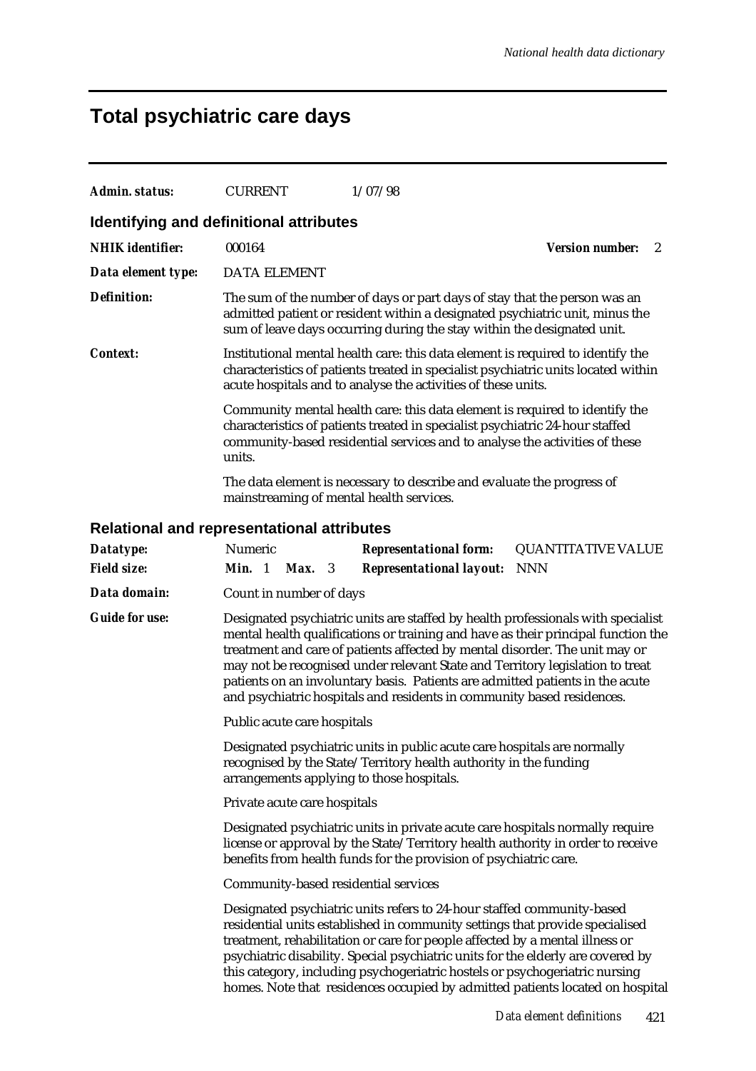# Total psychiatric care days

| | | | |
|---|---|---|---|
| ***Admin. status:*** | CURRENT | 1/07/98 | |

## Identifying and definitional attributes

| | | | |
|---|---|---|---|
| ***NHIK identifier:*** | 000164 | ***Version number:*** | 2 |
| ***Data element type:*** | DATA ELEMENT | | |

***Definition:*** The sum of the number of days or part days of stay that the person was an admitted patient or resident within a designated psychiatric unit, minus the sum of leave days occurring during the stay within the designated unit.

***Context:*** Institutional mental health care: this data element is required to identify the characteristics of patients treated in specialist psychiatric units located within acute hospitals and to analyse the activities of these units.

Community mental health care: this data element is required to identify the characteristics of patients treated in specialist psychiatric 24-hour staffed community-based residential services and to analyse the activities of these units.

The data element is necessary to describe and evaluate the progress of mainstreaming of mental health services.

## Relational and representational attributes

| | | | |
|---|---|---|---|
| ***Datatype:*** | Numeric | ***Representational form:*** | QUANTITATIVE VALUE |
| ***Field size:*** | ***Min.*** 1 ***Max.*** 3 | ***Representational layout:*** | NNN |
| ***Data domain:*** | Count in number of days | | |

***Guide for use:*** Designated psychiatric units are staffed by health professionals with specialist mental health qualifications or training and have as their principal function the treatment and care of patients affected by mental disorder. The unit may or may not be recognised under relevant State and Territory legislation to treat patients on an involuntary basis. Patients are admitted patients in the acute and psychiatric hospitals and residents in community based residences.

Public acute care hospitals

Designated psychiatric units in public acute care hospitals are normally recognised by the State/Territory health authority in the funding arrangements applying to those hospitals.

Private acute care hospitals

Designated psychiatric units in private acute care hospitals normally require license or approval by the State/Territory health authority in order to receive benefits from health funds for the provision of psychiatric care.

Community-based residential services

Designated psychiatric units refers to 24-hour staffed community-based residential units established in community settings that provide specialised treatment, rehabilitation or care for people affected by a mental illness or psychiatric disability. Special psychiatric units for the elderly are covered by this category, including psychogeriatric hostels or psychogeriatric nursing homes. Note that residences occupied by admitted patients located on hospital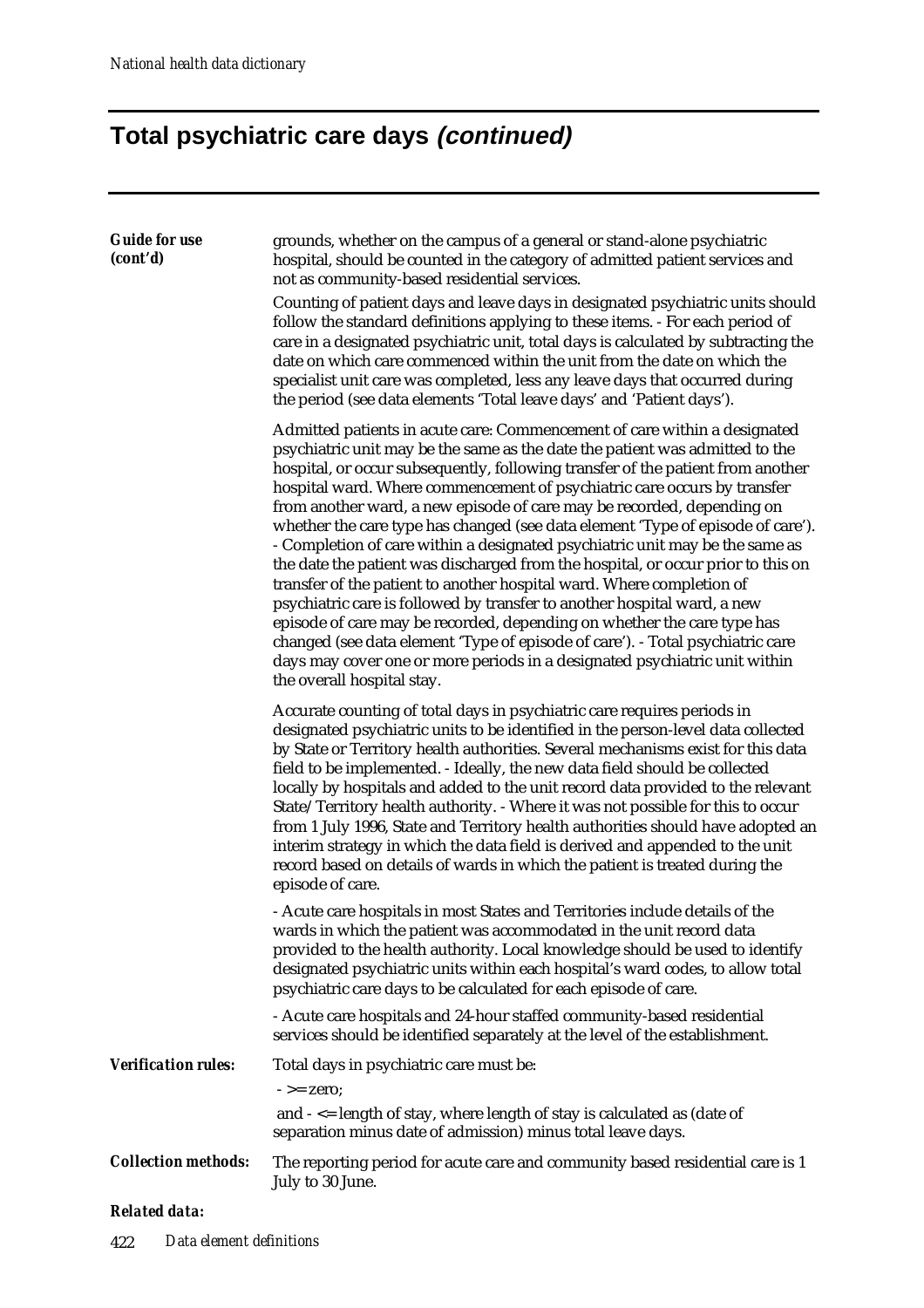# Total psychiatric care days *(continued)*

***Guide for use (cont'd)***

grounds, whether on the campus of a general or stand-alone psychiatric hospital, should be counted in the category of admitted patient services and not as community-based residential services.

Counting of patient days and leave days in designated psychiatric units should follow the standard definitions applying to these items. - For each period of care in a designated psychiatric unit, total days is calculated by subtracting the date on which care commenced within the unit from the date on which the specialist unit care was completed, less any leave days that occurred during the period (see data elements 'Total leave days' and 'Patient days').

Admitted patients in acute care: Commencement of care within a designated psychiatric unit may be the same as the date the patient was admitted to the hospital, or occur subsequently, following transfer of the patient from another hospital ward. Where commencement of psychiatric care occurs by transfer from another ward, a new episode of care may be recorded, depending on whether the care type has changed (see data element 'Type of episode of care'). - Completion of care within a designated psychiatric unit may be the same as the date the patient was discharged from the hospital, or occur prior to this on transfer of the patient to another hospital ward. Where completion of psychiatric care is followed by transfer to another hospital ward, a new episode of care may be recorded, depending on whether the care type has changed (see data element 'Type of episode of care'). - Total psychiatric care days may cover one or more periods in a designated psychiatric unit within the overall hospital stay.

Accurate counting of total days in psychiatric care requires periods in designated psychiatric units to be identified in the person-level data collected by State or Territory health authorities. Several mechanisms exist for this data field to be implemented. - Ideally, the new data field should be collected locally by hospitals and added to the unit record data provided to the relevant State/Territory health authority. - Where it was not possible for this to occur from 1 July 1996, State and Territory health authorities should have adopted an interim strategy in which the data field is derived and appended to the unit record based on details of wards in which the patient is treated during the episode of care.

- Acute care hospitals in most States and Territories include details of the wards in which the patient was accommodated in the unit record data provided to the health authority. Local knowledge should be used to identify designated psychiatric units within each hospital's ward codes, to allow total psychiatric care days to be calculated for each episode of care.

- Acute care hospitals and 24-hour staffed community-based residential services should be identified separately at the level of the establishment.

***Verification rules:***

Total days in psychiatric care must be:

- >= zero;

and - <= length of stay, where length of stay is calculated as (date of separation minus date of admission) minus total leave days.

***Collection methods:***

The reporting period for acute care and community based residential care is 1 July to 30 June.

***Related data:***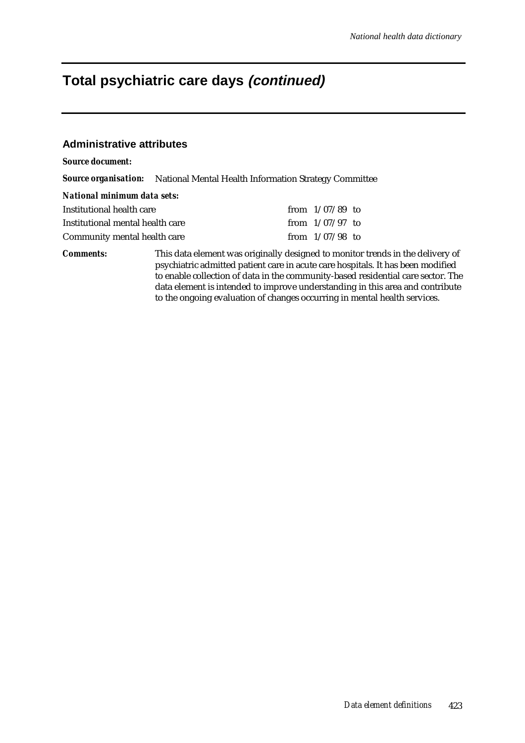# Total psychiatric care days *(continued)*

## Administrative attributes

***Source document:***

***Source organisation:*** National Mental Health Information Strategy Committee

***National minimum data sets:***

| | |
|---|---|
| Institutional health care | from 1/07/89 to |
| Institutional mental health care | from 1/07/97 to |
| Community mental health care | from 1/07/98 to |

***Comments:*** This data element was originally designed to monitor trends in the delivery of psychiatric admitted patient care in acute care hospitals. It has been modified to enable collection of data in the community-based residential care sector. The data element is intended to improve understanding in this area and contribute to the ongoing evaluation of changes occurring in mental health services.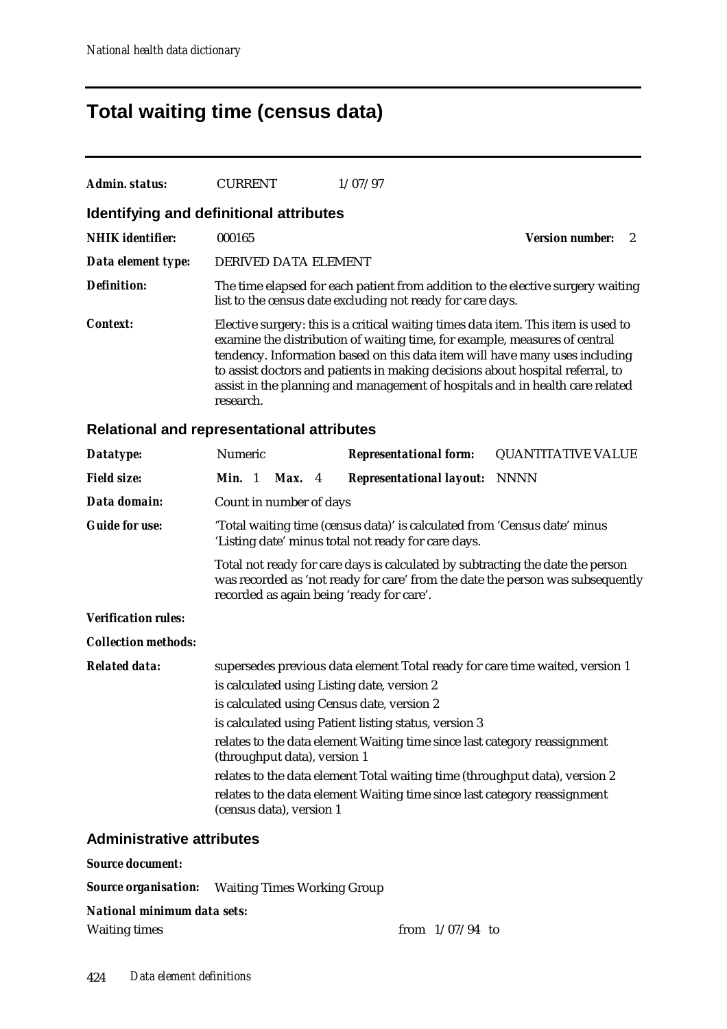# Total waiting time (census data)

***Admin. status:*** CURRENT 1/07/97

## Identifying and definitional attributes

***NHIK identifier:*** 000165 ***Version number:*** 2

***Data element type:*** DERIVED DATA ELEMENT

***Definition:*** The time elapsed for each patient from addition to the elective surgery waiting list to the census date excluding not ready for care days.

***Context:*** Elective surgery: this is a critical waiting times data item. This item is used to examine the distribution of waiting time, for example, measures of central tendency. Information based on this data item will have many uses including to assist doctors and patients in making decisions about hospital referral, to assist in the planning and management of hospitals and in health care related research.

## Relational and representational attributes

***Datatype:*** Numeric ***Representational form:*** QUANTITATIVE VALUE

***Field size:*** ***Min.*** 1 ***Max.*** 4 ***Representational layout:*** NNNN

***Data domain:*** Count in number of days

***Guide for use:*** 'Total waiting time (census data)' is calculated from 'Census date' minus 'Listing date' minus total not ready for care days.

Total not ready for care days is calculated by subtracting the date the person was recorded as 'not ready for care' from the date the person was subsequently recorded as again being 'ready for care'.

***Verification rules:***

***Collection methods:***

***Related data:*** supersedes previous data element Total ready for care time waited, version 1

is calculated using Listing date, version 2

is calculated using Census date, version 2

is calculated using Patient listing status, version 3

relates to the data element Waiting time since last category reassignment (throughput data), version 1

relates to the data element Total waiting time (throughput data), version 2

relates to the data element Waiting time since last category reassignment (census data), version 1

## Administrative attributes

***Source document:***

***Source organisation:*** Waiting Times Working Group

***National minimum data sets:***

Waiting times from 1/07/94 to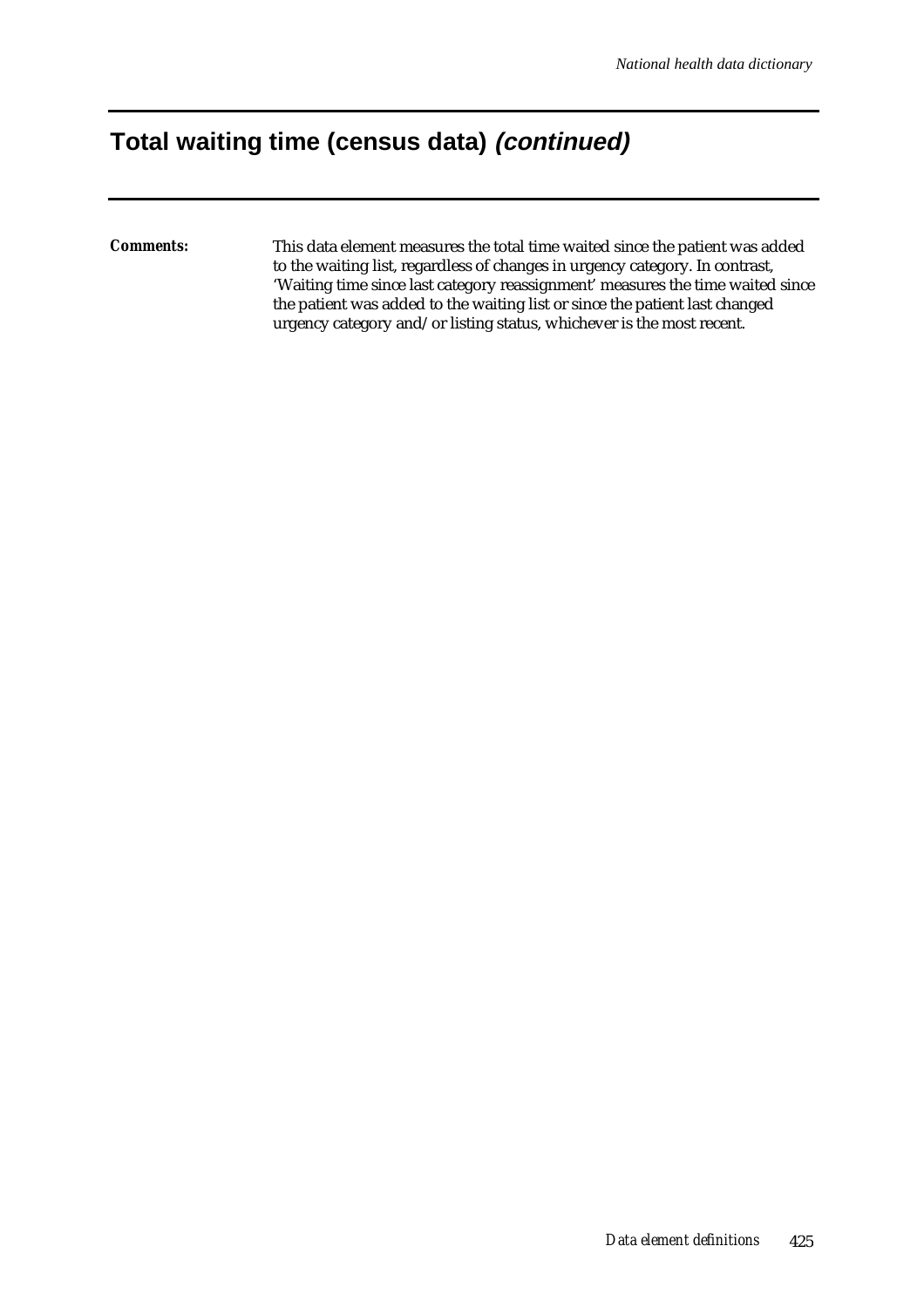## Total waiting time (census data) *(continued)*

***Comments:*** This data element measures the total time waited since the patient was added to the waiting list, regardless of changes in urgency category. In contrast, 'Waiting time since last category reassignment' measures the time waited since the patient was added to the waiting list or since the patient last changed urgency category and/or listing status, whichever is the most recent.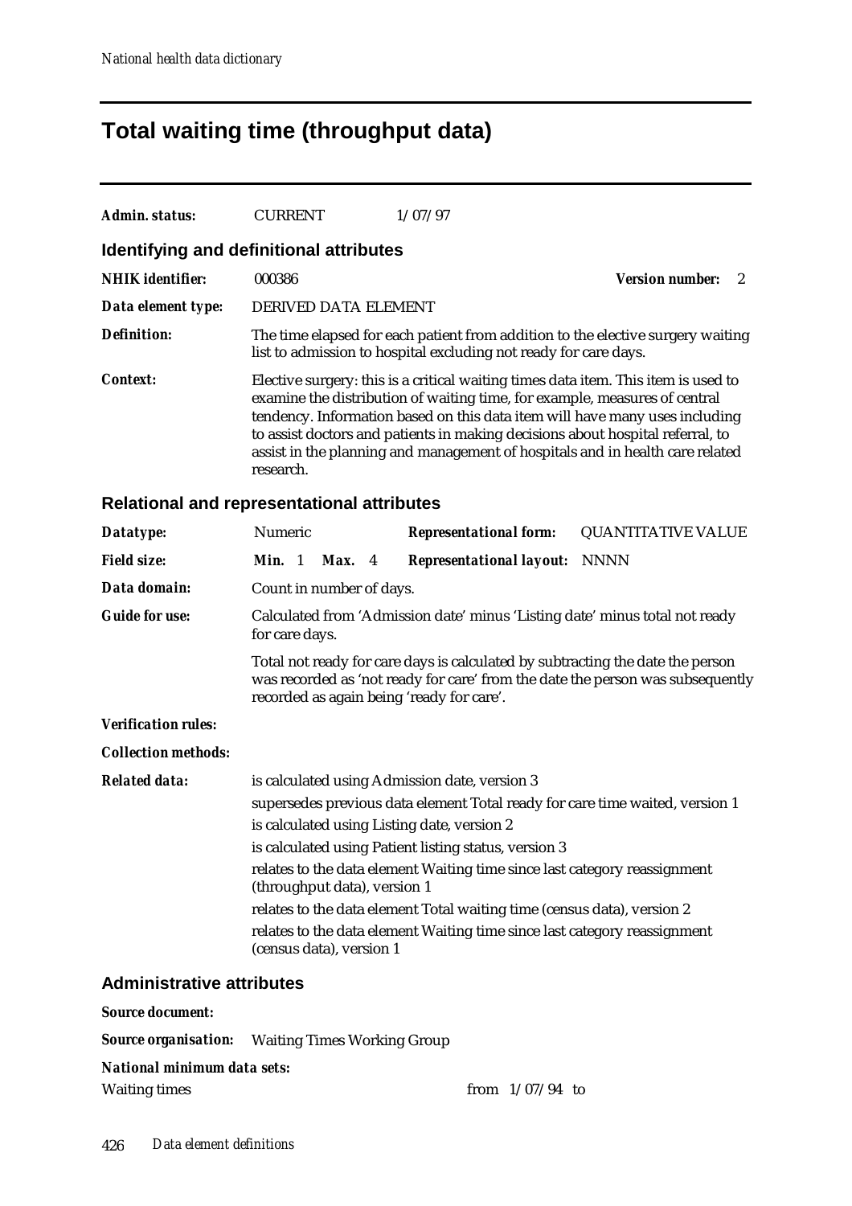# Total waiting time (throughput data)

**Admin. status:** CURRENT 1/07/97

## Identifying and definitional attributes

**NHIK identifier:** 000386 **Version number:** 2

**Data element type:** DERIVED DATA ELEMENT

**Definition:** The time elapsed for each patient from addition to the elective surgery waiting list to admission to hospital excluding not ready for care days.

**Context:** Elective surgery: this is a critical waiting times data item. This item is used to examine the distribution of waiting time, for example, measures of central tendency. Information based on this data item will have many uses including to assist doctors and patients in making decisions about hospital referral, to assist in the planning and management of hospitals and in health care related research.

## Relational and representational attributes

**Datatype:** Numeric **Representational form:** QUANTITATIVE VALUE

**Field size:** **Min.** 1 **Max.** 4 **Representational layout:** NNNN

**Data domain:** Count in number of days.

**Guide for use:** Calculated from 'Admission date' minus 'Listing date' minus total not ready for care days.

Total not ready for care days is calculated by subtracting the date the person was recorded as 'not ready for care' from the date the person was subsequently recorded as again being 'ready for care'.

**Verification rules:**

**Collection methods:**

**Related data:** is calculated using Admission date, version 3

supersedes previous data element Total ready for care time waited, version 1

is calculated using Listing date, version 2

is calculated using Patient listing status, version 3

relates to the data element Waiting time since last category reassignment (throughput data), version 1

relates to the data element Total waiting time (census data), version 2

relates to the data element Waiting time since last category reassignment (census data), version 1

## Administrative attributes

**Source document:**

**Source organisation:** Waiting Times Working Group

**National minimum data sets:**

Waiting times from 1/07/94 to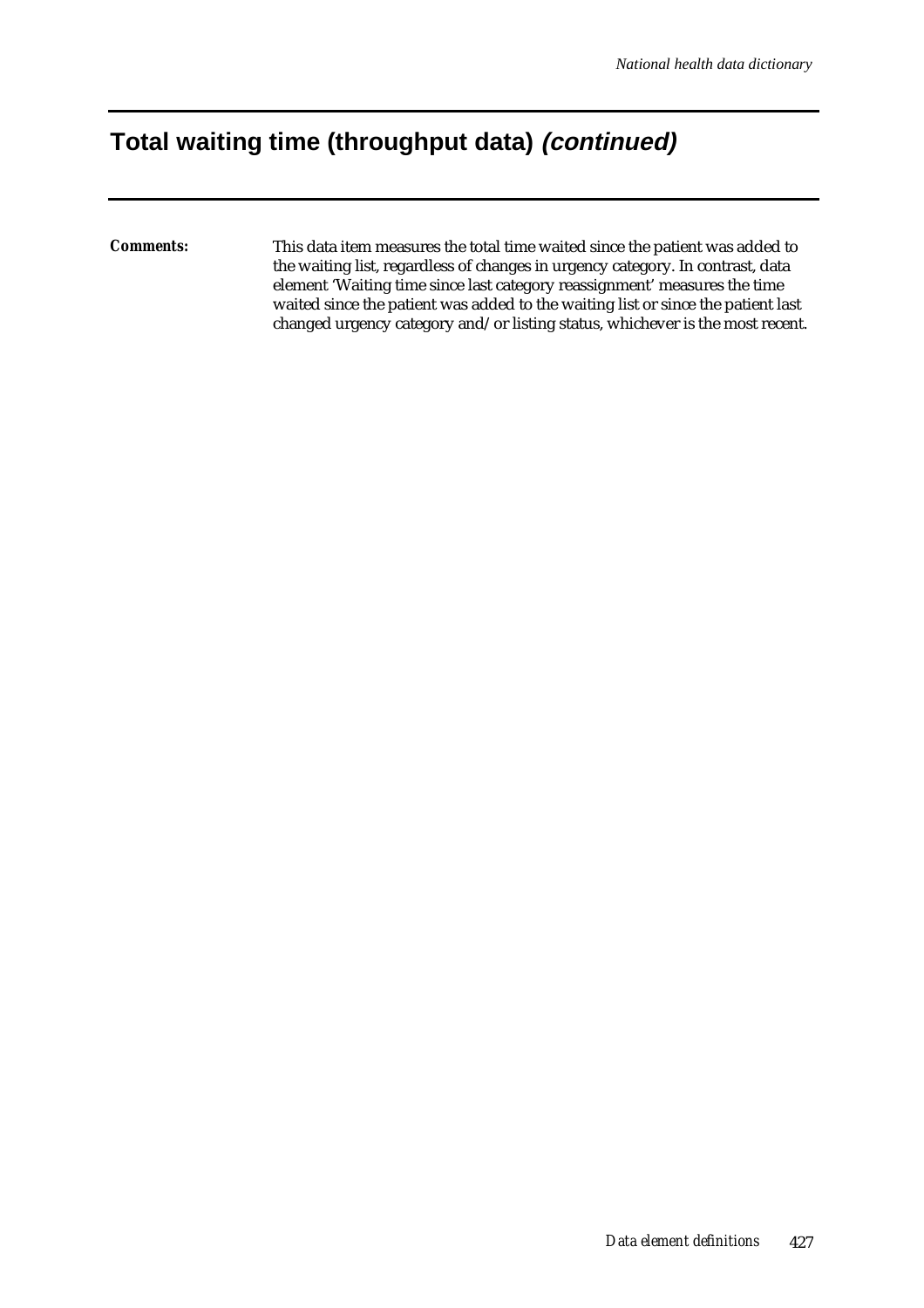## Total waiting time (throughput data) *(continued)*

***Comments:*** This data item measures the total time waited since the patient was added to the waiting list, regardless of changes in urgency category. In contrast, data element 'Waiting time since last category reassignment' measures the time waited since the patient was added to the waiting list or since the patient last changed urgency category and/or listing status, whichever is the most recent.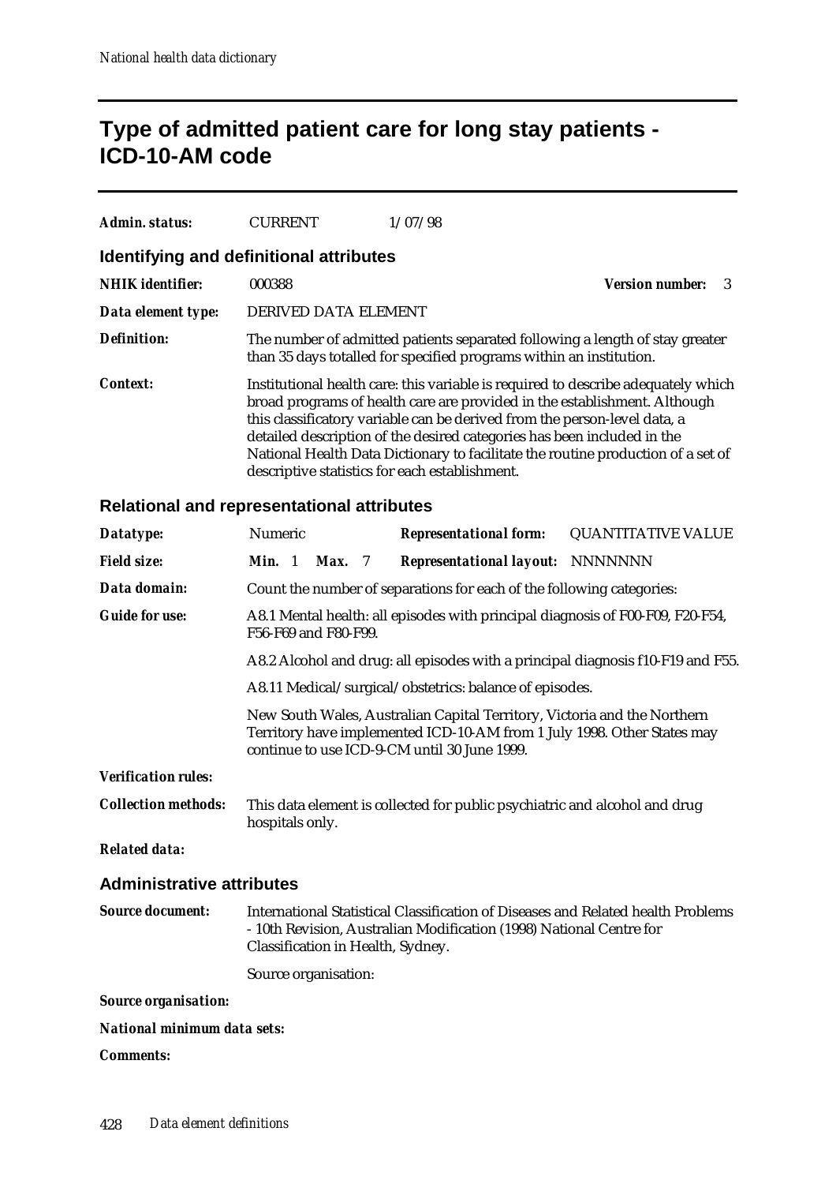# Type of admitted patient care for long stay patients - ICD-10-AM code

***Admin. status:*** CURRENT 1/07/98

## Identifying and definitional attributes

***NHIK identifier:*** 000388 ***Version number:*** 3

***Data element type:*** DERIVED DATA ELEMENT

***Definition:*** The number of admitted patients separated following a length of stay greater than 35 days totalled for specified programs within an institution.

***Context:*** Institutional health care: this variable is required to describe adequately which broad programs of health care are provided in the establishment. Although this classificatory variable can be derived from the person-level data, a detailed description of the desired categories has been included in the National Health Data Dictionary to facilitate the routine production of a set of descriptive statistics for each establishment.

## Relational and representational attributes

***Datatype:*** Numeric ***Representational form:*** QUANTITATIVE VALUE

***Field size:*** ***Min.*** 1 ***Max.*** 7 ***Representational layout:*** NNNNNNN

***Data domain:*** Count the number of separations for each of the following categories:

***Guide for use:*** A8.1 Mental health: all episodes with principal diagnosis of F00-F09, F20-F54, F56-F69 and F80-F99.

A8.2 Alcohol and drug: all episodes with a principal diagnosis f10-F19 and F55.

A8.11 Medical/surgical/obstetrics: balance of episodes.

New South Wales, Australian Capital Territory, Victoria and the Northern Territory have implemented ICD-10-AM from 1 July 1998. Other States may continue to use ICD-9-CM until 30 June 1999.

***Verification rules:***

***Collection methods:*** This data element is collected for public psychiatric and alcohol and drug hospitals only.

***Related data:***

## Administrative attributes

***Source document:*** International Statistical Classification of Diseases and Related health Problems - 10th Revision, Australian Modification (1998) National Centre for Classification in Health, Sydney.

Source organisation:

***Source organisation:***

***National minimum data sets:***

***Comments:***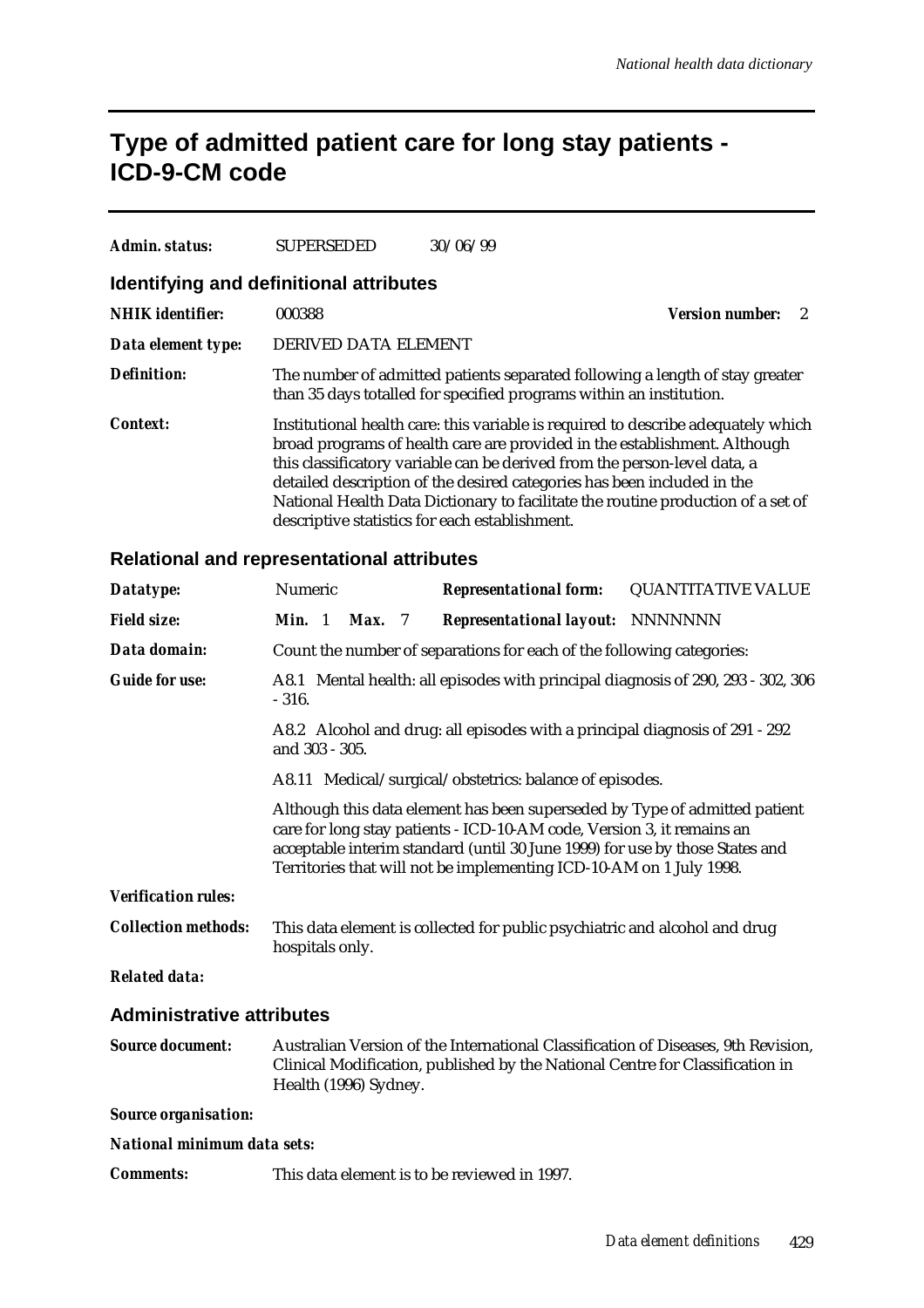# Type of admitted patient care for long stay patients - ICD-9-CM code

***Admin. status:*** SUPERSEDED 30/06/99

## Identifying and definitional attributes

***NHIK identifier:*** 000388 ***Version number:*** 2

***Data element type:*** DERIVED DATA ELEMENT

***Definition:*** The number of admitted patients separated following a length of stay greater than 35 days totalled for specified programs within an institution.

***Context:*** Institutional health care: this variable is required to describe adequately which broad programs of health care are provided in the establishment. Although this classificatory variable can be derived from the person-level data, a detailed description of the desired categories has been included in the National Health Data Dictionary to facilitate the routine production of a set of descriptive statistics for each establishment.

## Relational and representational attributes

***Datatype:*** Numeric ***Representational form:*** QUANTITATIVE VALUE

***Field size:*** ***Min.*** 1 ***Max.*** 7 ***Representational layout:*** NNNNNNN

***Data domain:*** Count the number of separations for each of the following categories:

***Guide for use:*** A8.1 Mental health: all episodes with principal diagnosis of 290, 293 - 302, 306 - 316.

A8.2 Alcohol and drug: all episodes with a principal diagnosis of 291 - 292 and 303 - 305.

A8.11 Medical/surgical/obstetrics: balance of episodes.

Although this data element has been superseded by Type of admitted patient care for long stay patients - ICD-10-AM code, Version 3, it remains an acceptable interim standard (until 30 June 1999) for use by those States and Territories that will not be implementing ICD-10-AM on 1 July 1998.

***Verification rules:***

***Collection methods:*** This data element is collected for public psychiatric and alcohol and drug hospitals only.

***Related data:***

## Administrative attributes

***Source document:*** Australian Version of the International Classification of Diseases, 9th Revision, Clinical Modification, published by the National Centre for Classification in Health (1996) Sydney.

***Source organisation:***

***National minimum data sets:***

***Comments:*** This data element is to be reviewed in 1997.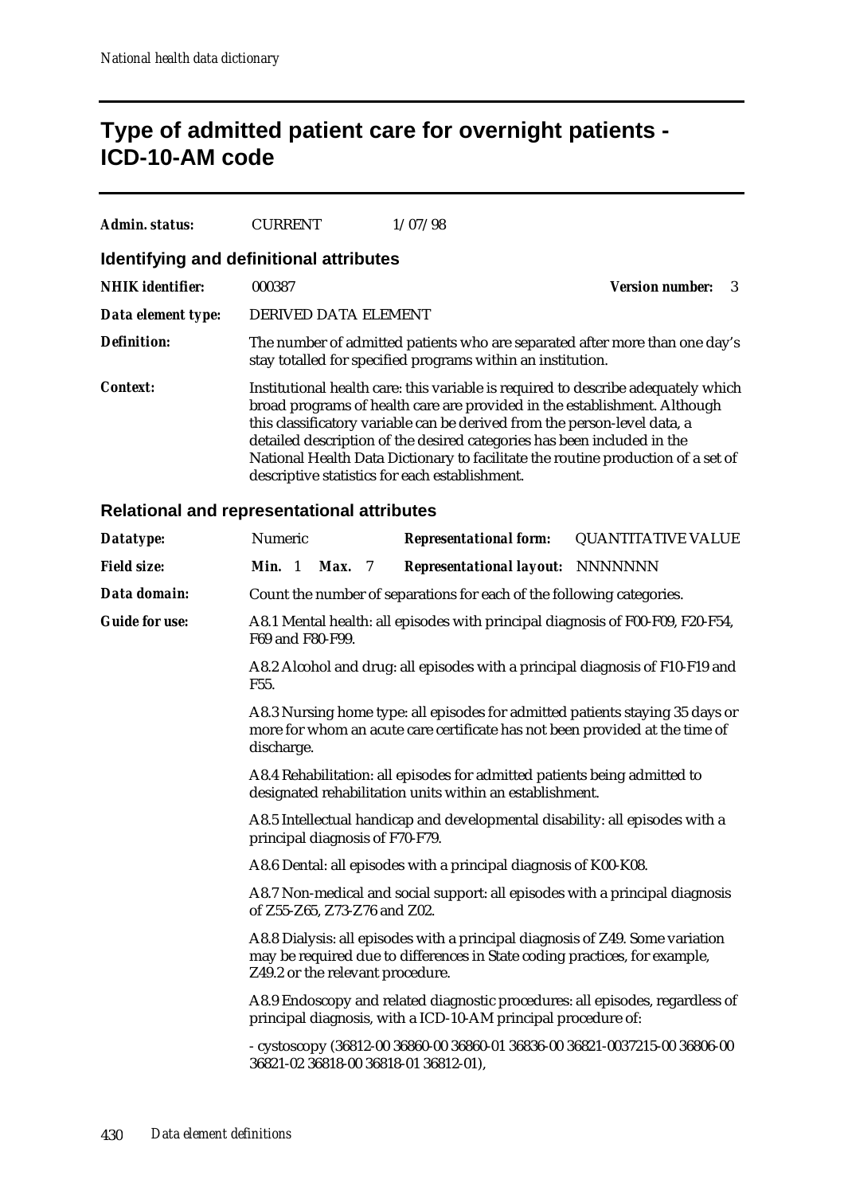# Type of admitted patient care for overnight patients - ICD-10-AM code

***Admin. status:*** CURRENT 1/07/98

## Identifying and definitional attributes

***NHIK identifier:*** 000387 ***Version number:*** 3

***Data element type:*** DERIVED DATA ELEMENT

***Definition:*** The number of admitted patients who are separated after more than one day's stay totalled for specified programs within an institution.

***Context:*** Institutional health care: this variable is required to describe adequately which broad programs of health care are provided in the establishment. Although this classificatory variable can be derived from the person-level data, a detailed description of the desired categories has been included in the National Health Data Dictionary to facilitate the routine production of a set of descriptive statistics for each establishment.

## Relational and representational attributes

***Datatype:*** Numeric ***Representational form:*** QUANTITATIVE VALUE

***Field size:*** ***Min.*** 1 ***Max.*** 7 ***Representational layout:*** NNNNNNN

***Data domain:*** Count the number of separations for each of the following categories.

***Guide for use:*** A8.1 Mental health: all episodes with principal diagnosis of F00-F09, F20-F54, F69 and F80-F99.

A8.2 Alcohol and drug: all episodes with a principal diagnosis of F10-F19 and F55.

A8.3 Nursing home type: all episodes for admitted patients staying 35 days or more for whom an acute care certificate has not been provided at the time of discharge.

A8.4 Rehabilitation: all episodes for admitted patients being admitted to designated rehabilitation units within an establishment.

A8.5 Intellectual handicap and developmental disability: all episodes with a principal diagnosis of F70-F79.

A8.6 Dental: all episodes with a principal diagnosis of K00-K08.

A8.7 Non-medical and social support: all episodes with a principal diagnosis of Z55-Z65, Z73-Z76 and Z02.

A8.8 Dialysis: all episodes with a principal diagnosis of Z49. Some variation may be required due to differences in State coding practices, for example, Z49.2 or the relevant procedure.

A8.9 Endoscopy and related diagnostic procedures: all episodes, regardless of principal diagnosis, with a ICD-10-AM principal procedure of:

- cystoscopy (36812-00 36860-00 36860-01 36836-00 36821-0037215-00 36806-00 36821-02 36818-00 36818-01 36812-01),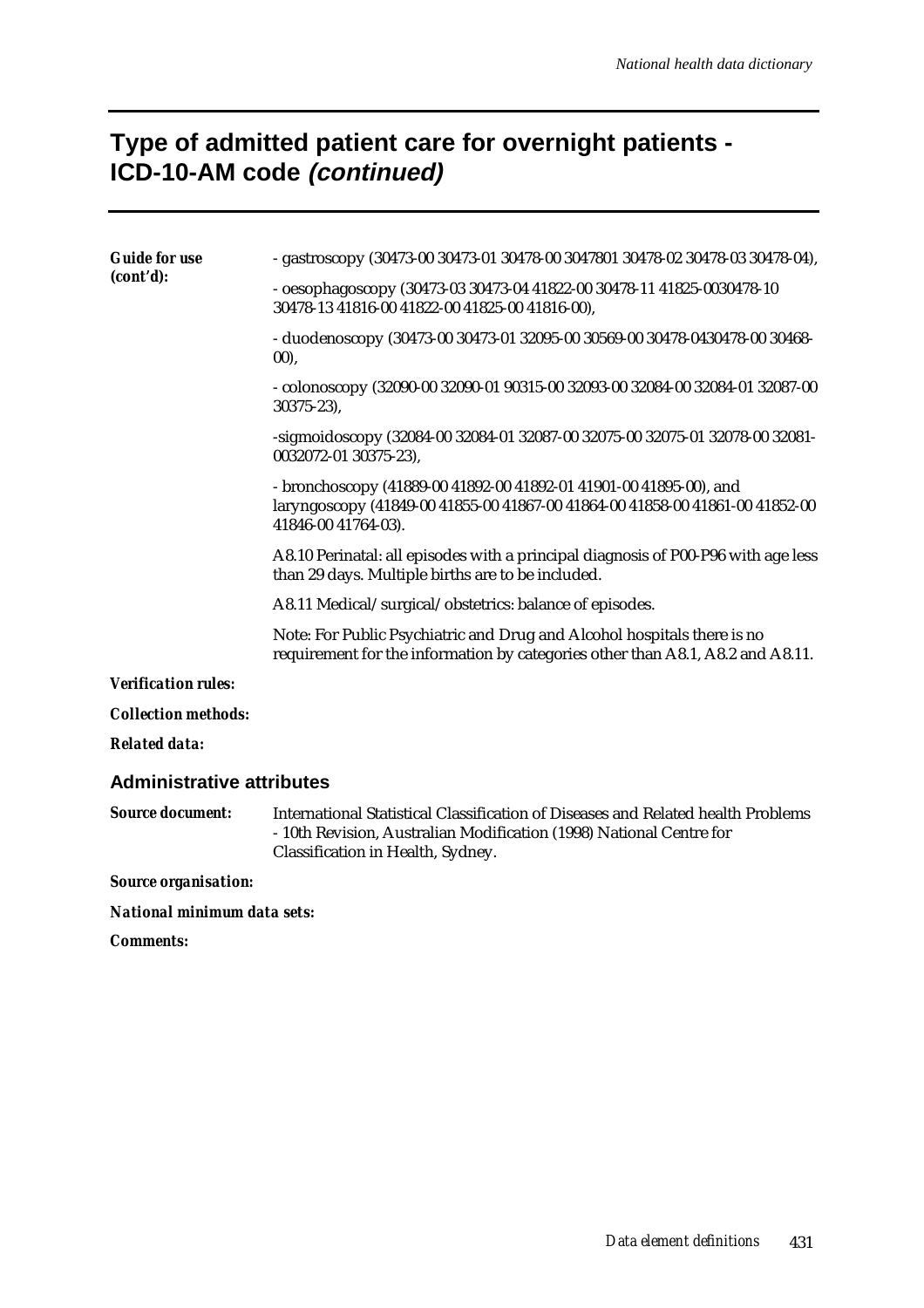# Type of admitted patient care for overnight patients - ICD-10-AM code *(continued)*

***Guide for use (cont'd):***

- gastroscopy (30473-00 30473-01 30478-00 3047801 30478-02 30478-03 30478-04),

- oesophagoscopy (30473-03 30473-04 41822-00 30478-11 41825-0030478-10 30478-13 41816-00 41822-00 41825-00 41816-00),

- duodenoscopy (30473-00 30473-01 32095-00 30569-00 30478-0430478-00 30468-00),

- colonoscopy (32090-00 32090-01 90315-00 32093-00 32084-00 32084-01 32087-00 30375-23),

-sigmoidoscopy (32084-00 32084-01 32087-00 32075-00 32075-01 32078-00 32081-0032072-01 30375-23),

- bronchoscopy (41889-00 41892-00 41892-01 41901-00 41895-00), and laryngoscopy (41849-00 41855-00 41867-00 41864-00 41858-00 41861-00 41852-00 41846-00 41764-03).

A8.10 Perinatal: all episodes with a principal diagnosis of P00-P96 with age less than 29 days. Multiple births are to be included.

A8.11 Medical/surgical/obstetrics: balance of episodes.

Note: For Public Psychiatric and Drug and Alcohol hospitals there is no requirement for the information by categories other than A8.1, A8.2 and A8.11.

***Verification rules:***

***Collection methods:***

***Related data:***

## Administrative attributes

***Source document:*** International Statistical Classification of Diseases and Related health Problems - 10th Revision, Australian Modification (1998) National Centre for Classification in Health, Sydney.

***Source organisation:***

***National minimum data sets:***

***Comments:***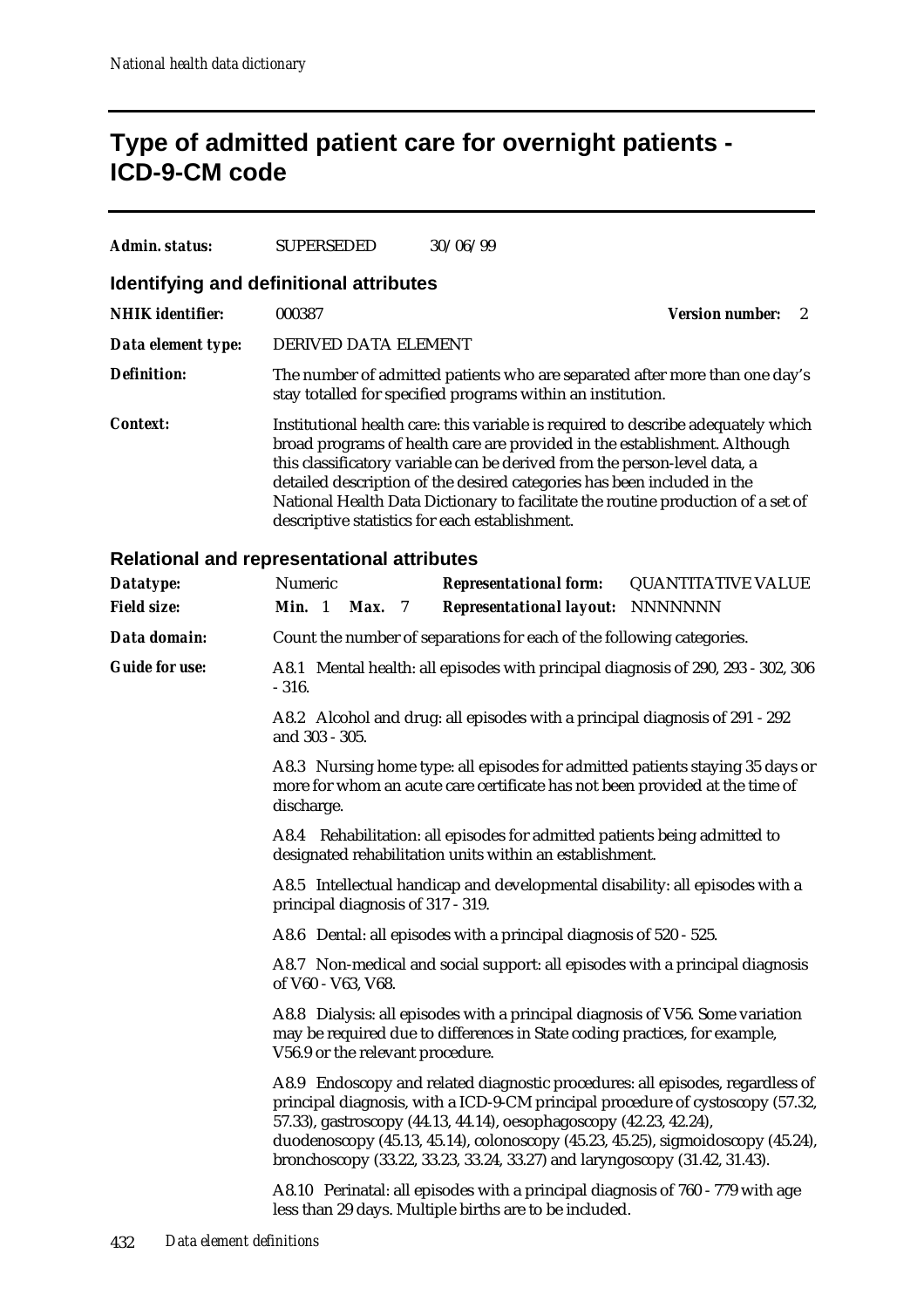# Type of admitted patient care for overnight patients - ICD-9-CM code

| | | |
|---|---|---|
| ***Admin. status:*** | SUPERSEDED | 30/06/99 |

## Identifying and definitional attributes

| | | |
|---|---|---|
| ***NHIK identifier:*** | 000387 | ***Version number:*** 2 |
| ***Data element type:*** | DERIVED DATA ELEMENT | |
| ***Definition:*** | The number of admitted patients who are separated after more than one day's stay totalled for specified programs within an institution. | |
| ***Context:*** | Institutional health care: this variable is required to describe adequately which broad programs of health care are provided in the establishment. Although this classificatory variable can be derived from the person-level data, a detailed description of the desired categories has been included in the National Health Data Dictionary to facilitate the routine production of a set of descriptive statistics for each establishment. | |

## Relational and representational attributes

| | | | |
|---|---|---|---|
| ***Datatype:*** | Numeric | ***Representational form:*** | QUANTITATIVE VALUE |
| ***Field size:*** | ***Min.*** 1 ***Max.*** 7 | ***Representational layout:*** | NNNNNNN |

***Data domain:*** Count the number of separations for each of the following categories.

***Guide for use:***

A8.1 Mental health: all episodes with principal diagnosis of 290, 293 - 302, 306 - 316.

A8.2 Alcohol and drug: all episodes with a principal diagnosis of 291 - 292 and 303 - 305.

A8.3 Nursing home type: all episodes for admitted patients staying 35 days or more for whom an acute care certificate has not been provided at the time of discharge.

A8.4 Rehabilitation: all episodes for admitted patients being admitted to designated rehabilitation units within an establishment.

A8.5 Intellectual handicap and developmental disability: all episodes with a principal diagnosis of 317 - 319.

A8.6 Dental: all episodes with a principal diagnosis of 520 - 525.

A8.7 Non-medical and social support: all episodes with a principal diagnosis of V60 - V63, V68.

A8.8 Dialysis: all episodes with a principal diagnosis of V56. Some variation may be required due to differences in State coding practices, for example, V56.9 or the relevant procedure.

A8.9 Endoscopy and related diagnostic procedures: all episodes, regardless of principal diagnosis, with a ICD-9-CM principal procedure of cystoscopy (57.32, 57.33), gastroscopy (44.13, 44.14), oesophagoscopy (42.23, 42.24), duodenoscopy (45.13, 45.14), colonoscopy (45.23, 45.25), sigmoidoscopy (45.24), bronchoscopy (33.22, 33.23, 33.24, 33.27) and laryngoscopy (31.42, 31.43).

A8.10 Perinatal: all episodes with a principal diagnosis of 760 - 779 with age less than 29 days. Multiple births are to be included.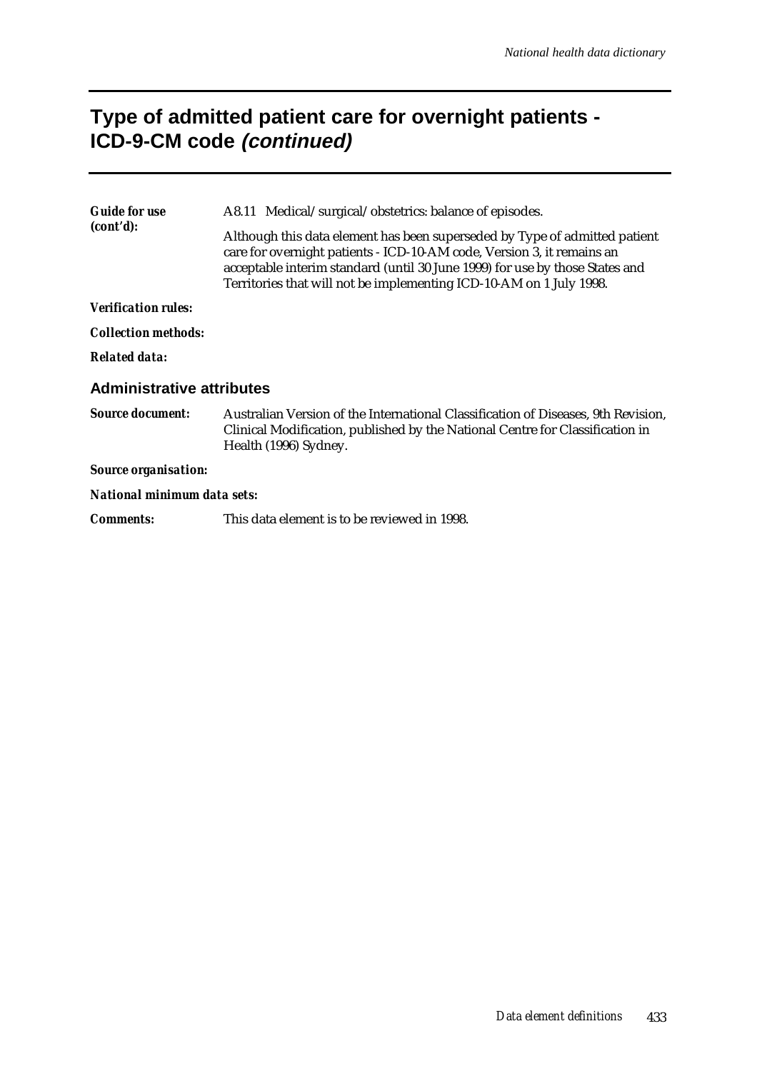# Type of admitted patient care for overnight patients - ICD-9-CM code *(continued)*

***Guide for use (cont'd):*** A8.11 Medical/surgical/obstetrics: balance of episodes.

Although this data element has been superseded by Type of admitted patient care for overnight patients - ICD-10-AM code, Version 3, it remains an acceptable interim standard (until 30 June 1999) for use by those States and Territories that will not be implementing ICD-10-AM on 1 July 1998.

***Verification rules:***

***Collection methods:***

***Related data:***

## Administrative attributes

***Source document:*** Australian Version of the International Classification of Diseases, 9th Revision, Clinical Modification, published by the National Centre for Classification in Health (1996) Sydney.

***Source organisation:***

***National minimum data sets:***

***Comments:*** This data element is to be reviewed in 1998.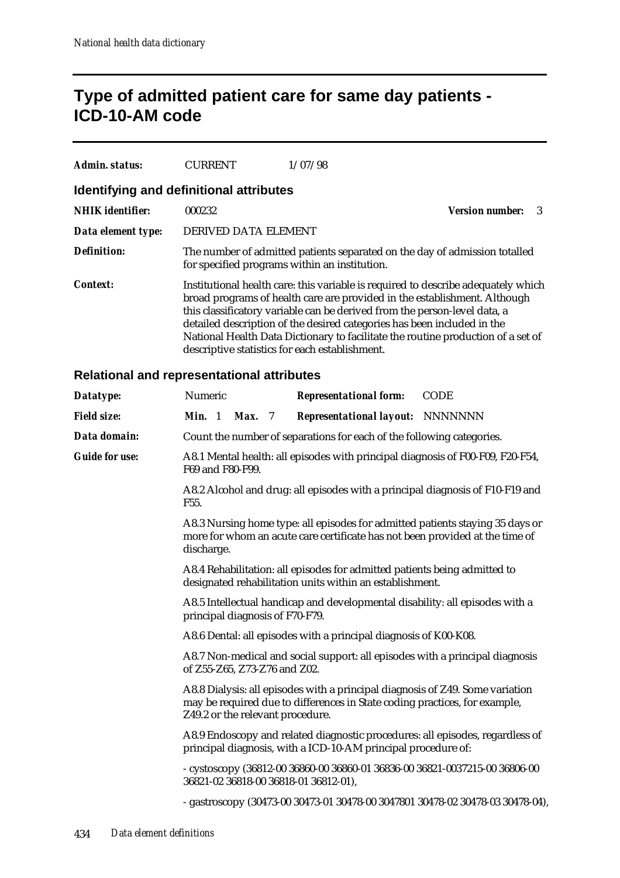# Type of admitted patient care for same day patients - ICD-10-AM code

| | | |
|---|---|---|
| ***Admin. status:*** | CURRENT | 1/07/98 |

## Identifying and definitional attributes

| | | |
|---|---|---|
| ***NHIK identifier:*** | 000232 | ***Version number:*** 3 |
| ***Data element type:*** | DERIVED DATA ELEMENT | |
| ***Definition:*** | The number of admitted patients separated on the day of admission totalled for specified programs within an institution. | |
| ***Context:*** | Institutional health care: this variable is required to describe adequately which broad programs of health care are provided in the establishment. Although this classificatory variable can be derived from the person-level data, a detailed description of the desired categories has been included in the National Health Data Dictionary to facilitate the routine production of a set of descriptive statistics for each establishment. | |

## Relational and representational attributes

| | | | | |
|---|---|---|---|---|
| ***Datatype:*** | Numeric | | ***Representational form:*** | CODE |
| ***Field size:*** | ***Min.*** 1 | ***Max.*** 7 | ***Representational layout:*** | NNNNNNN |

***Data domain:*** Count the number of separations for each of the following categories.

***Guide for use:*** A8.1 Mental health: all episodes with principal diagnosis of F00-F09, F20-F54, F69 and F80-F99.

A8.2 Alcohol and drug: all episodes with a principal diagnosis of F10-F19 and F55.

A8.3 Nursing home type: all episodes for admitted patients staying 35 days or more for whom an acute care certificate has not been provided at the time of discharge.

A8.4 Rehabilitation: all episodes for admitted patients being admitted to designated rehabilitation units within an establishment.

A8.5 Intellectual handicap and developmental disability: all episodes with a principal diagnosis of F70-F79.

A8.6 Dental: all episodes with a principal diagnosis of K00-K08.

A8.7 Non-medical and social support: all episodes with a principal diagnosis of Z55-Z65, Z73-Z76 and Z02.

A8.8 Dialysis: all episodes with a principal diagnosis of Z49. Some variation may be required due to differences in State coding practices, for example, Z49.2 or the relevant procedure.

A8.9 Endoscopy and related diagnostic procedures: all episodes, regardless of principal diagnosis, with a ICD-10-AM principal procedure of:

- cystoscopy (36812-00 36860-00 36860-01 36836-00 36821-0037215-00 36806-00 36821-02 36818-00 36818-01 36812-01),

- gastroscopy (30473-00 30473-01 30478-00 3047801 30478-02 30478-03 30478-04),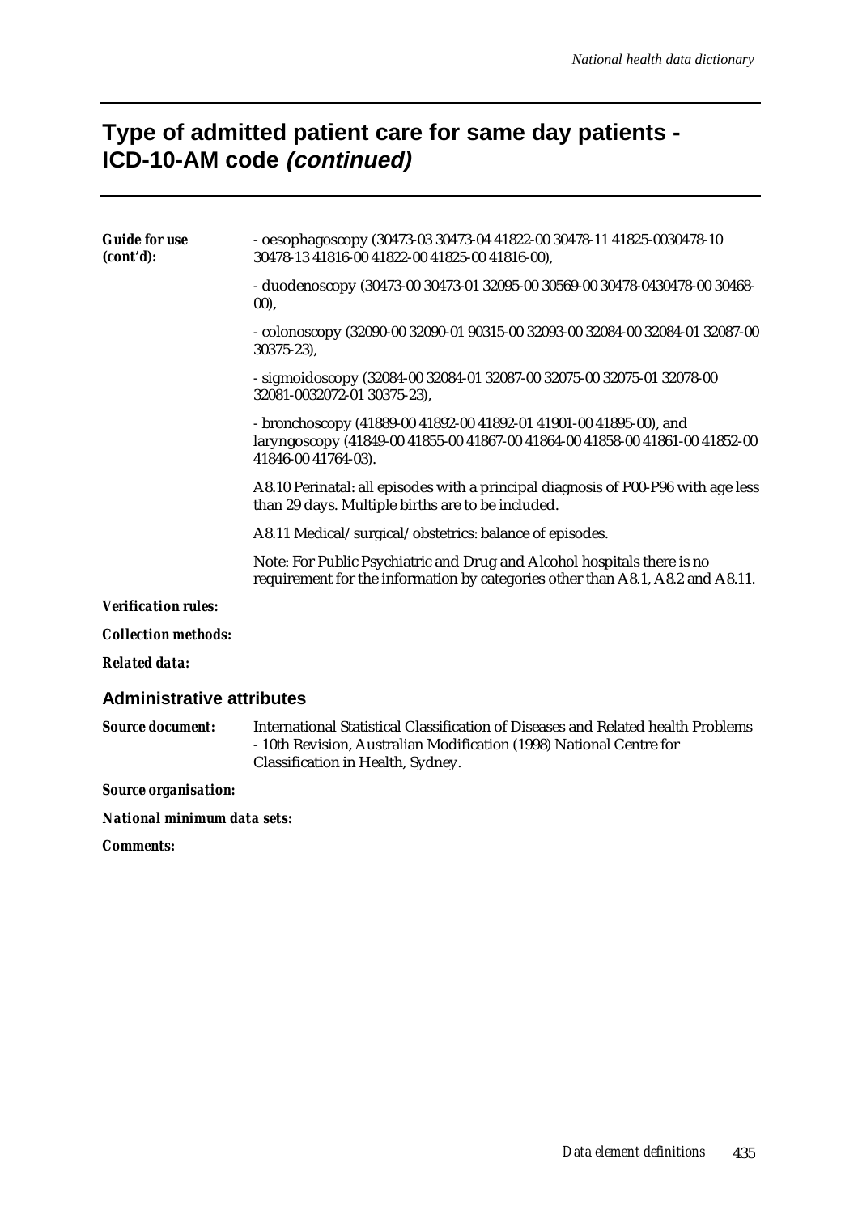## Type of admitted patient care for same day patients - ICD-10-AM code *(continued)*

***Guide for use (cont'd):***

- oesophagoscopy (30473-03 30473-04 41822-00 30478-11 41825-0030478-10 30478-13 41816-00 41822-00 41825-00 41816-00),

- duodenoscopy (30473-00 30473-01 32095-00 30569-00 30478-0430478-00 30468-00),

- colonoscopy (32090-00 32090-01 90315-00 32093-00 32084-00 32084-01 32087-00 30375-23),

- sigmoidoscopy (32084-00 32084-01 32087-00 32075-00 32075-01 32078-00 32081-0032072-01 30375-23),

- bronchoscopy (41889-00 41892-00 41892-01 41901-00 41895-00), and laryngoscopy (41849-00 41855-00 41867-00 41864-00 41858-00 41861-00 41852-00 41846-00 41764-03).

A8.10 Perinatal: all episodes with a principal diagnosis of P00-P96 with age less than 29 days. Multiple births are to be included.

A8.11 Medical/surgical/obstetrics: balance of episodes.

Note: For Public Psychiatric and Drug and Alcohol hospitals there is no requirement for the information by categories other than A8.1, A8.2 and A8.11.

***Verification rules:***

***Collection methods:***

***Related data:***

### Administrative attributes

***Source document:*** International Statistical Classification of Diseases and Related health Problems - 10th Revision, Australian Modification (1998) National Centre for Classification in Health, Sydney.

***Source organisation:***

***National minimum data sets:***

***Comments:***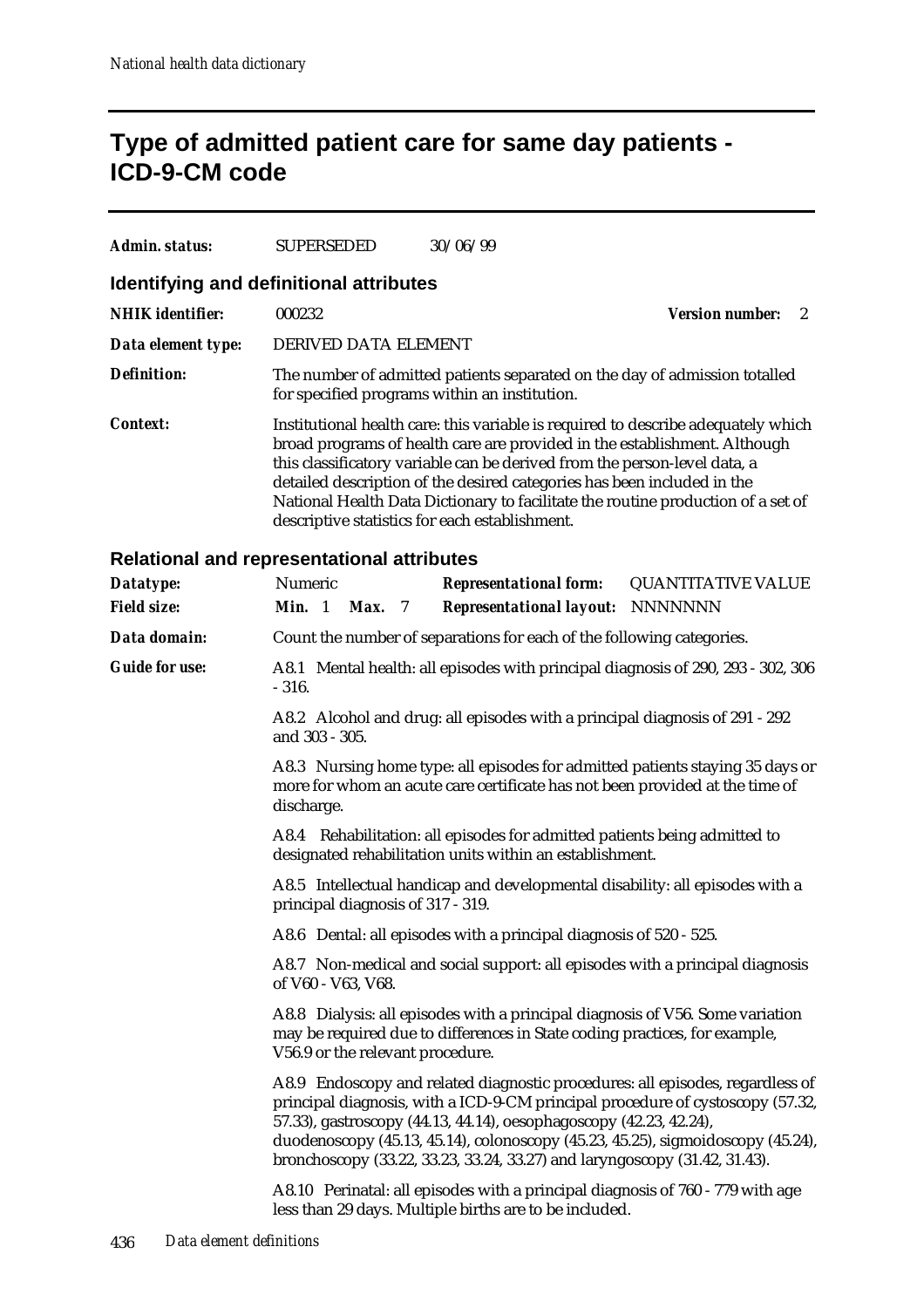# Type of admitted patient care for same day patients - ICD-9-CM code

***Admin. status:*** SUPERSEDED 30/06/99

## Identifying and definitional attributes

***NHIK identifier:*** 000232 ***Version number:*** 2

***Data element type:*** DERIVED DATA ELEMENT

***Definition:*** The number of admitted patients separated on the day of admission totalled for specified programs within an institution.

***Context:*** Institutional health care: this variable is required to describe adequately which broad programs of health care are provided in the establishment. Although this classificatory variable can be derived from the person-level data, a detailed description of the desired categories has been included in the National Health Data Dictionary to facilitate the routine production of a set of descriptive statistics for each establishment.

## Relational and representational attributes

***Datatype:*** Numeric ***Representational form:*** QUANTITATIVE VALUE

***Field size:*** ***Min.*** 1 ***Max.*** 7 ***Representational layout:*** NNNNNNN

***Data domain:*** Count the number of separations for each of the following categories.

***Guide for use:***

A8.1 Mental health: all episodes with principal diagnosis of 290, 293 - 302, 306 - 316.

A8.2 Alcohol and drug: all episodes with a principal diagnosis of 291 - 292 and 303 - 305.

A8.3 Nursing home type: all episodes for admitted patients staying 35 days or more for whom an acute care certificate has not been provided at the time of discharge.

A8.4 Rehabilitation: all episodes for admitted patients being admitted to designated rehabilitation units within an establishment.

A8.5 Intellectual handicap and developmental disability: all episodes with a principal diagnosis of 317 - 319.

A8.6 Dental: all episodes with a principal diagnosis of 520 - 525.

A8.7 Non-medical and social support: all episodes with a principal diagnosis of V60 - V63, V68.

A8.8 Dialysis: all episodes with a principal diagnosis of V56. Some variation may be required due to differences in State coding practices, for example, V56.9 or the relevant procedure.

A8.9 Endoscopy and related diagnostic procedures: all episodes, regardless of principal diagnosis, with a ICD-9-CM principal procedure of cystoscopy (57.32, 57.33), gastroscopy (44.13, 44.14), oesophagoscopy (42.23, 42.24), duodenoscopy (45.13, 45.14), colonoscopy (45.23, 45.25), sigmoidoscopy (45.24), bronchoscopy (33.22, 33.23, 33.24, 33.27) and laryngoscopy (31.42, 31.43).

A8.10 Perinatal: all episodes with a principal diagnosis of 760 - 779 with age less than 29 days. Multiple births are to be included.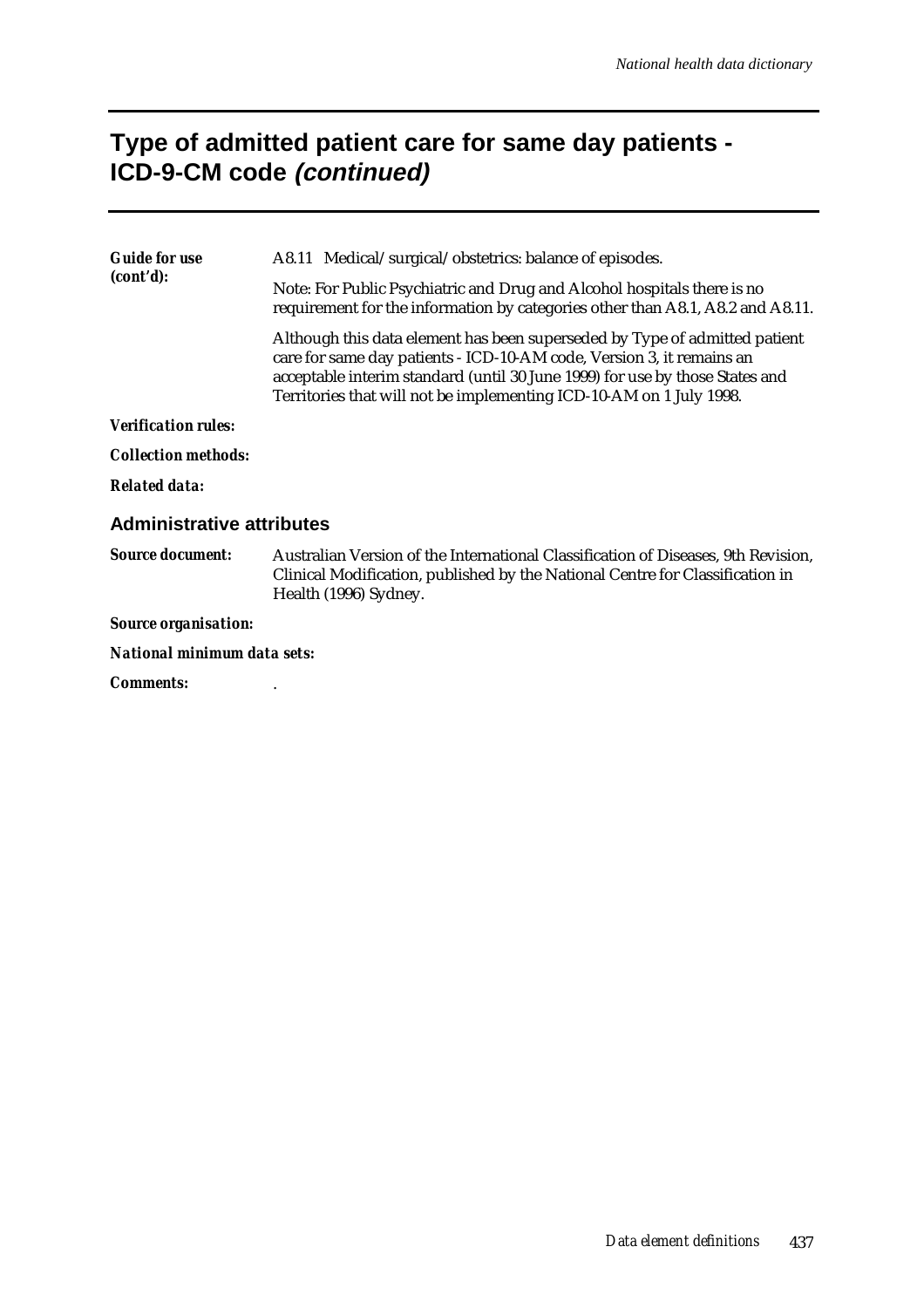## Type of admitted patient care for same day patients - ICD-9-CM code *(continued)*

***Guide for use (cont'd):*** A8.11 Medical/surgical/obstetrics: balance of episodes.

Note: For Public Psychiatric and Drug and Alcohol hospitals there is no requirement for the information by categories other than A8.1, A8.2 and A8.11.

Although this data element has been superseded by Type of admitted patient care for same day patients - ICD-10-AM code, Version 3, it remains an acceptable interim standard (until 30 June 1999) for use by those States and Territories that will not be implementing ICD-10-AM on 1 July 1998.

***Verification rules:***

***Collection methods:***

***Related data:***

### Administrative attributes

***Source document:*** Australian Version of the International Classification of Diseases, 9th Revision, Clinical Modification, published by the National Centre for Classification in Health (1996) Sydney.

***Source organisation:***

***National minimum data sets:***

***Comments:*** .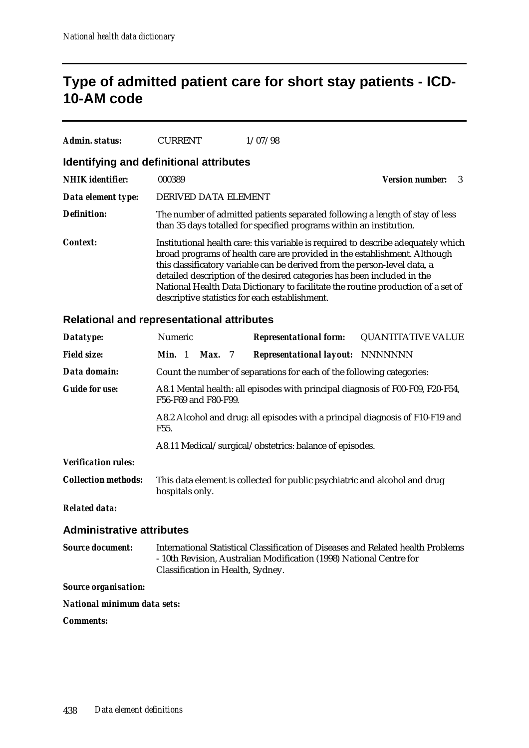# Type of admitted patient care for short stay patients - ICD-10-AM code

***Admin. status:*** CURRENT 1/07/98

## Identifying and definitional attributes

***NHIK identifier:*** 000389 ***Version number:*** 3

***Data element type:*** DERIVED DATA ELEMENT

***Definition:*** The number of admitted patients separated following a length of stay of less than 35 days totalled for specified programs within an institution.

***Context:*** Institutional health care: this variable is required to describe adequately which broad programs of health care are provided in the establishment. Although this classificatory variable can be derived from the person-level data, a detailed description of the desired categories has been included in the National Health Data Dictionary to facilitate the routine production of a set of descriptive statistics for each establishment.

## Relational and representational attributes

***Datatype:*** Numeric ***Representational form:*** QUANTITATIVE VALUE

***Field size:*** ***Min.*** 1 ***Max.*** 7 ***Representational layout:*** NNNNNNN

***Data domain:*** Count the number of separations for each of the following categories:

***Guide for use:*** A8.1 Mental health: all episodes with principal diagnosis of F00-F09, F20-F54, F56-F69 and F80-F99.

A8.2 Alcohol and drug: all episodes with a principal diagnosis of F10-F19 and F55.

A8.11 Medical/surgical/obstetrics: balance of episodes.

***Verification rules:***

***Collection methods:*** This data element is collected for public psychiatric and alcohol and drug hospitals only.

***Related data:***

## Administrative attributes

***Source document:*** International Statistical Classification of Diseases and Related health Problems - 10th Revision, Australian Modification (1998) National Centre for Classification in Health, Sydney.

***Source organisation:***

***National minimum data sets:***

***Comments:***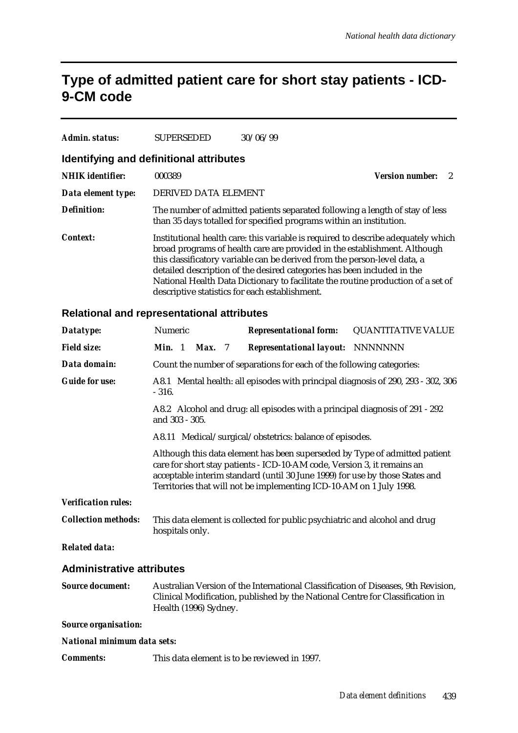# Type of admitted patient care for short stay patients - ICD-9-CM code

***Admin. status:*** SUPERSEDED 30/06/99

## Identifying and definitional attributes

***NHIK identifier:*** 000389 ***Version number:*** 2

***Data element type:*** DERIVED DATA ELEMENT

***Definition:*** The number of admitted patients separated following a length of stay of less than 35 days totalled for specified programs within an institution.

***Context:*** Institutional health care: this variable is required to describe adequately which broad programs of health care are provided in the establishment. Although this classificatory variable can be derived from the person-level data, a detailed description of the desired categories has been included in the National Health Data Dictionary to facilitate the routine production of a set of descriptive statistics for each establishment.

## Relational and representational attributes

***Datatype:*** Numeric ***Representational form:*** QUANTITATIVE VALUE

***Field size:*** ***Min.*** 1 ***Max.*** 7 ***Representational layout:*** NNNNNNN

***Data domain:*** Count the number of separations for each of the following categories:

***Guide for use:*** A8.1 Mental health: all episodes with principal diagnosis of 290, 293 - 302, 306 - 316.

A8.2 Alcohol and drug: all episodes with a principal diagnosis of 291 - 292 and 303 - 305.

A8.11 Medical/surgical/obstetrics: balance of episodes.

Although this data element has been superseded by Type of admitted patient care for short stay patients - ICD-10-AM code, Version 3, it remains an acceptable interim standard (until 30 June 1999) for use by those States and Territories that will not be implementing ICD-10-AM on 1 July 1998.

***Verification rules:***

***Collection methods:*** This data element is collected for public psychiatric and alcohol and drug hospitals only.

***Related data:***

## Administrative attributes

***Source document:*** Australian Version of the International Classification of Diseases, 9th Revision, Clinical Modification, published by the National Centre for Classification in Health (1996) Sydney.

***Source organisation:***

***National minimum data sets:***

***Comments:*** This data element is to be reviewed in 1997.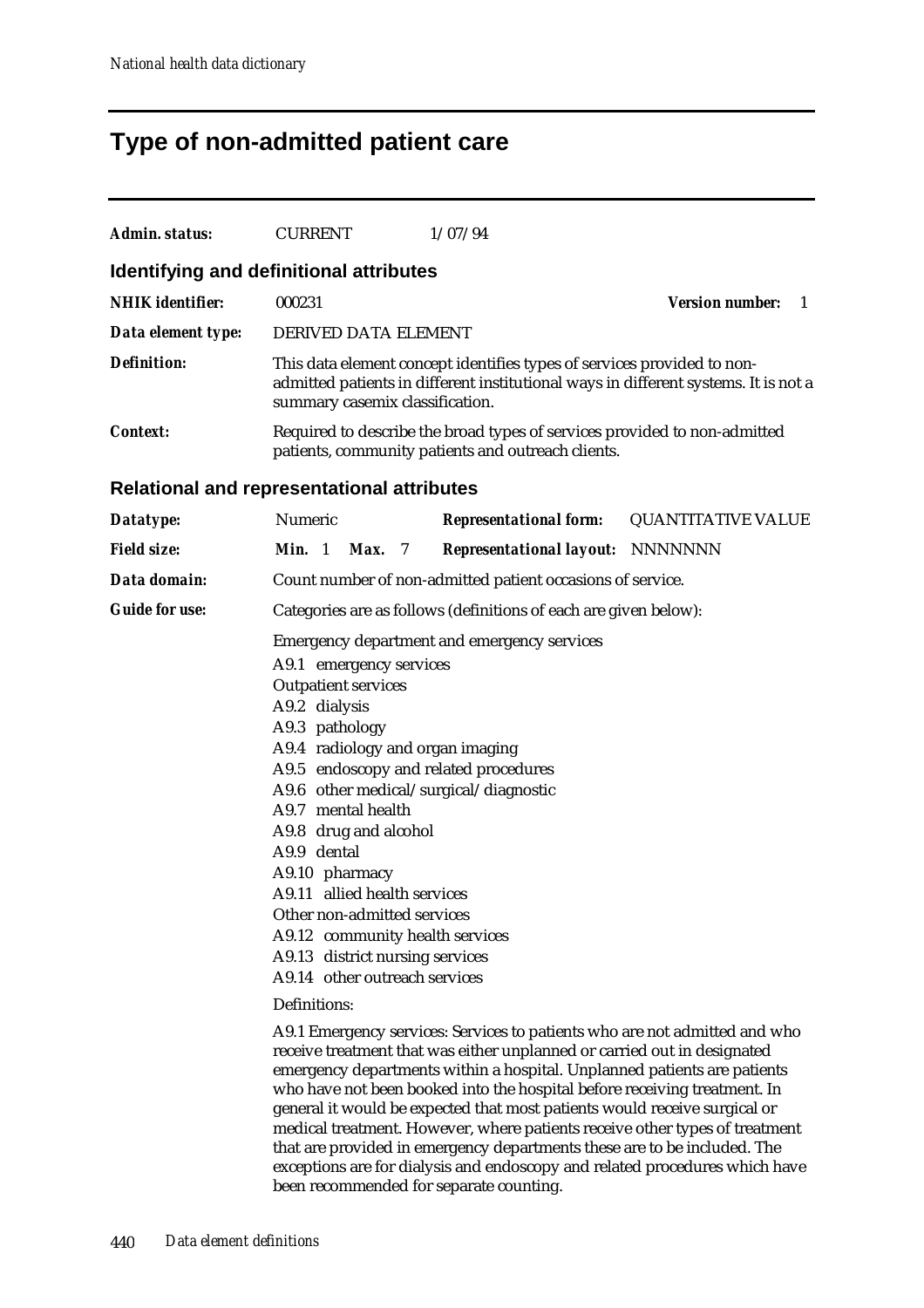# Type of non-admitted patient care

**Admin. status:** CURRENT 1/07/94

## Identifying and definitional attributes

**NHIK identifier:** 000231 **Version number:** 1

**Data element type:** DERIVED DATA ELEMENT

**Definition:** This data element concept identifies types of services provided to non-admitted patients in different institutional ways in different systems. It is not a summary casemix classification.

**Context:** Required to describe the broad types of services provided to non-admitted patients, community patients and outreach clients.

## Relational and representational attributes

**Datatype:** Numeric **Representational form:** QUANTITATIVE VALUE

**Field size:** **Min.** 1 **Max.** 7 **Representational layout:** NNNNNNN

**Data domain:** Count number of non-admitted patient occasions of service.

**Guide for use:** Categories are as follows (definitions of each are given below):

Emergency department and emergency services

A9.1 emergency services

Outpatient services

A9.2 dialysis

A9.3 pathology

A9.4 radiology and organ imaging

A9.5 endoscopy and related procedures

A9.6 other medical/surgical/diagnostic

A9.7 mental health

A9.8 drug and alcohol

A9.9 dental

A9.10 pharmacy

A9.11 allied health services

Other non-admitted services

A9.12 community health services

A9.13 district nursing services

A9.14 other outreach services

Definitions:

A9.1 Emergency services: Services to patients who are not admitted and who receive treatment that was either unplanned or carried out in designated emergency departments within a hospital. Unplanned patients are patients who have not been booked into the hospital before receiving treatment. In general it would be expected that most patients would receive surgical or medical treatment. However, where patients receive other types of treatment that are provided in emergency departments these are to be included. The exceptions are for dialysis and endoscopy and related procedures which have been recommended for separate counting.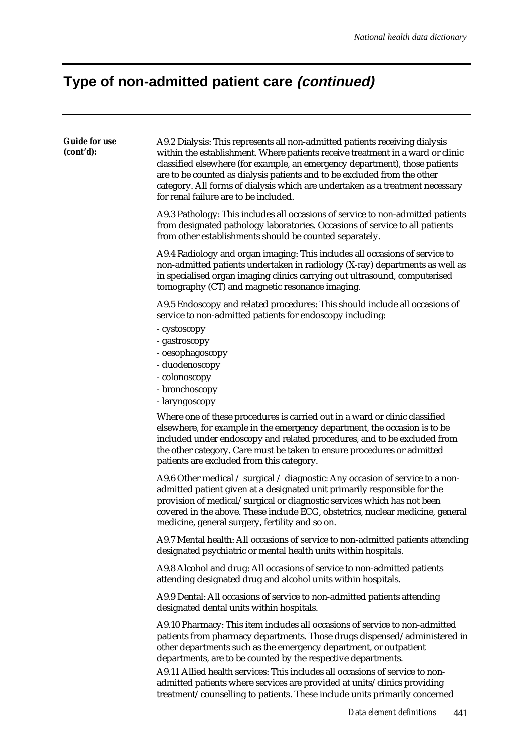## Type of non-admitted patient care *(continued)*

***Guide for use (cont'd):***

A9.2 Dialysis: This represents all non-admitted patients receiving dialysis within the establishment. Where patients receive treatment in a ward or clinic classified elsewhere (for example, an emergency department), those patients are to be counted as dialysis patients and to be excluded from the other category. All forms of dialysis which are undertaken as a treatment necessary for renal failure are to be included.

A9.3 Pathology: This includes all occasions of service to non-admitted patients from designated pathology laboratories. Occasions of service to all patients from other establishments should be counted separately.

A9.4 Radiology and organ imaging: This includes all occasions of service to non-admitted patients undertaken in radiology (X-ray) departments as well as in specialised organ imaging clinics carrying out ultrasound, computerised tomography (CT) and magnetic resonance imaging.

A9.5 Endoscopy and related procedures: This should include all occasions of service to non-admitted patients for endoscopy including:

- cystoscopy
- gastroscopy
- oesophagoscopy
- duodenoscopy
- colonoscopy
- bronchoscopy
- laryngoscopy

Where one of these procedures is carried out in a ward or clinic classified elsewhere, for example in the emergency department, the occasion is to be included under endoscopy and related procedures, and to be excluded from the other category. Care must be taken to ensure procedures or admitted patients are excluded from this category.

A9.6 Other medical / surgical / diagnostic: Any occasion of service to a non-admitted patient given at a designated unit primarily responsible for the provision of medical/surgical or diagnostic services which has not been covered in the above. These include ECG, obstetrics, nuclear medicine, general medicine, general surgery, fertility and so on.

A9.7 Mental health: All occasions of service to non-admitted patients attending designated psychiatric or mental health units within hospitals.

A9.8 Alcohol and drug: All occasions of service to non-admitted patients attending designated drug and alcohol units within hospitals.

A9.9 Dental: All occasions of service to non-admitted patients attending designated dental units within hospitals.

A9.10 Pharmacy: This item includes all occasions of service to non-admitted patients from pharmacy departments. Those drugs dispensed/administered in other departments such as the emergency department, or outpatient departments, are to be counted by the respective departments.

A9.11 Allied health services: This includes all occasions of service to non-admitted patients where services are provided at units/clinics providing treatment/counselling to patients. These include units primarily concerned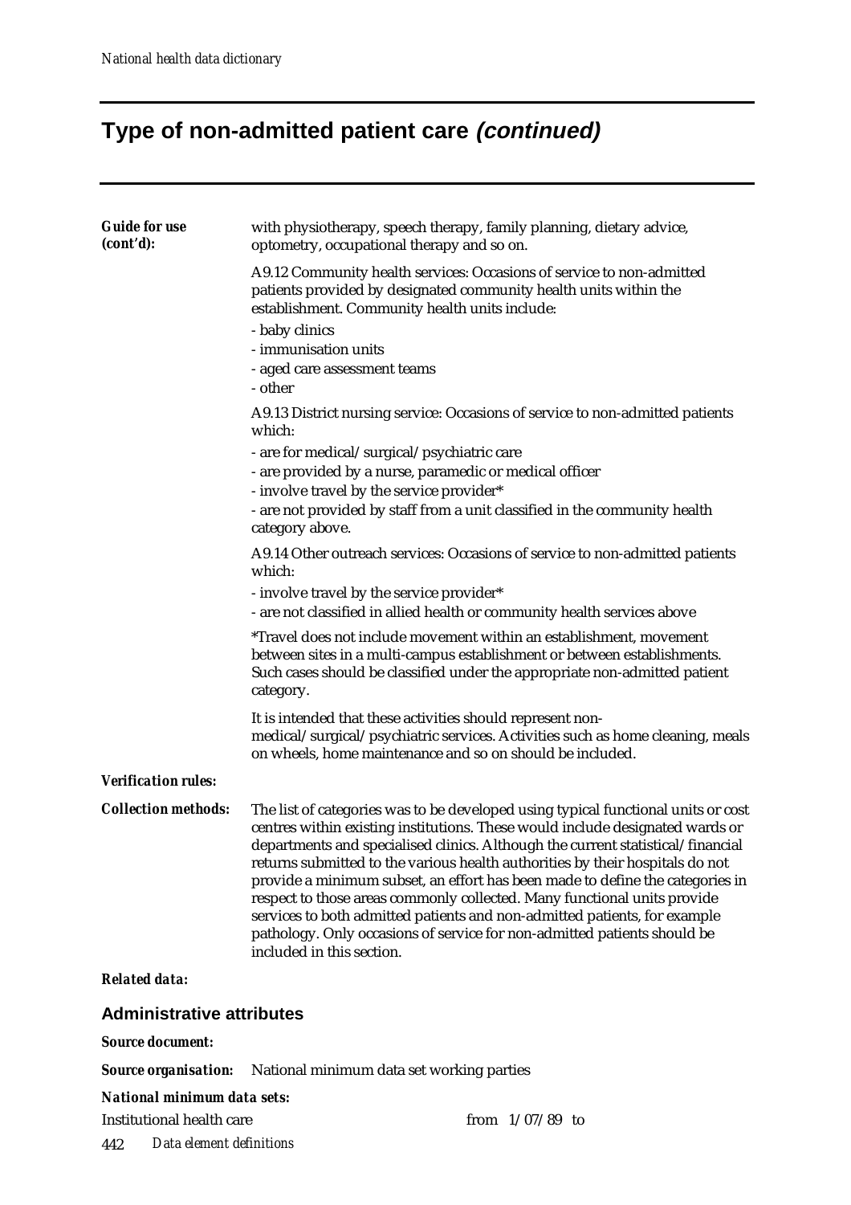# Type of non-admitted patient care *(continued)*

***Guide for use (cont'd):***

with physiotherapy, speech therapy, family planning, dietary advice, optometry, occupational therapy and so on.

A9.12 Community health services: Occasions of service to non-admitted patients provided by designated community health units within the establishment. Community health units include:

- baby clinics
- immunisation units
- aged care assessment teams
- other

A9.13 District nursing service: Occasions of service to non-admitted patients which:

- are for medical/surgical/psychiatric care
- are provided by a nurse, paramedic or medical officer
- involve travel by the service provider*
- are not provided by staff from a unit classified in the community health category above.

A9.14 Other outreach services: Occasions of service to non-admitted patients which:

- involve travel by the service provider*
- are not classified in allied health or community health services above

*Travel does not include movement within an establishment, movement between sites in a multi-campus establishment or between establishments. Such cases should be classified under the appropriate non-admitted patient category.

It is intended that these activities should represent non-medical/surgical/psychiatric services. Activities such as home cleaning, meals on wheels, home maintenance and so on should be included.

***Verification rules:***

***Collection methods:***

The list of categories was to be developed using typical functional units or cost centres within existing institutions. These would include designated wards or departments and specialised clinics. Although the current statistical/financial returns submitted to the various health authorities by their hospitals do not provide a minimum subset, an effort has been made to define the categories in respect to those areas commonly collected. Many functional units provide services to both admitted patients and non-admitted patients, for example pathology. Only occasions of service for non-admitted patients should be included in this section.

***Related data:***

## Administrative attributes

***Source document:***

***Source organisation:*** National minimum data set working parties

***National minimum data sets:***

Institutional health care from 1/07/89 to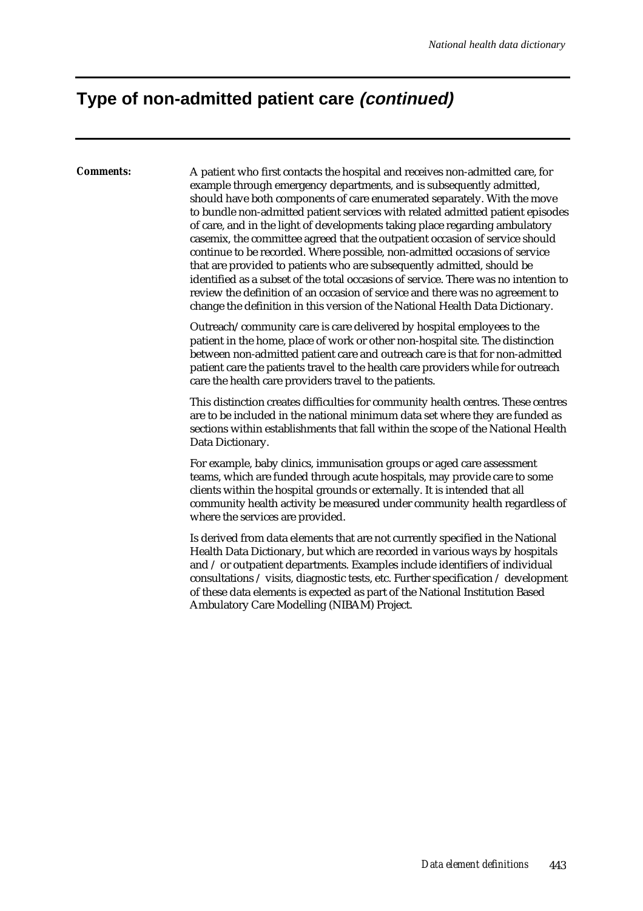# Type of non-admitted patient care *(continued)*

***Comments:*** A patient who first contacts the hospital and receives non-admitted care, for example through emergency departments, and is subsequently admitted, should have both components of care enumerated separately. With the move to bundle non-admitted patient services with related admitted patient episodes of care, and in the light of developments taking place regarding ambulatory casemix, the committee agreed that the outpatient occasion of service should continue to be recorded. Where possible, non-admitted occasions of service that are provided to patients who are subsequently admitted, should be identified as a subset of the total occasions of service. There was no intention to review the definition of an occasion of service and there was no agreement to change the definition in this version of the National Health Data Dictionary.

Outreach/community care is care delivered by hospital employees to the patient in the home, place of work or other non-hospital site. The distinction between non-admitted patient care and outreach care is that for non-admitted patient care the patients travel to the health care providers while for outreach care the health care providers travel to the patients.

This distinction creates difficulties for community health centres. These centres are to be included in the national minimum data set where they are funded as sections within establishments that fall within the scope of the National Health Data Dictionary.

For example, baby clinics, immunisation groups or aged care assessment teams, which are funded through acute hospitals, may provide care to some clients within the hospital grounds or externally. It is intended that all community health activity be measured under community health regardless of where the services are provided.

Is derived from data elements that are not currently specified in the National Health Data Dictionary, but which are recorded in various ways by hospitals and / or outpatient departments. Examples include identifiers of individual consultations / visits, diagnostic tests, etc. Further specification / development of these data elements is expected as part of the National Institution Based Ambulatory Care Modelling (NIBAM) Project.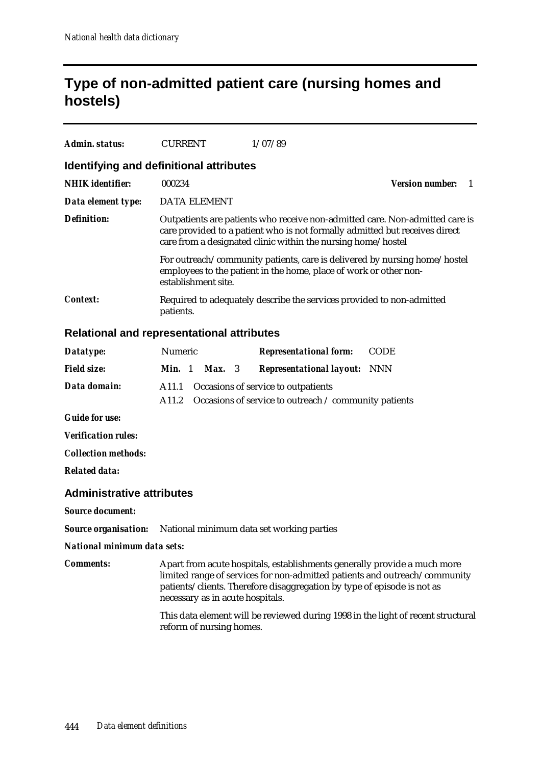# Type of non-admitted patient care (nursing homes and hostels)

***Admin. status:*** CURRENT 1/07/89

## Identifying and definitional attributes

***NHIK identifier:*** 000234 ***Version number:*** 1

***Data element type:*** DATA ELEMENT

***Definition:*** Outpatients are patients who receive non-admitted care. Non-admitted care is care provided to a patient who is not formally admitted but receives direct care from a designated clinic within the nursing home/hostel

For outreach/community patients, care is delivered by nursing home/hostel employees to the patient in the home, place of work or other non-establishment site.

***Context:*** Required to adequately describe the services provided to non-admitted patients.

## Relational and representational attributes

***Datatype:*** Numeric ***Representational form:*** CODE

***Field size:*** ***Min.*** 1 ***Max.*** 3 ***Representational layout:*** NNN

***Data domain:***
A11.1 Occasions of service to outpatients
A11.2 Occasions of service to outreach / community patients

***Guide for use:***

***Verification rules:***

***Collection methods:***

***Related data:***

## Administrative attributes

***Source document:***

***Source organisation:*** National minimum data set working parties

***National minimum data sets:***

***Comments:*** Apart from acute hospitals, establishments generally provide a much more limited range of services for non-admitted patients and outreach/community patients/clients. Therefore disaggregation by type of episode is not as necessary as in acute hospitals.

This data element will be reviewed during 1998 in the light of recent structural reform of nursing homes.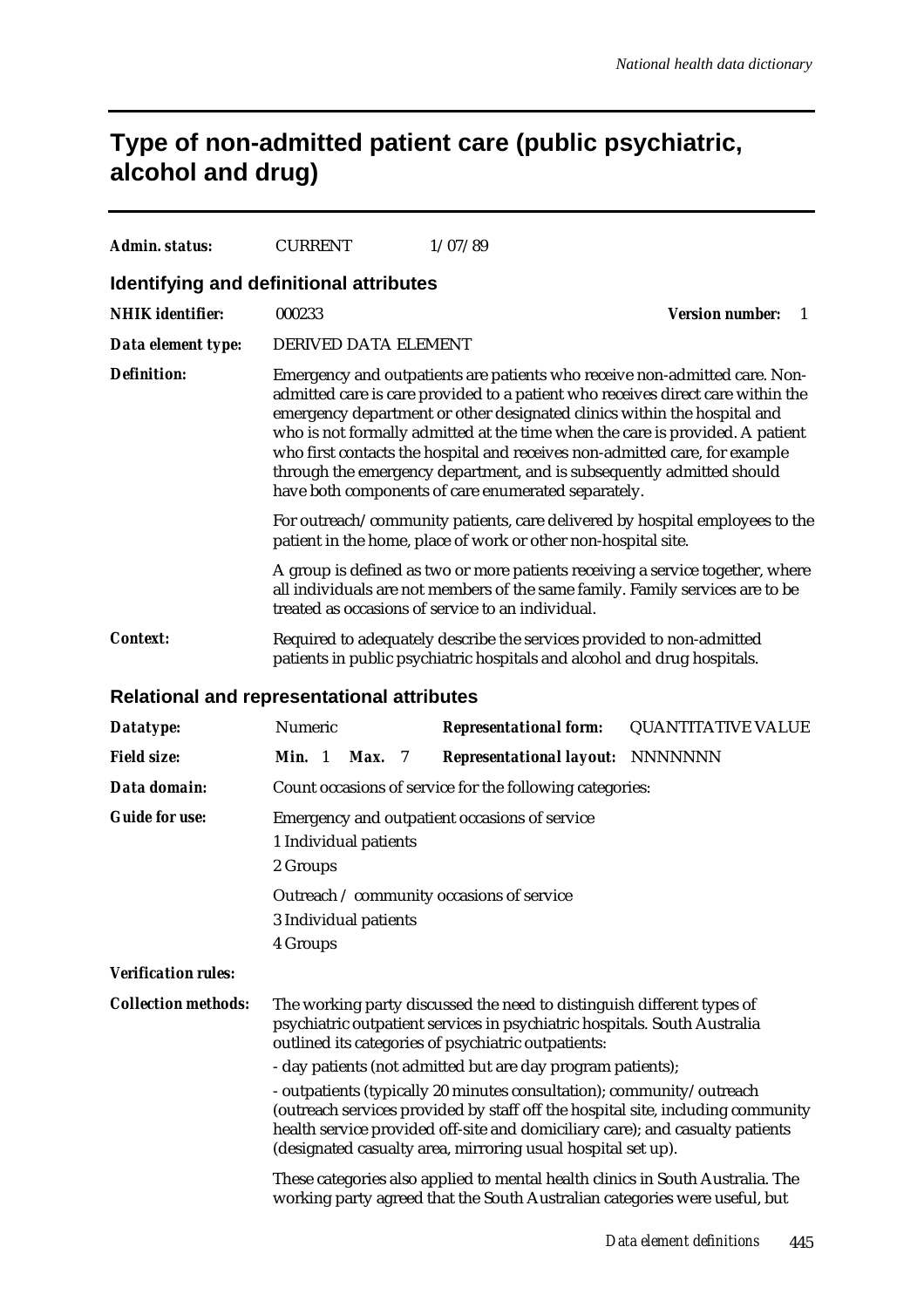# Type of non-admitted patient care (public psychiatric, alcohol and drug)

| | | |
|---|---|---|
| ***Admin. status:*** | CURRENT | 1/07/89 |

## Identifying and definitional attributes

***NHIK identifier:*** 000233 ***Version number:*** 1

***Data element type:*** DERIVED DATA ELEMENT

***Definition:*** Emergency and outpatients are patients who receive non-admitted care. Non-admitted care is care provided to a patient who receives direct care within the emergency department or other designated clinics within the hospital and who is not formally admitted at the time when the care is provided. A patient who first contacts the hospital and receives non-admitted care, for example through the emergency department, and is subsequently admitted should have both components of care enumerated separately.

For outreach/community patients, care delivered by hospital employees to the patient in the home, place of work or other non-hospital site.

A group is defined as two or more patients receiving a service together, where all individuals are not members of the same family. Family services are to be treated as occasions of service to an individual.

***Context:*** Required to adequately describe the services provided to non-admitted patients in public psychiatric hospitals and alcohol and drug hospitals.

## Relational and representational attributes

***Datatype:*** Numeric ***Representational form:*** QUANTITATIVE VALUE

***Field size:*** ***Min.*** 1 ***Max.*** 7 ***Representational layout:*** NNNNNNN

***Data domain:*** Count occasions of service for the following categories:

***Guide for use:*** Emergency and outpatient occasions of service

1 Individual patients

2 Groups

Outreach / community occasions of service

3 Individual patients

4 Groups

***Verification rules:***

***Collection methods:*** The working party discussed the need to distinguish different types of psychiatric outpatient services in psychiatric hospitals. South Australia outlined its categories of psychiatric outpatients:

- day patients (not admitted but are day program patients);

- outpatients (typically 20 minutes consultation); community/outreach (outreach services provided by staff off the hospital site, including community health service provided off-site and domiciliary care); and casualty patients (designated casualty area, mirroring usual hospital set up).

These categories also applied to mental health clinics in South Australia. The working party agreed that the South Australian categories were useful, but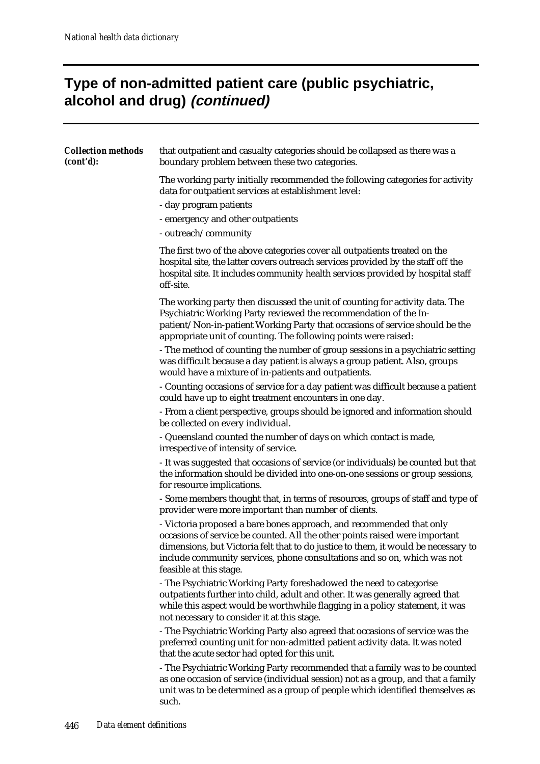## Type of non-admitted patient care (public psychiatric, alcohol and drug) *(continued)*

***Collection methods (cont'd):*** that outpatient and casualty categories should be collapsed as there was a boundary problem between these two categories.

The working party initially recommended the following categories for activity data for outpatient services at establishment level:

- day program patients
- emergency and other outpatients
- outreach/community

The first two of the above categories cover all outpatients treated on the hospital site, the latter covers outreach services provided by the staff off the hospital site. It includes community health services provided by hospital staff off-site.

The working party then discussed the unit of counting for activity data. The Psychiatric Working Party reviewed the recommendation of the In-patient/Non-in-patient Working Party that occasions of service should be the appropriate unit of counting. The following points were raised:

- The method of counting the number of group sessions in a psychiatric setting was difficult because a day patient is always a group patient. Also, groups would have a mixture of in-patients and outpatients.
- Counting occasions of service for a day patient was difficult because a patient could have up to eight treatment encounters in one day.
- From a client perspective, groups should be ignored and information should be collected on every individual.
- Queensland counted the number of days on which contact is made, irrespective of intensity of service.
- It was suggested that occasions of service (or individuals) be counted but that the information should be divided into one-on-one sessions or group sessions, for resource implications.
- Some members thought that, in terms of resources, groups of staff and type of provider were more important than number of clients.
- Victoria proposed a bare bones approach, and recommended that only occasions of service be counted. All the other points raised were important dimensions, but Victoria felt that to do justice to them, it would be necessary to include community services, phone consultations and so on, which was not feasible at this stage.
- The Psychiatric Working Party foreshadowed the need to categorise outpatients further into child, adult and other. It was generally agreed that while this aspect would be worthwhile flagging in a policy statement, it was not necessary to consider it at this stage.
- The Psychiatric Working Party also agreed that occasions of service was the preferred counting unit for non-admitted patient activity data. It was noted that the acute sector had opted for this unit.
- The Psychiatric Working Party recommended that a family was to be counted as one occasion of service (individual session) not as a group, and that a family unit was to be determined as a group of people which identified themselves as such.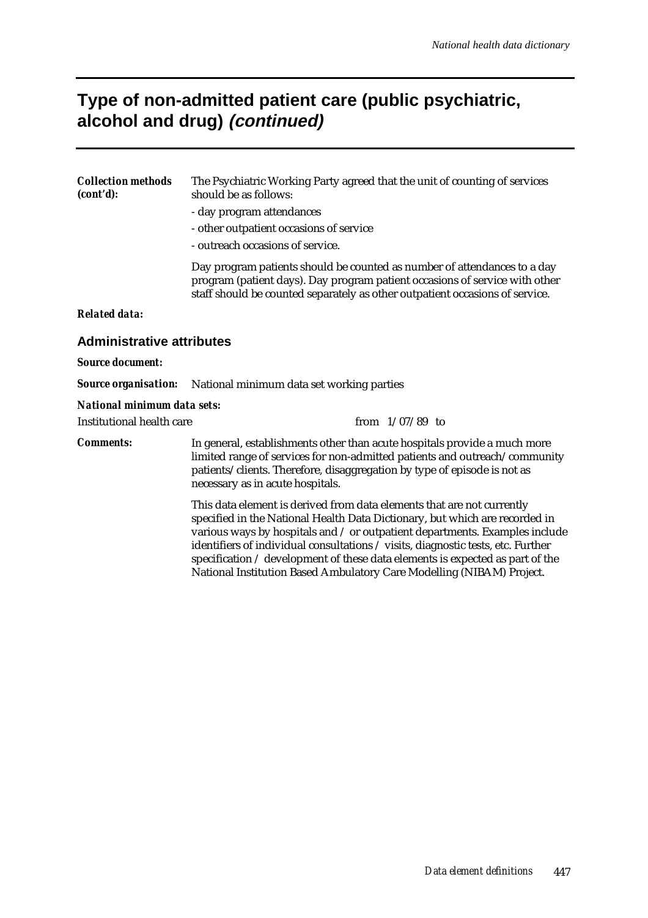# Type of non-admitted patient care (public psychiatric, alcohol and drug) *(continued)*

***Collection methods (cont'd):*** The Psychiatric Working Party agreed that the unit of counting of services should be as follows:

- day program attendances
- other outpatient occasions of service
- outreach occasions of service.

Day program patients should be counted as number of attendances to a day program (patient days). Day program patient occasions of service with other staff should be counted separately as other outpatient occasions of service.

***Related data:***

## Administrative attributes

***Source document:***

***Source organisation:*** National minimum data set working parties

***National minimum data sets:***

Institutional health care from 1/07/89 to

***Comments:*** In general, establishments other than acute hospitals provide a much more limited range of services for non-admitted patients and outreach/community patients/clients. Therefore, disaggregation by type of episode is not as necessary as in acute hospitals.

This data element is derived from data elements that are not currently specified in the National Health Data Dictionary, but which are recorded in various ways by hospitals and / or outpatient departments. Examples include identifiers of individual consultations / visits, diagnostic tests, etc. Further specification / development of these data elements is expected as part of the National Institution Based Ambulatory Care Modelling (NIBAM) Project.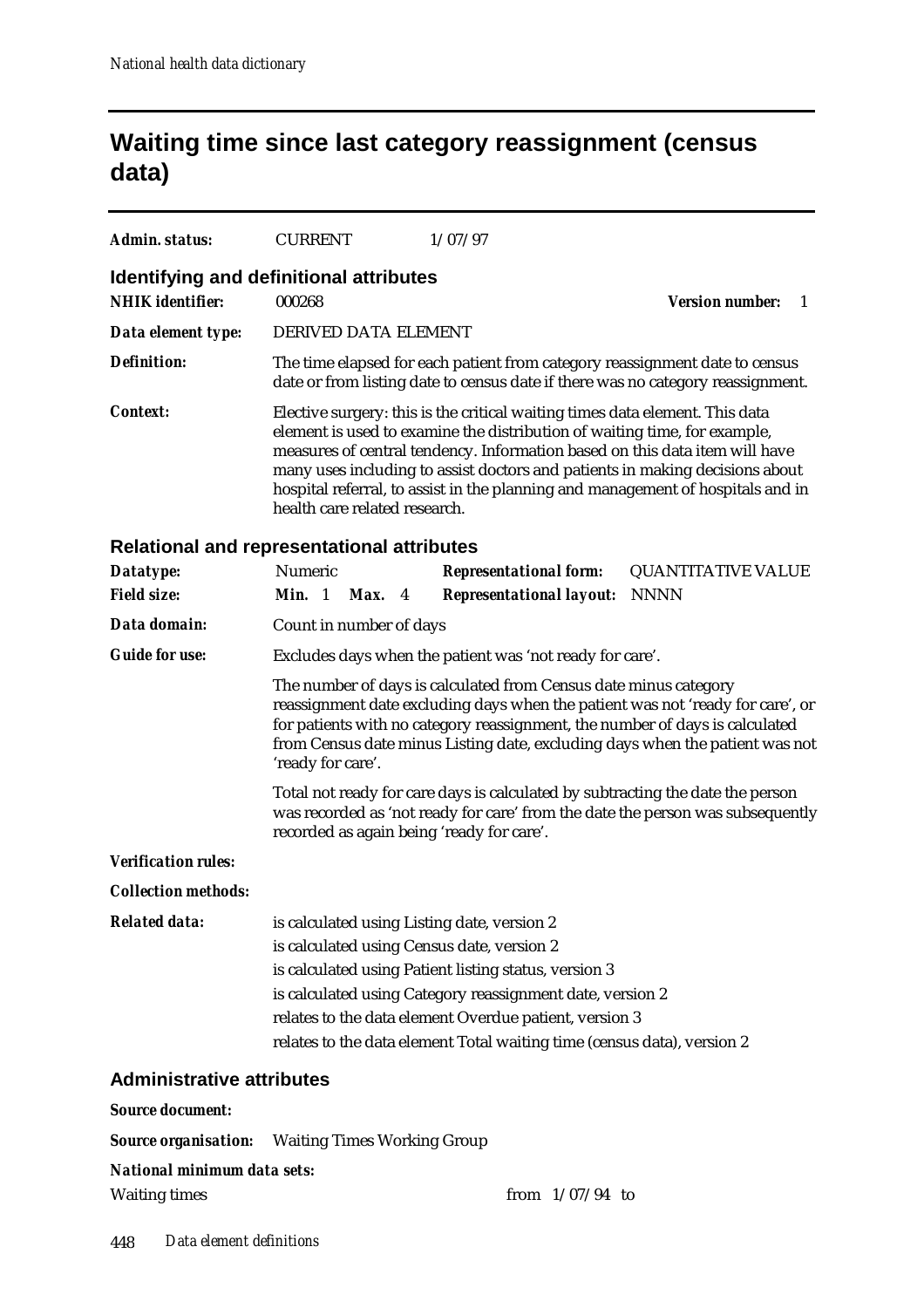# Waiting time since last category reassignment (census data)

***Admin. status:*** CURRENT 1/07/97

## Identifying and definitional attributes

***NHIK identifier:*** 000268 ***Version number:*** 1

***Data element type:*** DERIVED DATA ELEMENT

***Definition:*** The time elapsed for each patient from category reassignment date to census date or from listing date to census date if there was no category reassignment.

***Context:*** Elective surgery: this is the critical waiting times data element. This data element is used to examine the distribution of waiting time, for example, measures of central tendency. Information based on this data item will have many uses including to assist doctors and patients in making decisions about hospital referral, to assist in the planning and management of hospitals and in health care related research.

## Relational and representational attributes

***Datatype:*** Numeric ***Representational form:*** QUANTITATIVE VALUE

***Field size:*** ***Min.*** 1 ***Max.*** 4 ***Representational layout:*** NNNN

***Data domain:*** Count in number of days

***Guide for use:*** Excludes days when the patient was 'not ready for care'.

The number of days is calculated from Census date minus category reassignment date excluding days when the patient was not 'ready for care', or for patients with no category reassignment, the number of days is calculated from Census date minus Listing date, excluding days when the patient was not 'ready for care'.

Total not ready for care days is calculated by subtracting the date the person was recorded as 'not ready for care' from the date the person was subsequently recorded as again being 'ready for care'.

***Verification rules:***

***Collection methods:***

***Related data:***
is calculated using Listing date, version 2
is calculated using Census date, version 2
is calculated using Patient listing status, version 3
is calculated using Category reassignment date, version 2
relates to the data element Overdue patient, version 3
relates to the data element Total waiting time (census data), version 2

## Administrative attributes

***Source document:***

***Source organisation:*** Waiting Times Working Group

***National minimum data sets:***

Waiting times from 1/07/94 to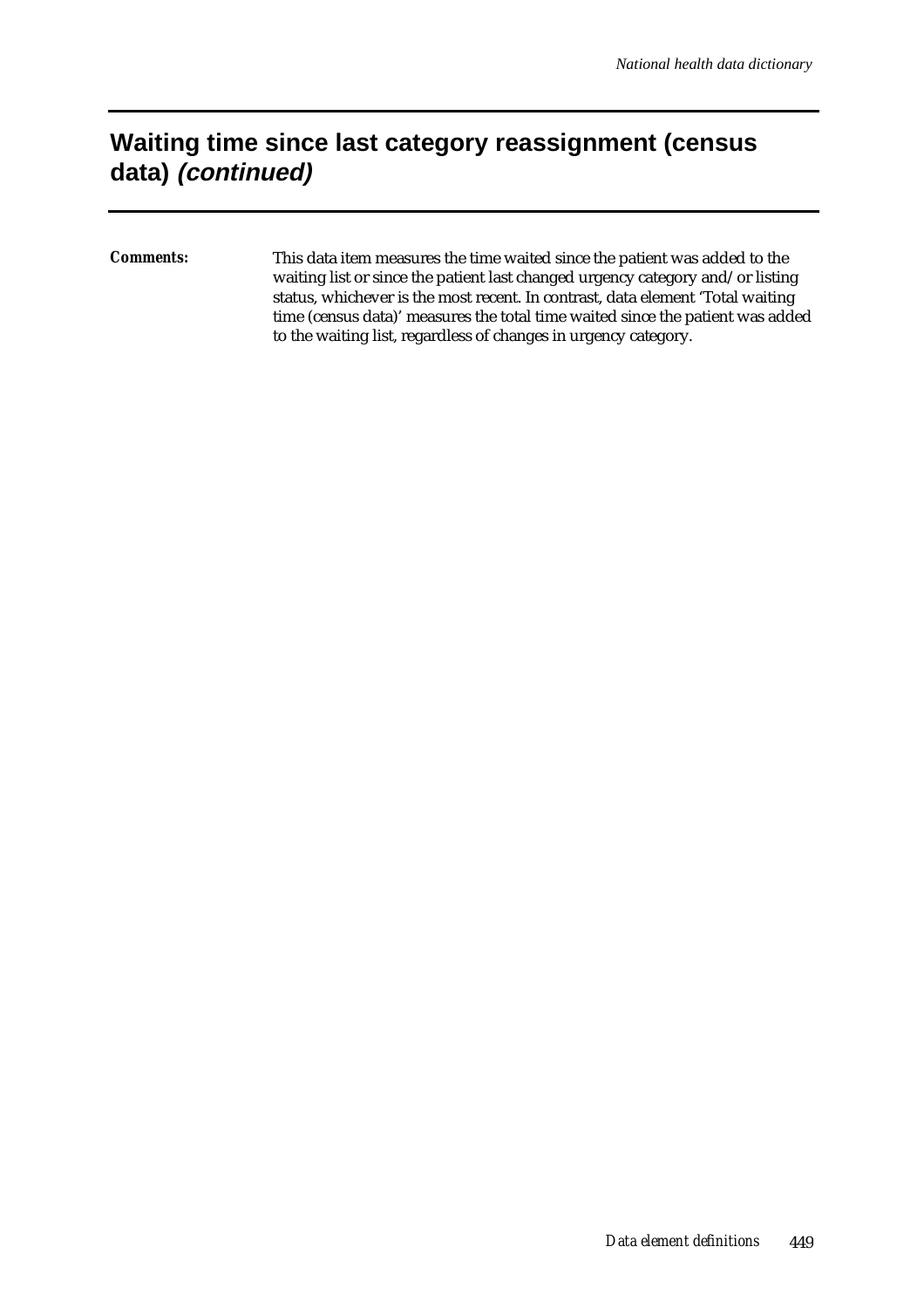## Waiting time since last category reassignment (census data) *(continued)*

***Comments:*** This data item measures the time waited since the patient was added to the waiting list or since the patient last changed urgency category and/or listing status, whichever is the most recent. In contrast, data element 'Total waiting time (census data)' measures the total time waited since the patient was added to the waiting list, regardless of changes in urgency category.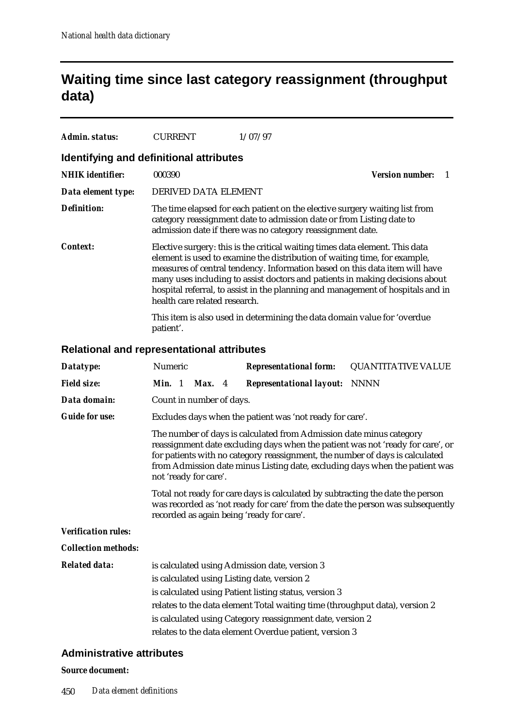# Waiting time since last category reassignment (throughput data)

***Admin. status:*** CURRENT 1/07/97

## Identifying and definitional attributes

***NHIK identifier:*** 000390 ***Version number:*** 1

***Data element type:*** DERIVED DATA ELEMENT

***Definition:*** The time elapsed for each patient on the elective surgery waiting list from category reassignment date to admission date or from Listing date to admission date if there was no category reassignment date.

***Context:*** Elective surgery: this is the critical waiting times data element. This data element is used to examine the distribution of waiting time, for example, measures of central tendency. Information based on this data item will have many uses including to assist doctors and patients in making decisions about hospital referral, to assist in the planning and management of hospitals and in health care related research.

This item is also used in determining the data domain value for 'overdue patient'.

## Relational and representational attributes

***Datatype:*** Numeric ***Representational form:*** QUANTITATIVE VALUE

***Field size:*** ***Min.*** 1 ***Max.*** 4 ***Representational layout:*** NNNN

***Data domain:*** Count in number of days.

***Guide for use:*** Excludes days when the patient was 'not ready for care'.

The number of days is calculated from Admission date minus category reassignment date excluding days when the patient was not 'ready for care', or for patients with no category reassignment, the number of days is calculated from Admission date minus Listing date, excluding days when the patient was not 'ready for care'.

Total not ready for care days is calculated by subtracting the date the person was recorded as 'not ready for care' from the date the person was subsequently recorded as again being 'ready for care'.

***Verification rules:***

***Collection methods:***

***Related data:*** is calculated using Admission date, version 3

is calculated using Listing date, version 2

is calculated using Patient listing status, version 3

relates to the data element Total waiting time (throughput data), version 2

is calculated using Category reassignment date, version 2

relates to the data element Overdue patient, version 3

## Administrative attributes

***Source document:***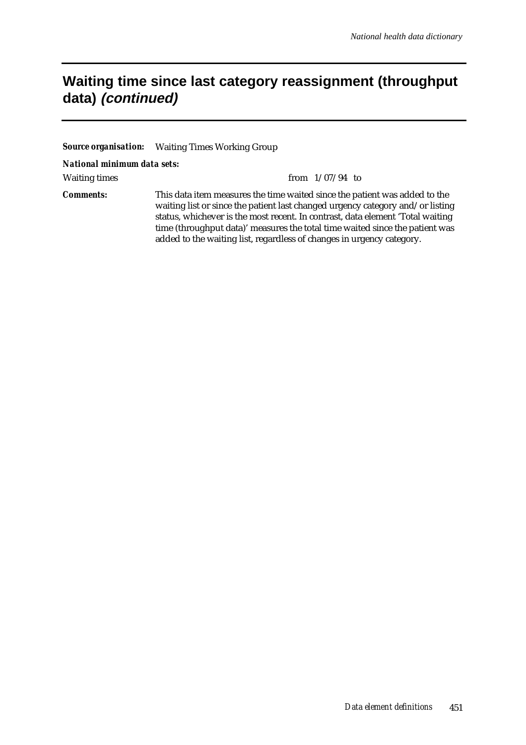## Waiting time since last category reassignment (throughput data) *(continued)*

***Source organisation:*** Waiting Times Working Group

***National minimum data sets:***

Waiting times from 1/07/94 to

***Comments:*** This data item measures the time waited since the patient was added to the waiting list or since the patient last changed urgency category and/or listing status, whichever is the most recent. In contrast, data element 'Total waiting time (throughput data)' measures the total time waited since the patient was added to the waiting list, regardless of changes in urgency category.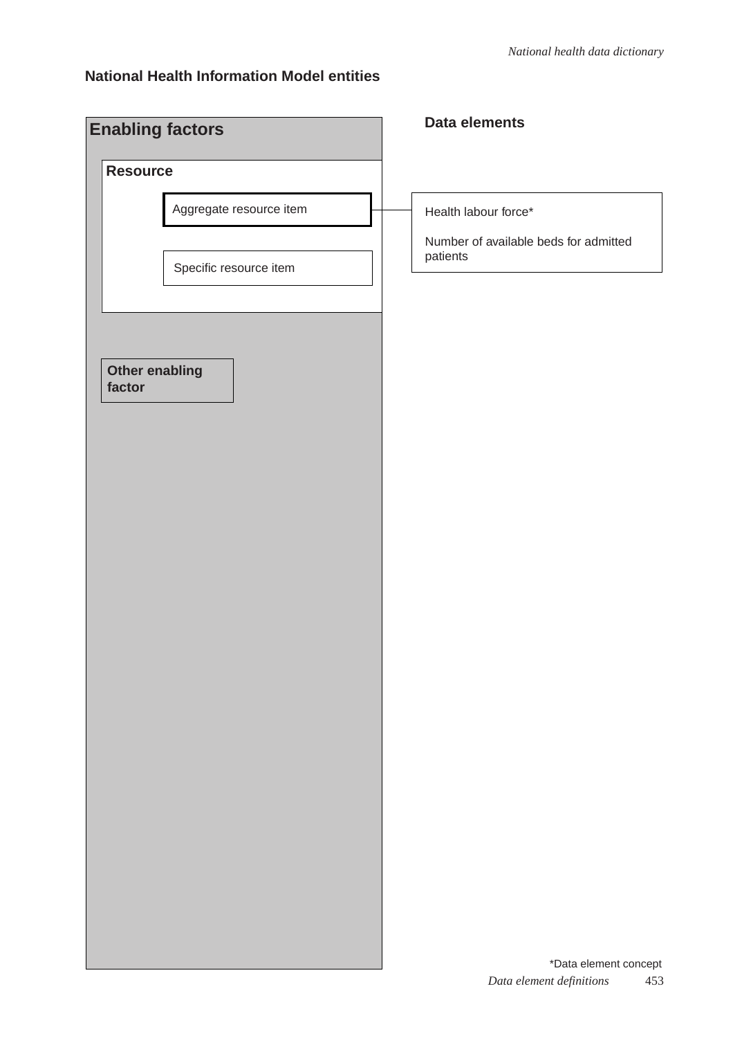## National Health Information Model entities

**Enabling factors**

**Resource**

Aggregate resource item

Specific resource item

**Other enabling factor**

**Data elements**

Health labour force*

Number of available beds for admitted patients

*Data element concept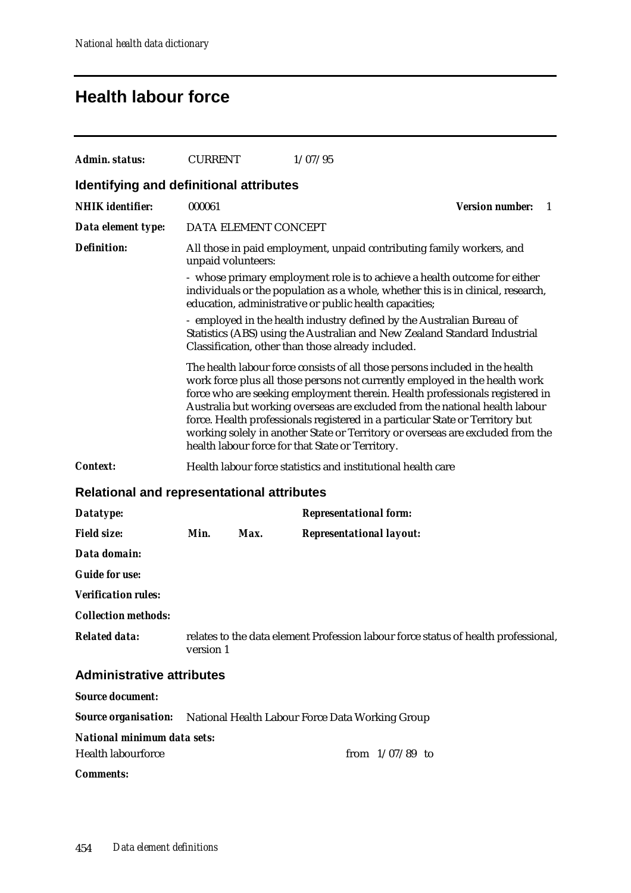# Health labour force

***Admin. status:*** CURRENT 1/07/95

## Identifying and definitional attributes

***NHIK identifier:*** 000061 ***Version number:*** 1

***Data element type:*** DATA ELEMENT CONCEPT

***Definition:*** All those in paid employment, unpaid contributing family workers, and unpaid volunteers:

- whose primary employment role is to achieve a health outcome for either individuals or the population as a whole, whether this is in clinical, research, education, administrative or public health capacities;

- employed in the health industry defined by the Australian Bureau of Statistics (ABS) using the Australian and New Zealand Standard Industrial Classification, other than those already included.

The health labour force consists of all those persons included in the health work force plus all those persons not currently employed in the health work force who are seeking employment therein. Health professionals registered in Australia but working overseas are excluded from the national health labour force. Health professionals registered in a particular State or Territory but working solely in another State or Territory or overseas are excluded from the health labour force for that State or Territory.

***Context:*** Health labour force statistics and institutional health care

## Relational and representational attributes

***Datatype:*** ***Representational form:***

***Field size:*** ***Min.*** ***Max.*** ***Representational layout:***

***Data domain:***

***Guide for use:***

***Verification rules:***

***Collection methods:***

***Related data:*** relates to the data element Profession labour force status of health professional, version 1

## Administrative attributes

***Source document:***

***Source organisation:*** National Health Labour Force Data Working Group

***National minimum data sets:***

Health labourforce from 1/07/89 to

***Comments:***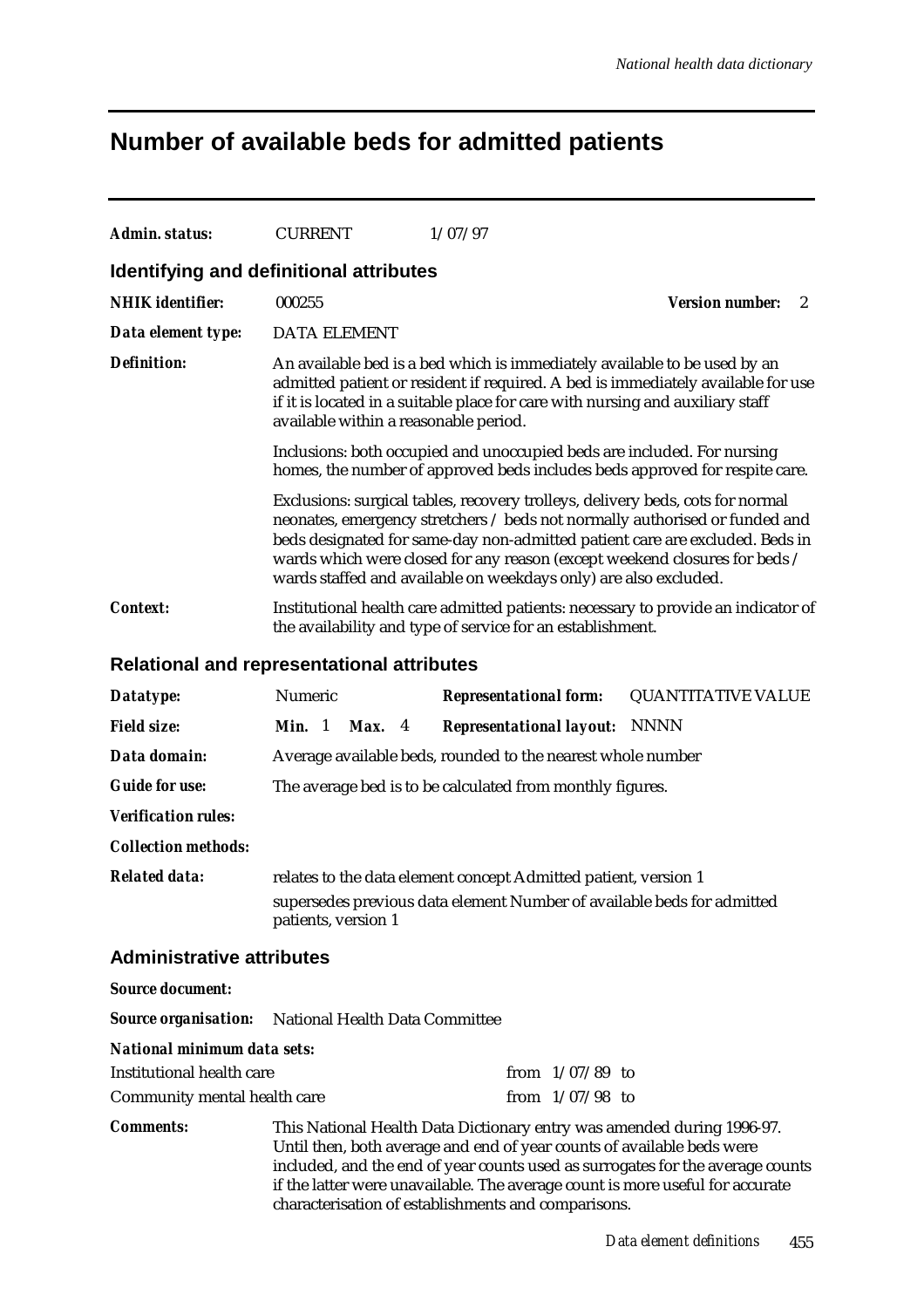# Number of available beds for admitted patients

***Admin. status:*** CURRENT 1/07/97

## Identifying and definitional attributes

***NHIK identifier:*** 000255 ***Version number:*** 2

***Data element type:*** DATA ELEMENT

***Definition:*** An available bed is a bed which is immediately available to be used by an admitted patient or resident if required. A bed is immediately available for use if it is located in a suitable place for care with nursing and auxiliary staff available within a reasonable period.

Inclusions: both occupied and unoccupied beds are included. For nursing homes, the number of approved beds includes beds approved for respite care.

Exclusions: surgical tables, recovery trolleys, delivery beds, cots for normal neonates, emergency stretchers / beds not normally authorised or funded and beds designated for same-day non-admitted patient care are excluded. Beds in wards which were closed for any reason (except weekend closures for beds / wards staffed and available on weekdays only) are also excluded.

***Context:*** Institutional health care admitted patients: necessary to provide an indicator of the availability and type of service for an establishment.

## Relational and representational attributes

***Datatype:*** Numeric ***Representational form:*** QUANTITATIVE VALUE

***Field size:*** ***Min.*** 1 ***Max.*** 4 ***Representational layout:*** NNNN

***Data domain:*** Average available beds, rounded to the nearest whole number

***Guide for use:*** The average bed is to be calculated from monthly figures.

***Verification rules:***

***Collection methods:***

***Related data:*** relates to the data element concept Admitted patient, version 1

supersedes previous data element Number of available beds for admitted patients, version 1

## Administrative attributes

***Source document:***

***Source organisation:*** National Health Data Committee

***National minimum data sets:***

| | |
|---|---|
| Institutional health care | from 1/07/89 to |
| Community mental health care | from 1/07/98 to |

***Comments:*** This National Health Data Dictionary entry was amended during 1996-97. Until then, both average and end of year counts of available beds were included, and the end of year counts used as surrogates for the average counts if the latter were unavailable. The average count is more useful for accurate characterisation of establishments and comparisons.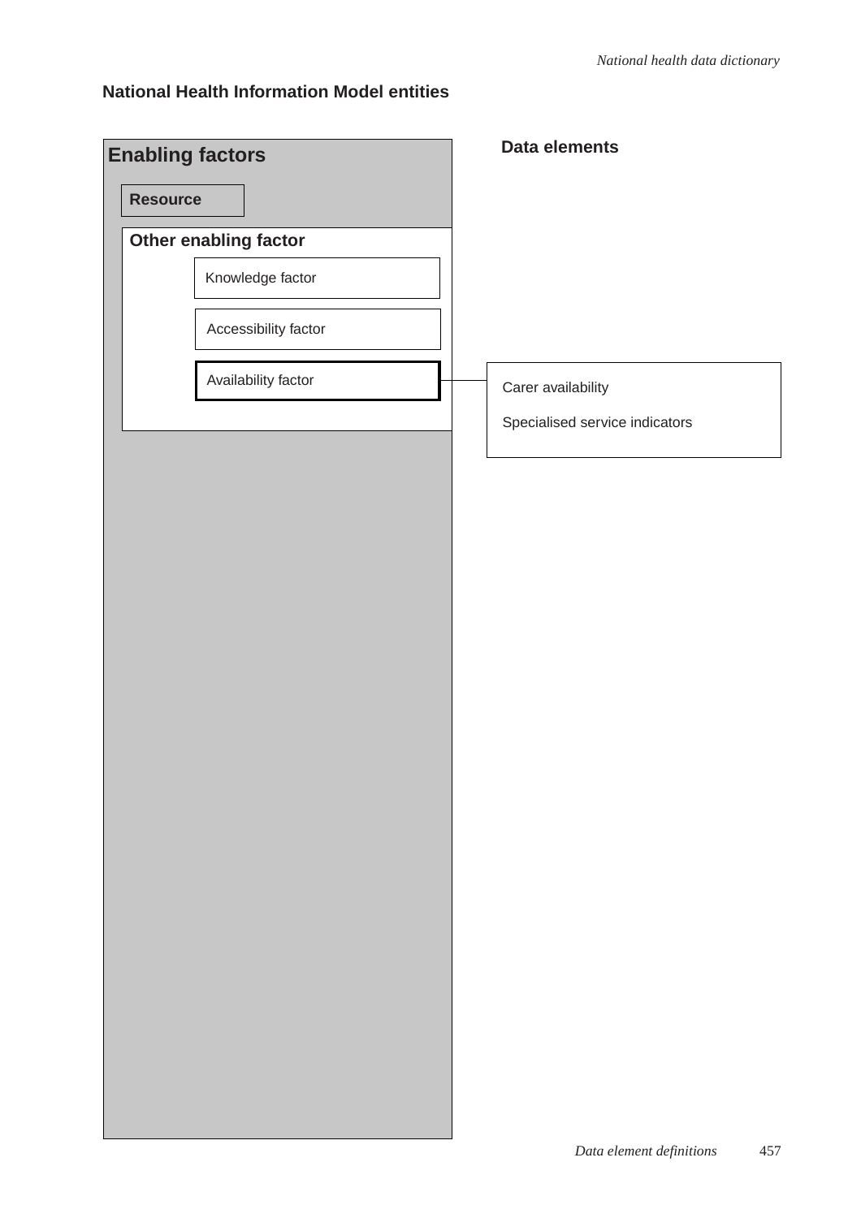## National Health Information Model entities

**Enabling factors**

**Resource**

**Other enabling factor**

Knowledge factor

Accessibility factor

Availability factor

**Data elements**

Carer availability

Specialised service indicators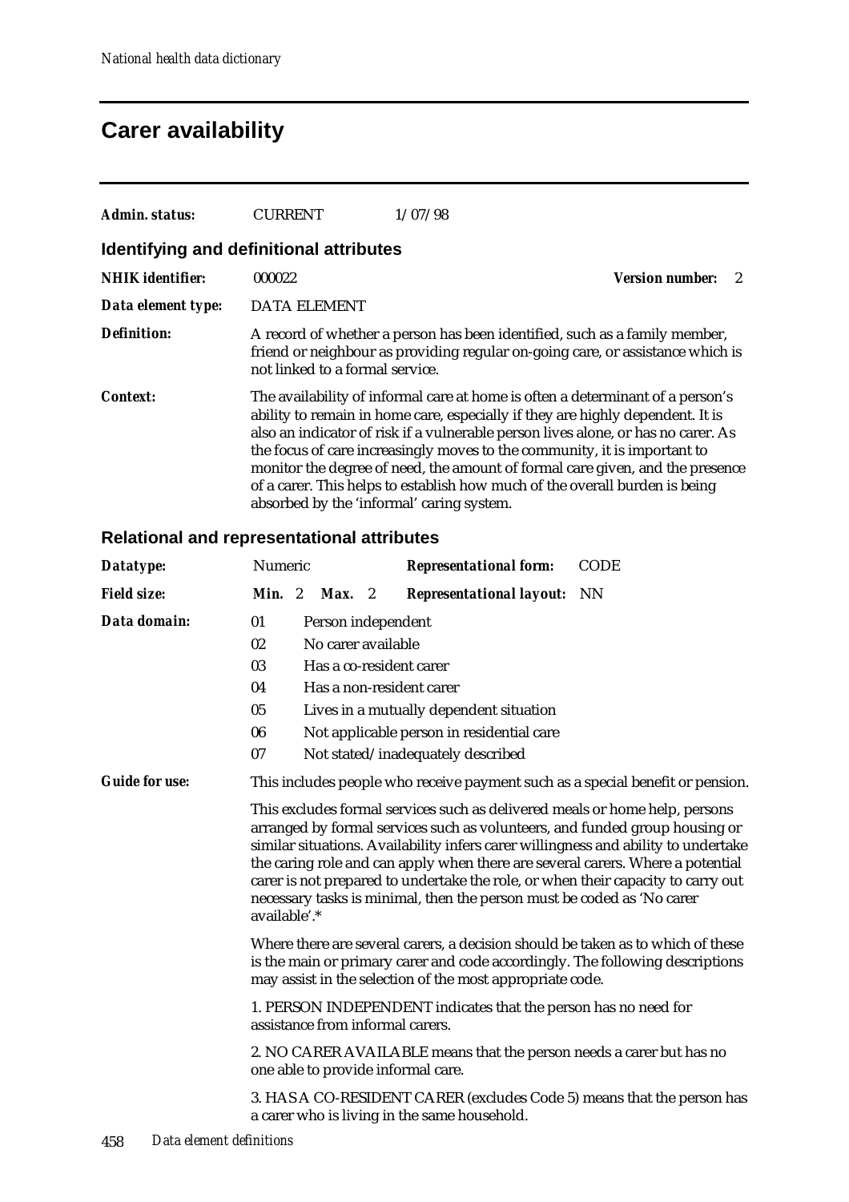# Carer availability

| | | |
|---|---|---|
| ***Admin. status:*** | CURRENT | 1/07/98 |

## Identifying and definitional attributes

***NHIK identifier:*** 000022 ***Version number:*** 2

***Data element type:*** DATA ELEMENT

***Definition:*** A record of whether a person has been identified, such as a family member, friend or neighbour as providing regular on-going care, or assistance which is not linked to a formal service.

***Context:*** The availability of informal care at home is often a determinant of a person's ability to remain in home care, especially if they are highly dependent. It is also an indicator of risk if a vulnerable person lives alone, or has no carer. As the focus of care increasingly moves to the community, it is important to monitor the degree of need, the amount of formal care given, and the presence of a carer. This helps to establish how much of the overall burden is being absorbed by the 'informal' caring system.

## Relational and representational attributes

***Datatype:*** Numeric ***Representational form:*** CODE

***Field size:*** ***Min.*** 2 ***Max.*** 2 ***Representational layout:*** NN

***Data domain:***

| | |
|---|---|
| 01 | Person independent |
| 02 | No carer available |
| 03 | Has a co-resident carer |
| 04 | Has a non-resident carer |
| 05 | Lives in a mutually dependent situation |
| 06 | Not applicable person in residential care |
| 07 | Not stated/inadequately described |

***Guide for use:*** This includes people who receive payment such as a special benefit or pension.

This excludes formal services such as delivered meals or home help, persons arranged by formal services such as volunteers, and funded group housing or similar situations. Availability infers carer willingness and ability to undertake the caring role and can apply when there are several carers. Where a potential carer is not prepared to undertake the role, or when their capacity to carry out necessary tasks is minimal, then the person must be coded as 'No carer available'.*

Where there are several carers, a decision should be taken as to which of these is the main or primary carer and code accordingly. The following descriptions may assist in the selection of the most appropriate code.

1. PERSON INDEPENDENT indicates that the person has no need for assistance from informal carers.

2. NO CARER AVAILABLE means that the person needs a carer but has no one able to provide informal care.

3. HAS A CO-RESIDENT CARER (excludes Code 5) means that the person has a carer who is living in the same household.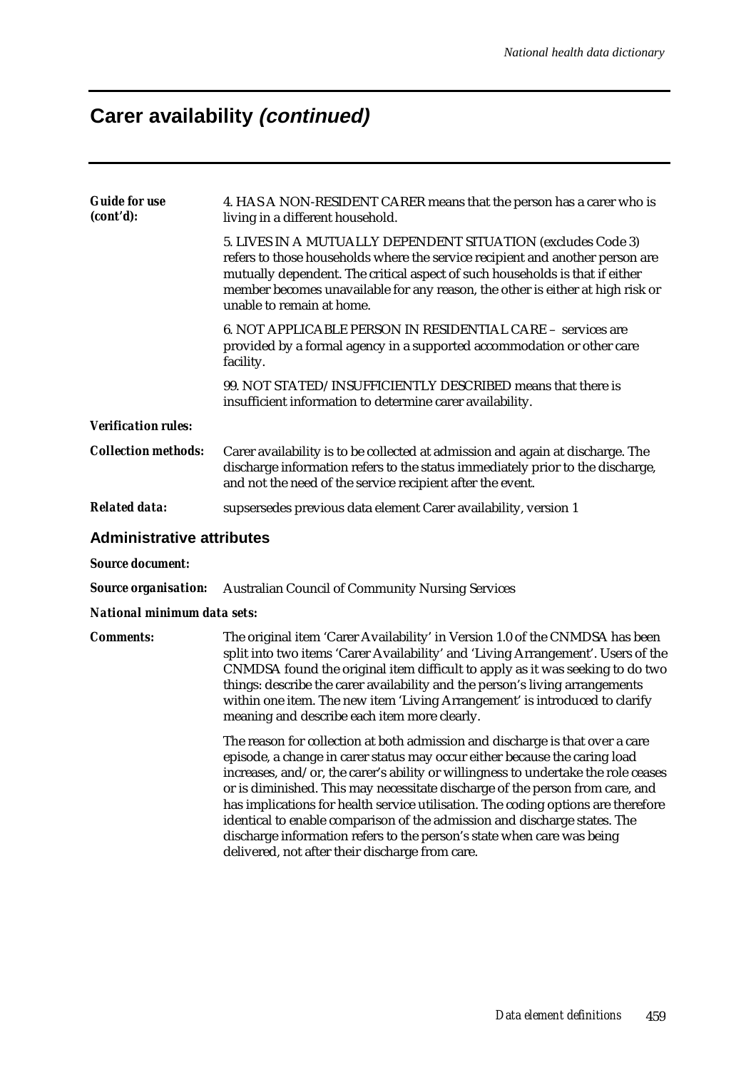# Carer availability *(continued)*

***Guide for use (cont'd):***

4. HAS A NON-RESIDENT CARER means that the person has a carer who is living in a different household.

5. LIVES IN A MUTUALLY DEPENDENT SITUATION (excludes Code 3) refers to those households where the service recipient and another person are mutually dependent. The critical aspect of such households is that if either member becomes unavailable for any reason, the other is either at high risk or unable to remain at home.

6. NOT APPLICABLE PERSON IN RESIDENTIAL CARE – services are provided by a formal agency in a supported accommodation or other care facility.

99. NOT STATED/INSUFFICIENTLY DESCRIBED means that there is insufficient information to determine carer availability.

***Verification rules:***

***Collection methods:*** Carer availability is to be collected at admission and again at discharge. The discharge information refers to the status immediately prior to the discharge, and not the need of the service recipient after the event.

***Related data:*** supsersedes previous data element Carer availability, version 1

## Administrative attributes

***Source document:***

***Source organisation:*** Australian Council of Community Nursing Services

***National minimum data sets:***

***Comments:*** The original item 'Carer Availability' in Version 1.0 of the CNMDSA has been split into two items 'Carer Availability' and 'Living Arrangement'. Users of the CNMDSA found the original item difficult to apply as it was seeking to do two things: describe the carer availability and the person's living arrangements within one item. The new item 'Living Arrangement' is introduced to clarify meaning and describe each item more clearly.

The reason for collection at both admission and discharge is that over a care episode, a change in carer status may occur either because the caring load increases, and/or, the carer's ability or willingness to undertake the role ceases or is diminished. This may necessitate discharge of the person from care, and has implications for health service utilisation. The coding options are therefore identical to enable comparison of the admission and discharge states. The discharge information refers to the person's state when care was being delivered, not after their discharge from care.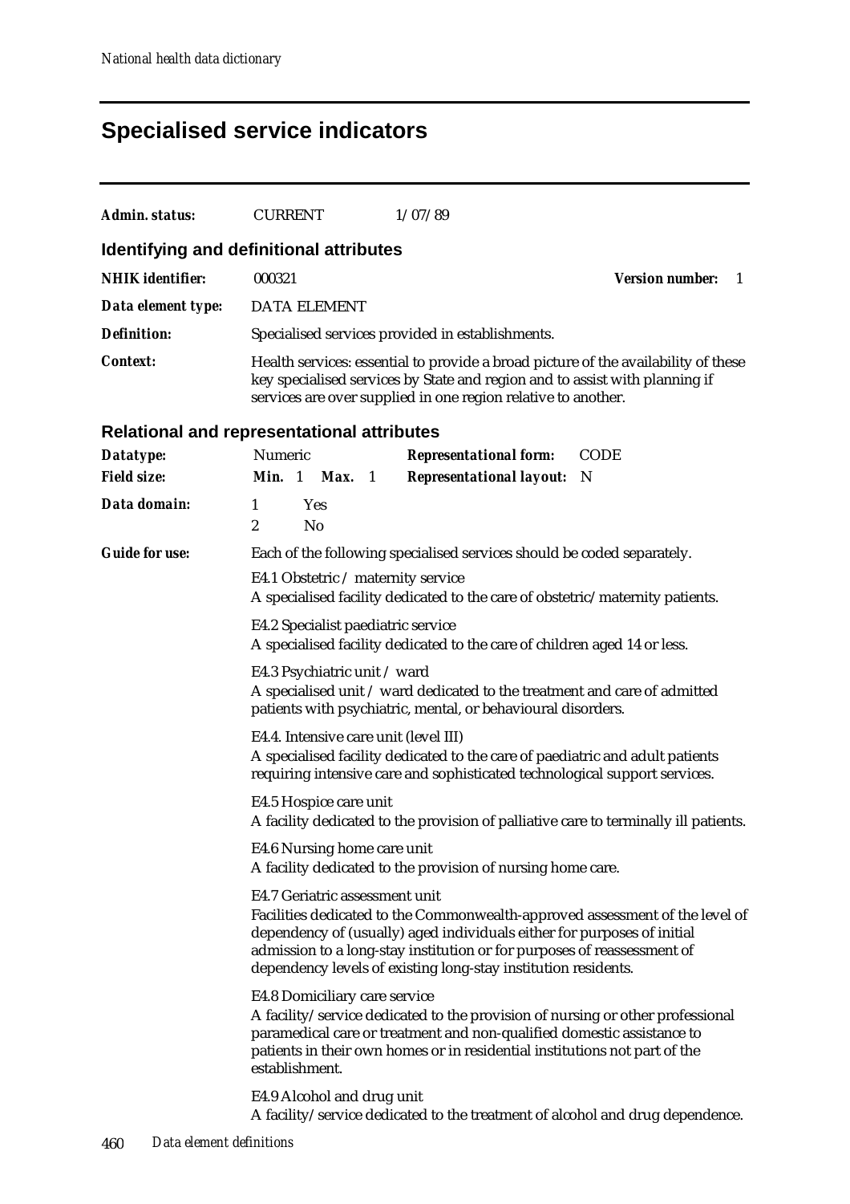# Specialised service indicators

***Admin. status:*** CURRENT 1/07/89

## Identifying and definitional attributes

***NHIK identifier:*** 000321 ***Version number:*** 1

***Data element type:*** DATA ELEMENT

***Definition:*** Specialised services provided in establishments.

***Context:*** Health services: essential to provide a broad picture of the availability of these key specialised services by State and region and to assist with planning if services are over supplied in one region relative to another.

## Relational and representational attributes

***Datatype:*** Numeric ***Representational form:*** CODE

***Field size:*** ***Min.*** 1 ***Max.*** 1 ***Representational layout:*** N

***Data domain:***

1 Yes
2 No

***Guide for use:*** Each of the following specialised services should be coded separately.

E4.1 Obstetric / maternity service
A specialised facility dedicated to the care of obstetric/maternity patients.

E4.2 Specialist paediatric service
A specialised facility dedicated to the care of children aged 14 or less.

E4.3 Psychiatric unit / ward
A specialised unit / ward dedicated to the treatment and care of admitted patients with psychiatric, mental, or behavioural disorders.

E4.4. Intensive care unit (level III)
A specialised facility dedicated to the care of paediatric and adult patients requiring intensive care and sophisticated technological support services.

E4.5 Hospice care unit
A facility dedicated to the provision of palliative care to terminally ill patients.

E4.6 Nursing home care unit
A facility dedicated to the provision of nursing home care.

E4.7 Geriatric assessment unit
Facilities dedicated to the Commonwealth-approved assessment of the level of dependency of (usually) aged individuals either for purposes of initial admission to a long-stay institution or for purposes of reassessment of dependency levels of existing long-stay institution residents.

E4.8 Domiciliary care service
A facility/service dedicated to the provision of nursing or other professional paramedical care or treatment and non-qualified domestic assistance to patients in their own homes or in residential institutions not part of the establishment.

E4.9 Alcohol and drug unit
A facility/service dedicated to the treatment of alcohol and drug dependence.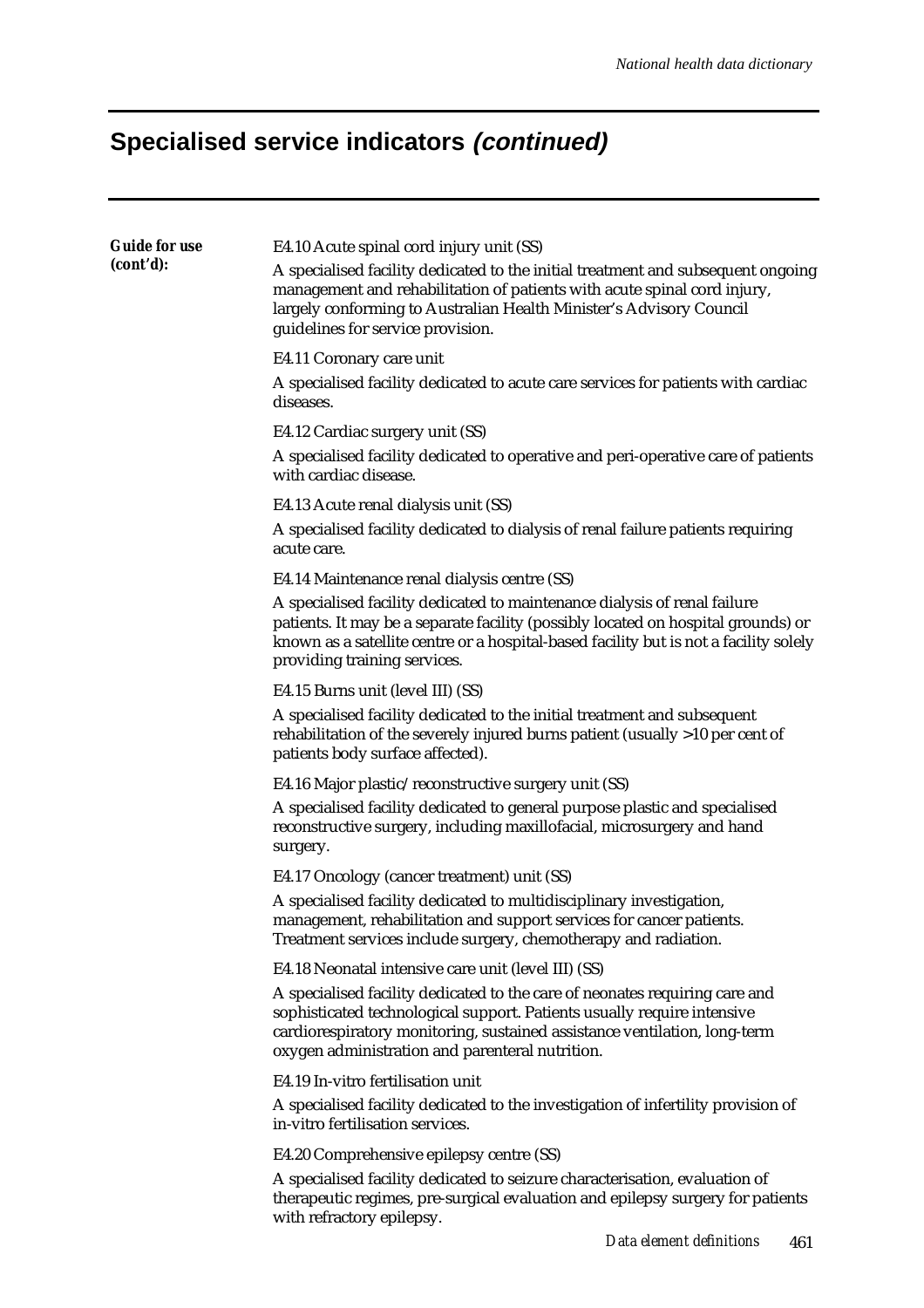# Specialised service indicators *(continued)*

***Guide for use (cont'd):***

E4.10 Acute spinal cord injury unit (SS)

A specialised facility dedicated to the initial treatment and subsequent ongoing management and rehabilitation of patients with acute spinal cord injury, largely conforming to Australian Health Minister's Advisory Council guidelines for service provision.

E4.11 Coronary care unit

A specialised facility dedicated to acute care services for patients with cardiac diseases.

E4.12 Cardiac surgery unit (SS)

A specialised facility dedicated to operative and peri-operative care of patients with cardiac disease.

E4.13 Acute renal dialysis unit (SS)

A specialised facility dedicated to dialysis of renal failure patients requiring acute care.

E4.14 Maintenance renal dialysis centre (SS)

A specialised facility dedicated to maintenance dialysis of renal failure patients. It may be a separate facility (possibly located on hospital grounds) or known as a satellite centre or a hospital-based facility but is not a facility solely providing training services.

E4.15 Burns unit (level III) (SS)

A specialised facility dedicated to the initial treatment and subsequent rehabilitation of the severely injured burns patient (usually >10 per cent of patients body surface affected).

E4.16 Major plastic/reconstructive surgery unit (SS)

A specialised facility dedicated to general purpose plastic and specialised reconstructive surgery, including maxillofacial, microsurgery and hand surgery.

E4.17 Oncology (cancer treatment) unit (SS)

A specialised facility dedicated to multidisciplinary investigation, management, rehabilitation and support services for cancer patients. Treatment services include surgery, chemotherapy and radiation.

E4.18 Neonatal intensive care unit (level III) (SS)

A specialised facility dedicated to the care of neonates requiring care and sophisticated technological support. Patients usually require intensive cardiorespiratory monitoring, sustained assistance ventilation, long-term oxygen administration and parenteral nutrition.

E4.19 In-vitro fertilisation unit

A specialised facility dedicated to the investigation of infertility provision of in-vitro fertilisation services.

E4.20 Comprehensive epilepsy centre (SS)

A specialised facility dedicated to seizure characterisation, evaluation of therapeutic regimes, pre-surgical evaluation and epilepsy surgery for patients with refractory epilepsy.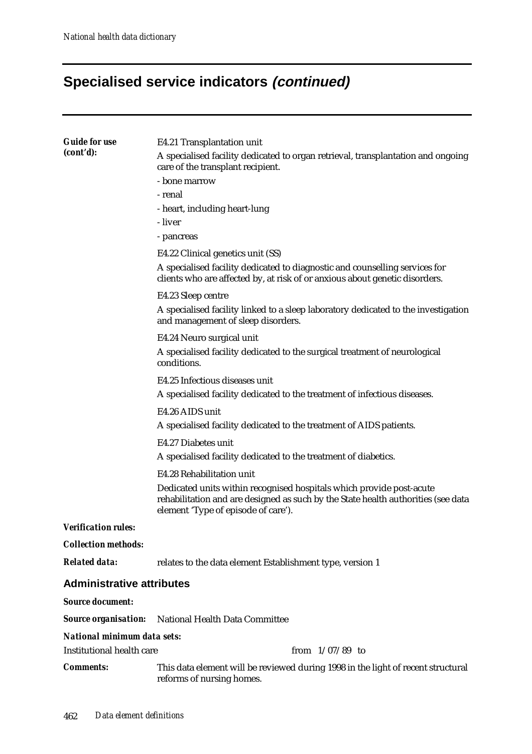## Specialised service indicators *(continued)*

***Guide for use (cont'd):***

E4.21 Transplantation unit

A specialised facility dedicated to organ retrieval, transplantation and ongoing care of the transplant recipient.

- bone marrow
- renal
- heart, including heart-lung
- liver
- pancreas

E4.22 Clinical genetics unit (SS)

A specialised facility dedicated to diagnostic and counselling services for clients who are affected by, at risk of or anxious about genetic disorders.

E4.23 Sleep centre

A specialised facility linked to a sleep laboratory dedicated to the investigation and management of sleep disorders.

E4.24 Neuro surgical unit

A specialised facility dedicated to the surgical treatment of neurological conditions.

E4.25 Infectious diseases unit

A specialised facility dedicated to the treatment of infectious diseases.

E4.26 AIDS unit

A specialised facility dedicated to the treatment of AIDS patients.

E4.27 Diabetes unit

A specialised facility dedicated to the treatment of diabetics.

E4.28 Rehabilitation unit

Dedicated units within recognised hospitals which provide post-acute rehabilitation and are designed as such by the State health authorities (see data element 'Type of episode of care').

***Verification rules:***

***Collection methods:***

***Related data:*** relates to the data element Establishment type, version 1

### Administrative attributes

***Source document:***

***Source organisation:*** National Health Data Committee

***National minimum data sets:***

Institutional health care from 1/07/89 to

***Comments:*** This data element will be reviewed during 1998 in the light of recent structural reforms of nursing homes.